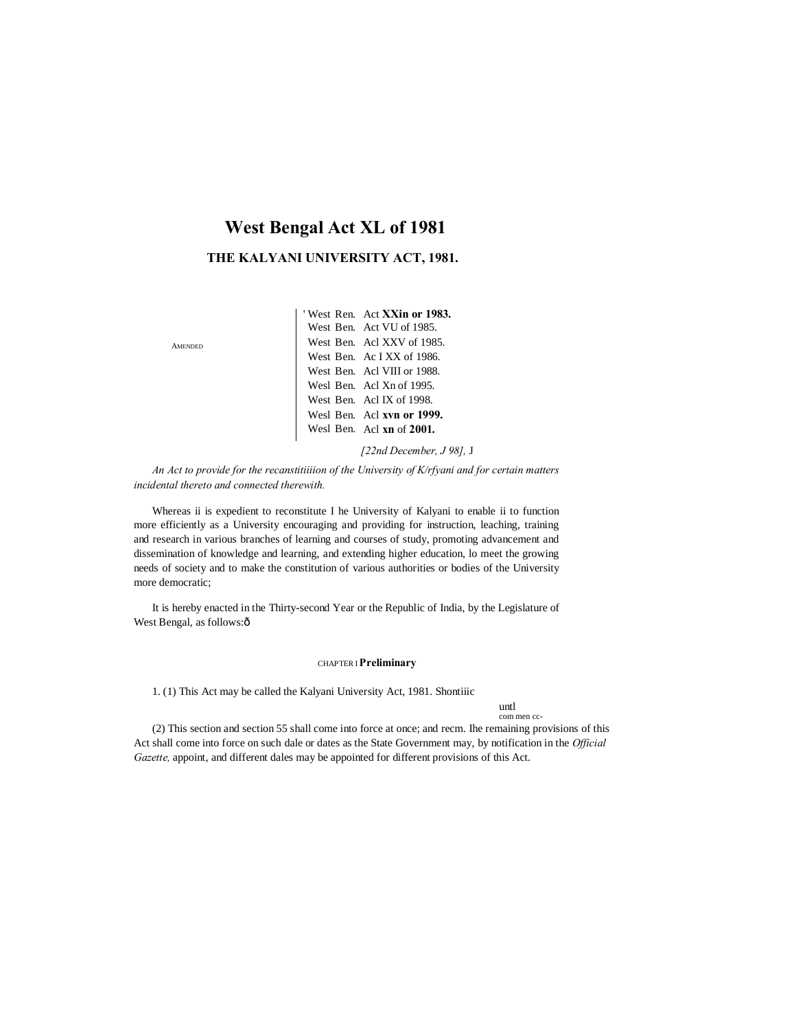# West Bengal Act XL of 1981

## THE KALYANI UNIVERSITY ACT, 1981.

AMENDED

' West Ren. Act **XXin or 1983.**
West Ben. Act VU of 1985.
West Ben. Acl XXV of 1985.
West Ben. Ac I XX of 1986.
West Ben. Acl VIII or 1988.
Wesl Ben. Acl Xn of 1995.
West Ben. Acl IX of 1998.
Wesl Ben. Acl **xvn or 1999.**
Wesl Ben. Acl **xn** of **2001.**

*[22nd December, J 98],* J

*An Act to provide for the recanstitiiiion of the University of K/rfyani and for certain matters incidental thereto and connected therewith.*

Whereas ii is expedient to reconstitute I he University of Kalyani to enable ii to function more efficiently as a University encouraging and providing for instruction, leaching, training and research in various branches of learning and courses of study, promoting advancement and dissemination of knowledge and learning, and extending higher education, lo meet the growing needs of society and to make the constitution of various authorities or bodies of the University more democratic;

It is hereby enacted in the Thirty-second Year or the Republic of India, by the Legislature of West Bengal, as follows:ô

CHAPTER I **Preliminary**

1. (1) This Act may be called the Kalyani University Act, 1981. Shontiiic

untl
com men cc-

(2) This section and section 55 shall come into force at once; and recm. Ihe remaining provisions of this Act shall come into force on such dale or dates as the State Government may, by notification in the *Official Gazette,* appoint, and different dales may be appointed for different provisions of this Act.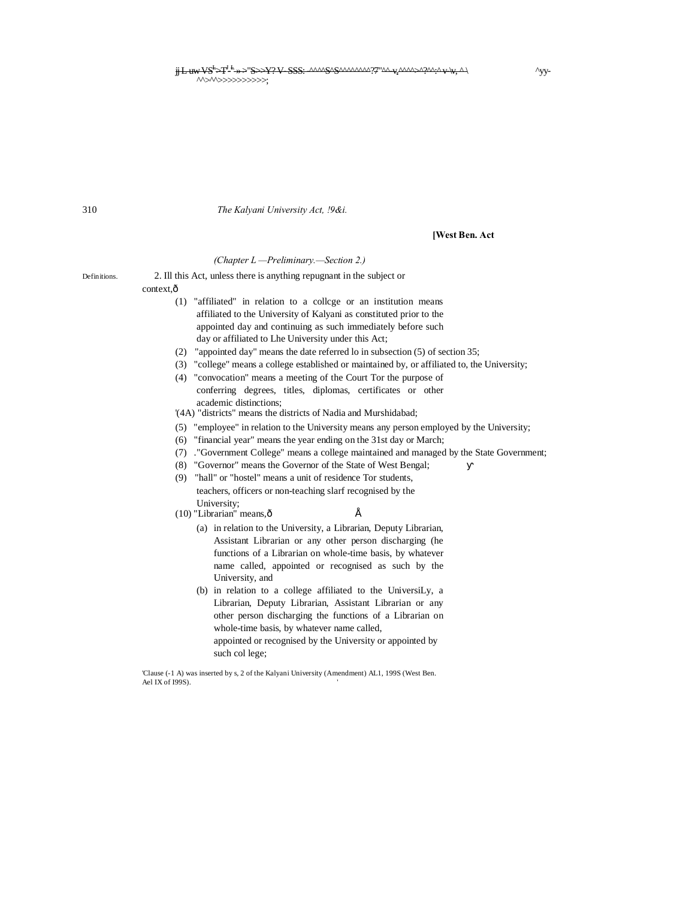*(Chapter I.—Preliminary.—Section 2.)*

Definitions.

2. In this Act, unless there is anything repugnant in the subject or context,—

(1) "affiliated" in relation to a college or an institution means affiliated to the University of Kalyani as constituted prior to the appointed day and continuing as such immediately before such day or affiliated to the University under this Act;

(2) "appointed day" means the date referred to in subsection (5) of section 35;

(3) "college" means a college established or maintained by, or affiliated to, the University;

(4) "convocation" means a meeting of the Court for the purpose of conferring degrees, titles, diplomas, certificates or other academic distinctions;

[1](4A) "districts" means the districts of Nadia and Murshidabad;

(5) "employee" in relation to the University means any person employed by the University;

(6) "financial year" means the year ending on the 31st day of March;

(7) "Government College" means a college maintained and managed by the State Government;

(8) "Governor" means the Governor of the State of West Bengal;

(9) "hall" or "hostel" means a unit of residence for students, teachers, officers or non-teaching staff recognised by the University;

(10) "Librarian" means,—

(a) in relation to the University, a Librarian, Deputy Librarian, Assistant Librarian or any other person discharging the functions of a Librarian on whole-time basis, by whatever name called, appointed or recognised as such by the University, and

(b) in relation to a college affiliated to the University, a Librarian, Deputy Librarian, Assistant Librarian or any other person discharging the functions of a Librarian on whole-time basis, by whatever name called, appointed or recognised by the University or appointed by such college;

[1]Clause (4A) was inserted by s. 2 of the Kalyani University (Amendment) Act, 1998 (West Ben. Act IX of 1998).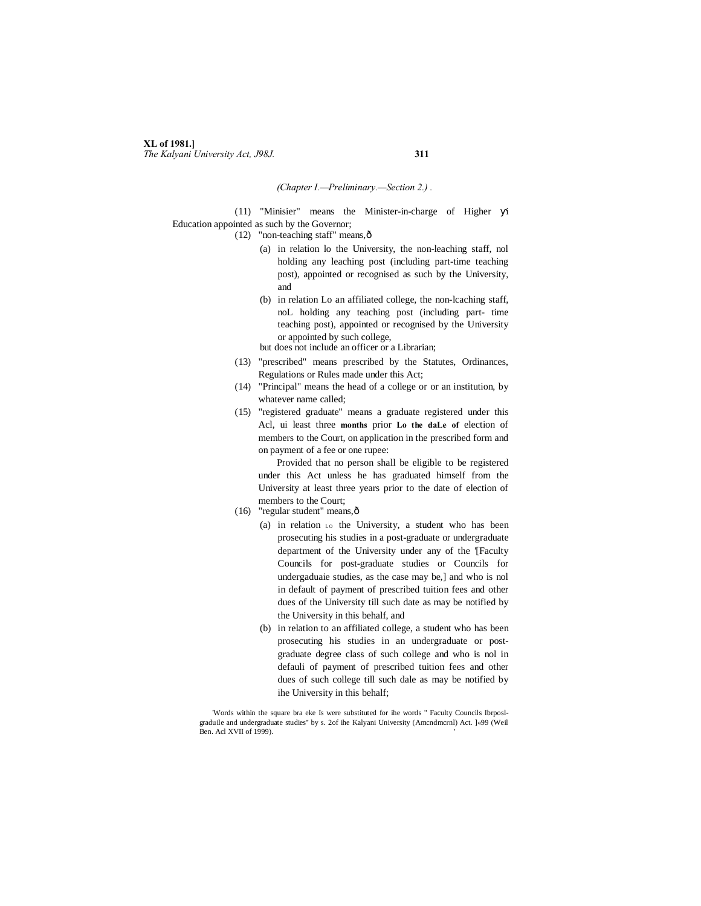(Chapter I.—Preliminary.—Section 2.) .

(11) "Minisier" means the Minister-in-charge of Higher Education appointed as such by the Governor;

(12) "non-teaching staff" means,—

(a) in relation lo the University, the non-leaching staff, nol holding any leaching post (including part-time teaching post), appointed or recognised as such by the University, and

(b) in relation Lo an affiliated college, the non-lcaching staff, noL holding any teaching post (including part- time teaching post), appointed or recognised by the University or appointed by such college,

but does not include an officer or a Librarian;

(13) "prescribed" means prescribed by the Statutes, Ordinances, Regulations or Rules made under this Act;

(14) "Principal" means the head of a college or or an institution, by whatever name called;

(15) "registered graduate" means a graduate registered under this Acl, ui least three **months** prior **Lo the daLe of** election of members to the Court, on application in the prescribed form and on payment of a fee or one rupee:

Provided that no person shall be eligible to be registered under this Act unless he has graduated himself from the University at least three years prior to the date of election of members to the Court;

(16) "regular student" means,—

(a) in relation LO the University, a student who has been prosecuting his studies in a post-graduate or undergraduate department of the University under any of the [1][Faculty Councils for post-graduate studies or Councils for undergaduaie studies, as the case may be,] and who is nol in default of payment of prescribed tuition fees and other dues of the University till such date as may be notified by the University in this behalf, and

(b) in relation to an affiliated college, a student who has been prosecuting his studies in an undergraduate or post-graduate degree class of such college and who is nol in defauli of payment of prescribed tuition fees and other dues of such college till such dale as may be notified by ihe University in this behalf;

[1]Words within the square bra eke Is were substituted for ihe words " Faculty Councils Ibrposl-graduile and undergraduate studies" by s. 2of ihe Kalyani University (Amcndmcrnl) Act. ]«99 (Weil Ben. Acl XVII of 1999).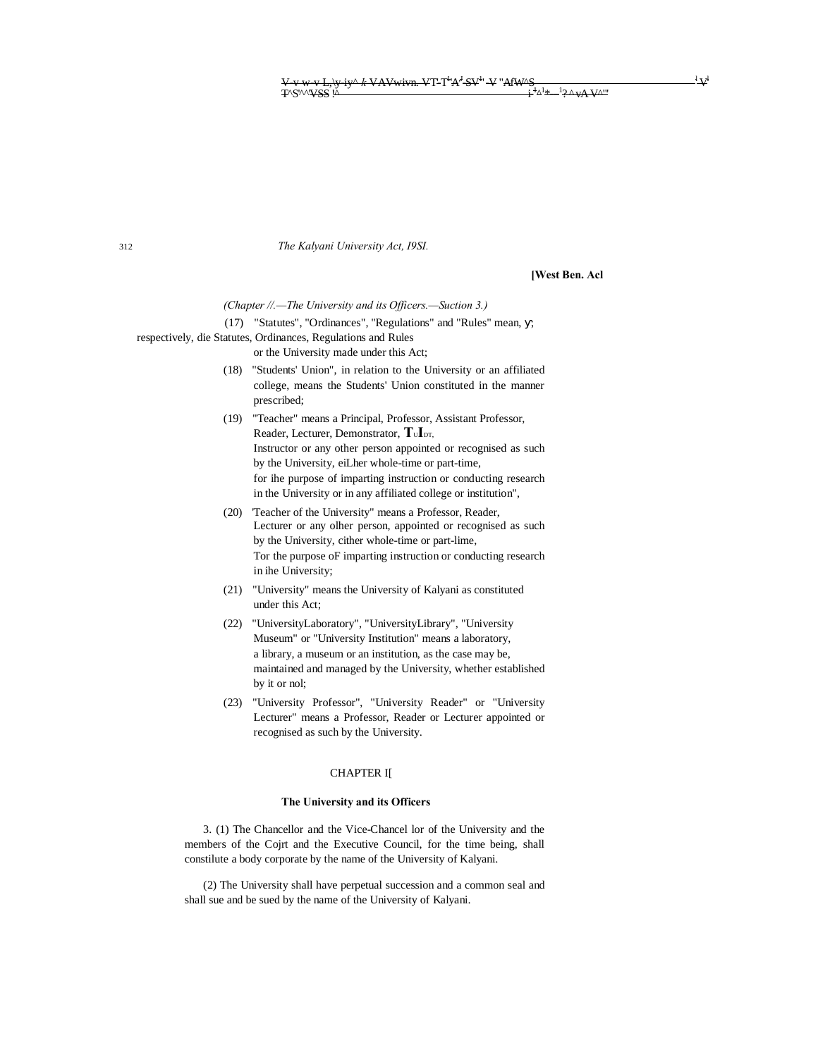(17) "Statutes", "Ordinances", "Regulations" and "Rules" mean, y; respectively, die Statutes, Ordinances, Regulations and Rules or the University made under this Act;

(18) "Students' Union", in relation to the University or an affiliated college, means the Students' Union constituted in the manner prescribed;

(19) "Teacher" means a Principal, Professor, Assistant Professor, Reader, Lecturer, Demonstrator, TUIDT, Instructor or any other person appointed or recognised as such by the University, eiLher whole-time or part-time, for ihe purpose of imparting instruction or conducting research in the University or in any affiliated college or institution",

(20) 'Teacher of the University" means a Professor, Reader, Lecturer or any olher person, appointed or recognised as such by the University, cither whole-time or part-lime, Tor the purpose oF imparting instruction or conducting research in ihe University;

(21) "University" means the University of Kalyani as constituted under this Act;

(22) "UniversityLaboratory", "UniversityLibrary", "University Museum" or "University Institution" means a laboratory, a library, a museum or an institution, as the case may be, maintained and managed by the University, whether established by it or nol;

(23) "University Professor", "University Reader" or "University Lecturer" means a Professor, Reader or Lecturer appointed or recognised as such by the University.

## CHAPTER I[

### The University and its Officers

3. (1) The Chancellor and the Vice-Chancel lor of the University and the members of the Cojrt and the Executive Council, for the time being, shall constilute a body corporate by the name of the University of Kalyani.

(2) The University shall have perpetual succession and a common seal and shall sue and be sued by the name of the University of Kalyani.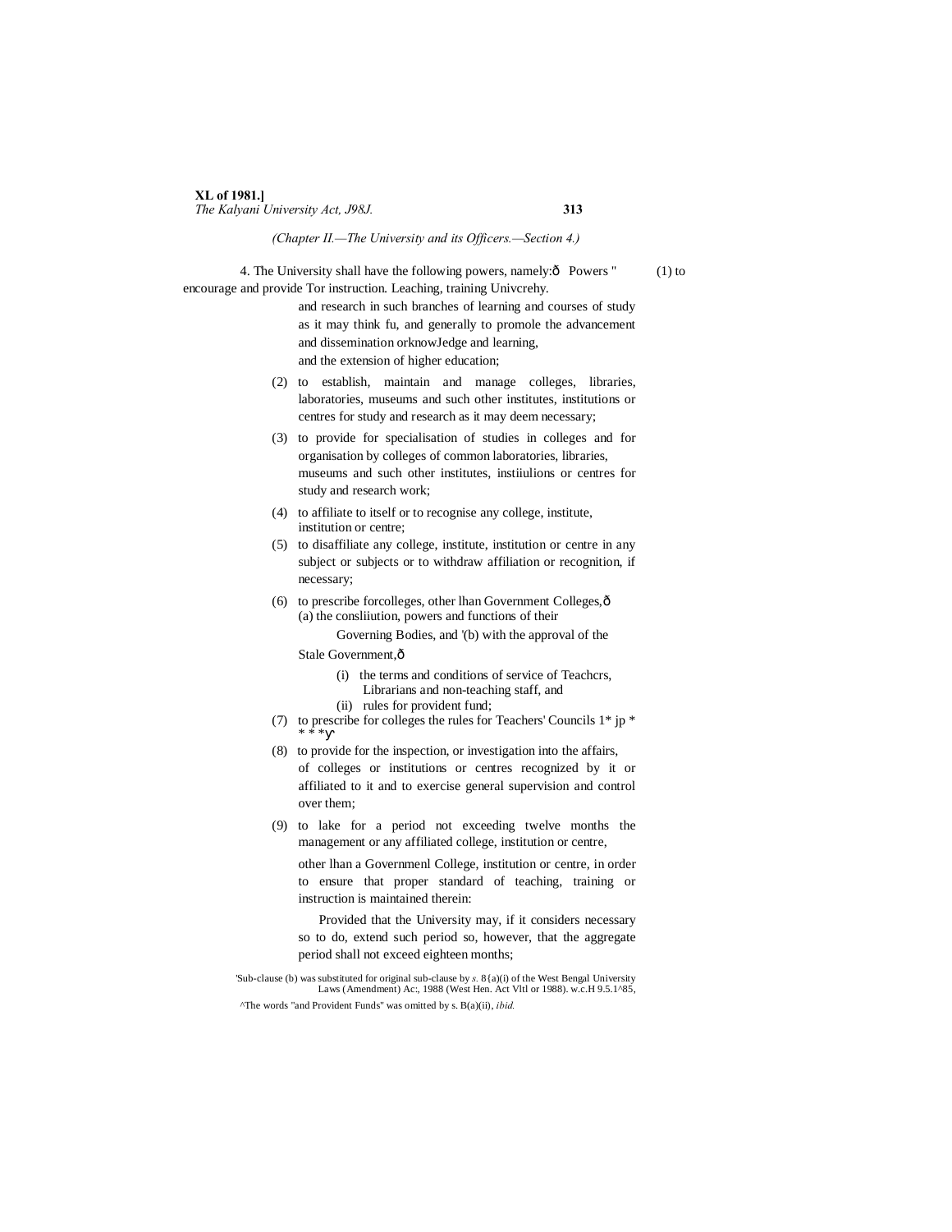*(Chapter II.—The University and its Officers.—Section 4.)*

4. The University shall have the following powers, namely:ð Powers "

(1) to encourage and provide Tor instruction. Leaching, training Univcrehy. and research in such branches of learning and courses of study as it may think fu, and generally to promole the advancement and dissemination orknowJedge and learning, and the extension of higher education;

(2) to establish, maintain and manage colleges, libraries, laboratories, museums and such other institutes, institutions or centres for study and research as it may deem necessary;

(3) to provide for specialisation of studies in colleges and for organisation by colleges of common laboratories, libraries, museums and such other institutes, instiiulions or centres for study and research work;

(4) to affiliate to itself or to recognise any college, institute, institution or centre;

(5) to disaffiliate any college, institute, institution or centre in any subject or subjects or to withdraw affiliation or recognition, if necessary;

(6) to prescribe forcolleges, other lhan Government Colleges,ð
(a) the consliiution, powers and functions of their Governing Bodies, and '(b) with the approval of the Stale Government,ð
    (i) the terms and conditions of service of Teachcrs, Librarians and non-teaching staff, and
    (ii) rules for provident fund;

(7) to prescribe for colleges the rules for Teachers' Councils 1* jp * * * *ỵ

(8) to provide for the inspection, or investigation into the affairs, of colleges or institutions or centres recognized by it or affiliated to it and to exercise general supervision and control over them;

(9) to lake for a period not exceeding twelve months the management or any affiliated college, institution or centre, other lhan a Governmenl College, institution or centre, in order to ensure that proper standard of teaching, training or instruction is maintained therein:

Provided that the University may, if it considers necessary so to do, extend such period so, however, that the aggregate period shall not exceed eighteen months;

'Sub-clause (b) was substituted for original sub-clause by *s.* 8{a)(i) of the West Bengal University Laws (Amendment) Ac:, 1988 (West Hen. Act Vltl or 1988). w.c.H 9.5.1^85,

^The words "and Provident Funds" was omitted by s. B(a)(ii), *ibid.*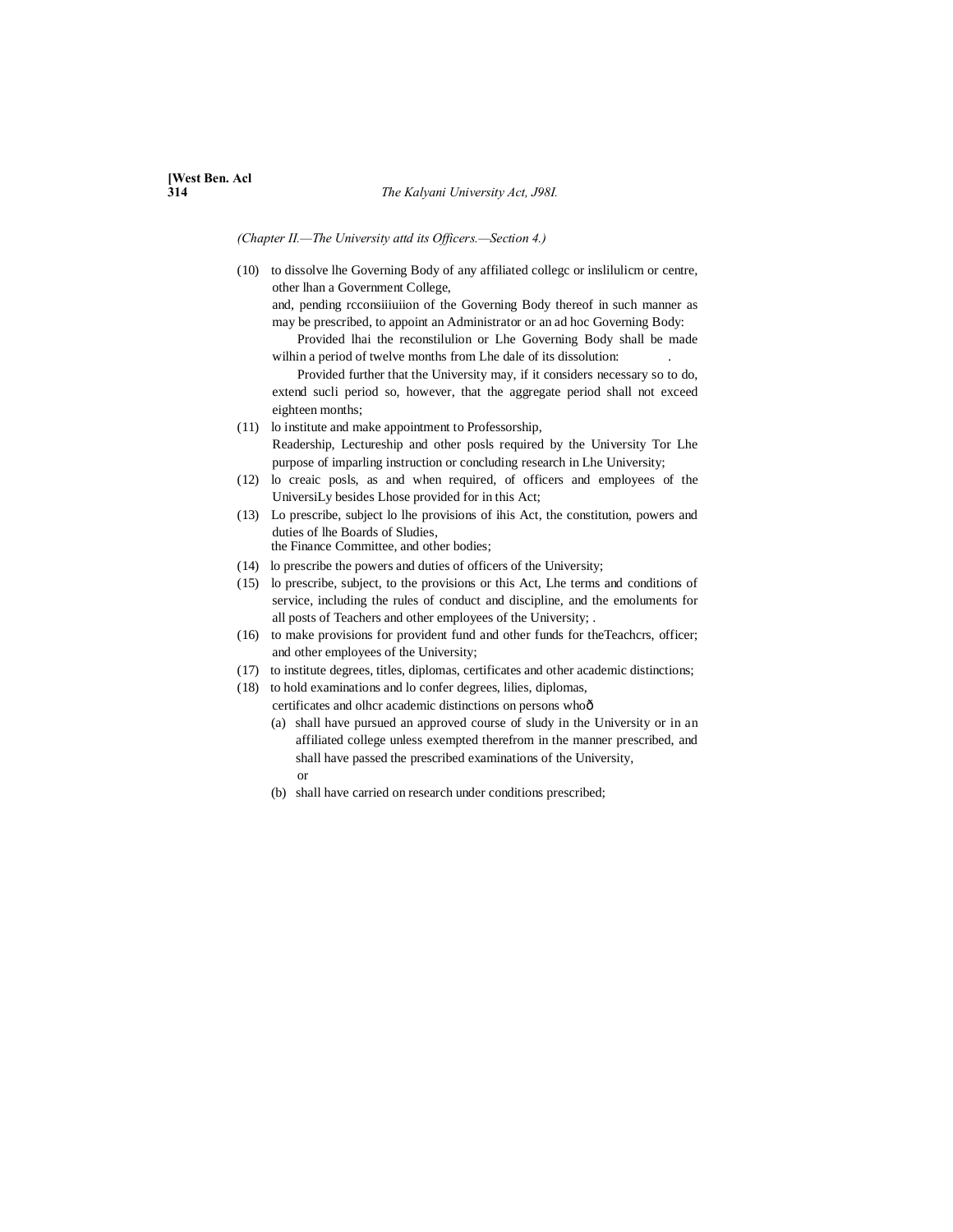*(Chapter II.—The University attd its Officers.—Section 4.)*

(10) to dissolve lhe Governing Body of any affiliated collegc or inslilulicm or centre, other lhan a Government College,
and, pending rcconsiiiuiion of the Governing Body thereof in such manner as may be prescribed, to appoint an Administrator or an ad hoc Governing Body:
Provided lhai the reconstilulion or Lhe Governing Body shall be made wilhin a period of twelve months from Lhe dale of its dissolution: .
Provided further that the University may, if it considers necessary so to do, extend sucli period so, however, that the aggregate period shall not exceed eighteen months;

(11) lo institute and make appointment to Professorship,
Readership, Lectureship and other posls required by the University Tor Lhe purpose of imparling instruction or concluding research in Lhe University;

(12) lo creaic posls, as and when required, of officers and employees of the UniversiLy besides Lhose provided for in this Act;

(13) Lo prescribe, subject lo lhe provisions of ihis Act, the constitution, powers and duties of lhe Boards of Sludies,
the Finance Committee, and other bodies;

(14) lo prescribe the powers and duties of officers of the University;

(15) lo prescribe, subject, to the provisions or this Act, Lhe terms and conditions of service, including the rules of conduct and discipline, and the emoluments for all posts of Teachers and other employees of the University; .

(16) to make provisions for provident fund and other funds for theTeachcrs, officer; and other employees of the University;

(17) to institute degrees, titles, diplomas, certificates and other academic distinctions;

(18) to hold examinations and lo confer degrees, lilies, diplomas,
certificates and olhcr academic distinctions on persons whoð

(a) shall have pursued an approved course of sludy in the University or in an affiliated college unless exempted therefrom in the manner prescribed, and shall have passed the prescribed examinations of the University,
or

(b) shall have carried on research under conditions prescribed;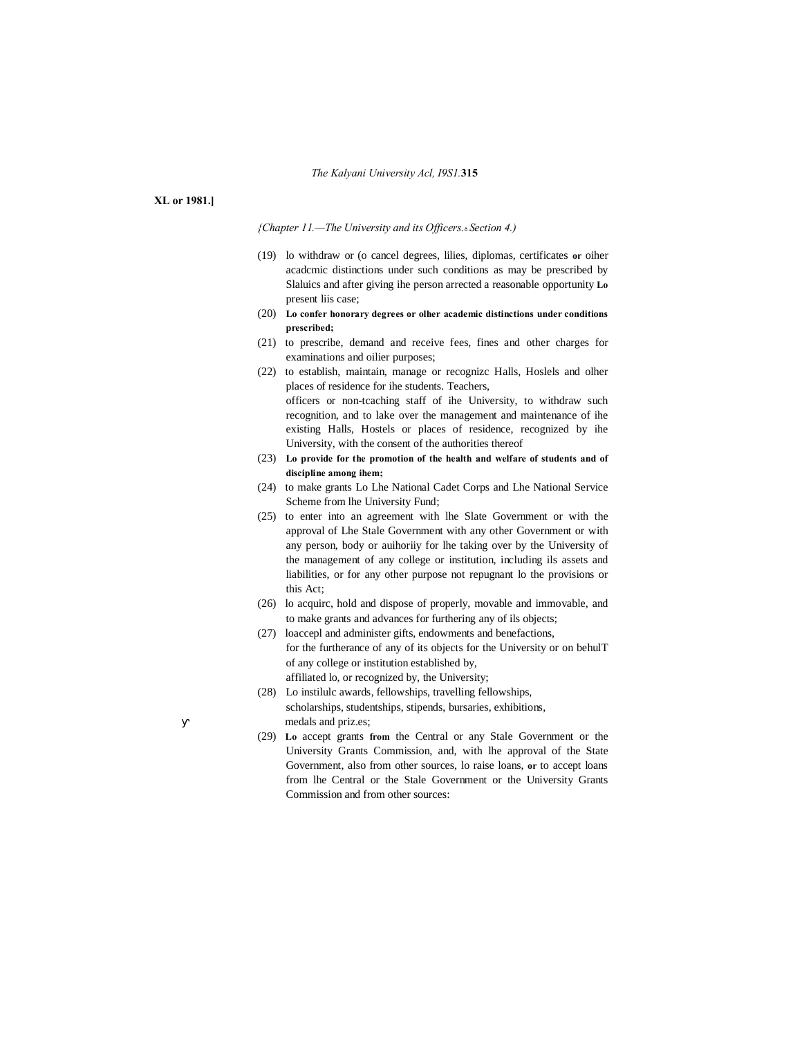*(Chapter 11.—The University and its Officers.—Section 4.)*

(19) lo withdraw or (o cancel degrees, lilies, diplomas, certificates **or** oiher acadcmic distinctions under such conditions as may be prescribed by Slaluics and after giving ihe person arrected a reasonable opportunity **Lo** present liis case;

(20) **Lo confer honorary degrees or olher academic distinctions under conditions prescribed;**

(21) to prescribe, demand and receive fees, fines and other charges for examinations and oilier purposes;

(22) to establish, maintain, manage or recognizc Halls, Hoslels and olher places of residence for ihe students. Teachers, officers or non-tcaching staff of ihe University, to withdraw such recognition, and to lake over the management and maintenance of ihe existing Halls, Hostels or places of residence, recognized by ihe University, with the consent of the authorities thereof

(23) **Lo provide for the promotion of the health and welfare of students and of discipline among ihem;**

(24) to make grants Lo Lhe National Cadet Corps and Lhe National Service Scheme from lhe University Fund;

(25) to enter into an agreement with lhe Slate Government or with the approval of Lhe Stale Government with any other Government or with any person, body or auihoriiy for lhe taking over by the University of the management of any college or institution, including ils assets and liabilities, or for any other purpose not repugnant lo the provisions or this Act;

(26) lo acquirc, hold and dispose of properly, movable and immovable, and to make grants and advances for furthering any of ils objects;

(27) loaccepl and administer gifts, endowments and benefactions, for the furtherance of any of its objects for the University or on behulT of any college or institution established by, affiliated lo, or recognized by, the University;

(28) Lo instilulc awards, fellowships, travelling fellowships, scholarships, studentships, stipends, bursaries, exhibitions, medals and priz.es;

(29) **Lo** accept grants **from** the Central or any Stale Government or the University Grants Commission, and, with lhe approval of the State Government, also from other sources, lo raise loans, **or** to accept loans from lhe Central or the Stale Government or the University Grants Commission and from other sources: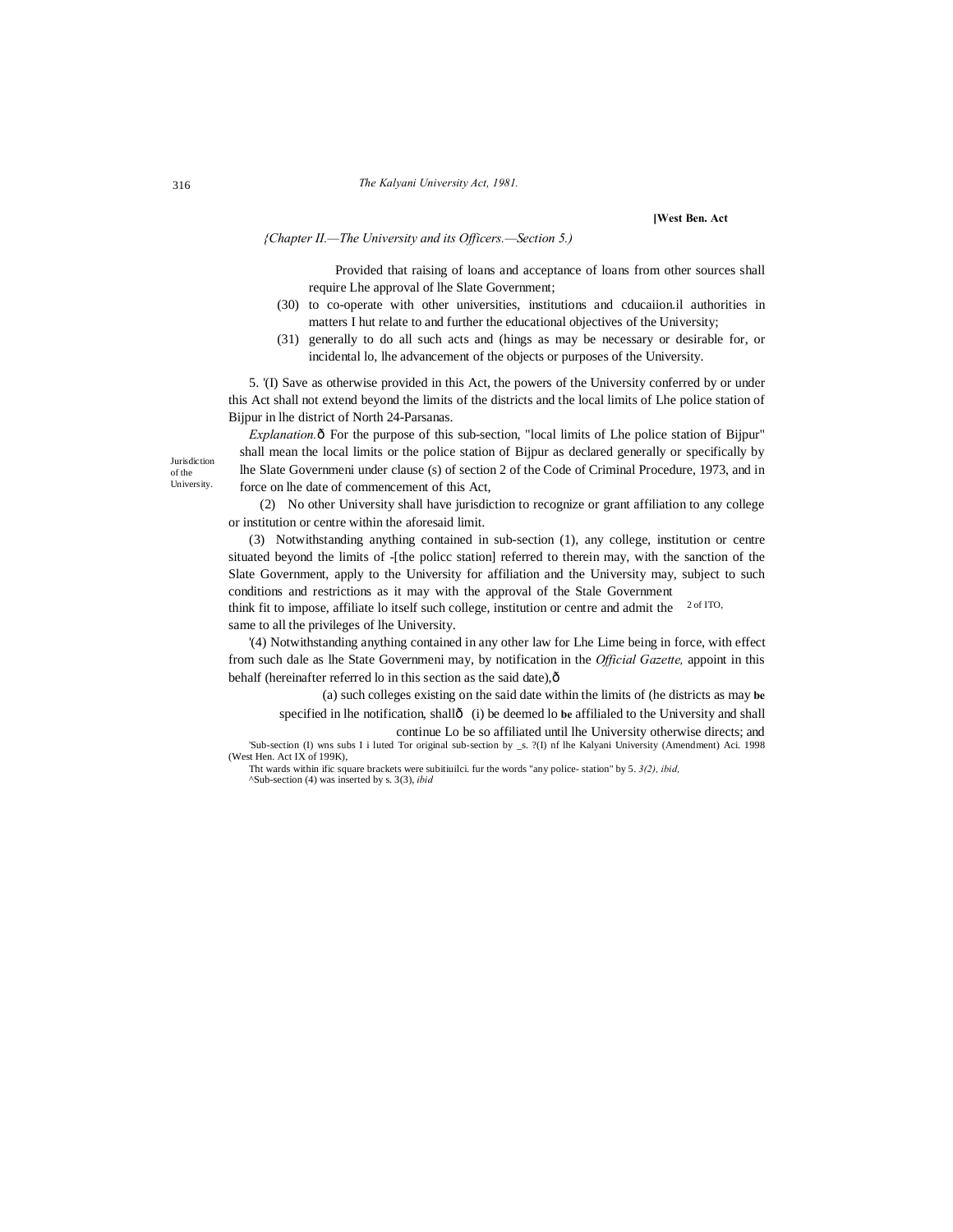*{Chapter II.—The University and its Officers.—Section 5.)*

Provided that raising of loans and acceptance of loans from other sources shall require Lhe approval of lhe Slate Government;

(30) to co-operate with other universities, institutions and cducaiion.il authorities in matters I hut relate to and further the educational objectives of the University;

(31) generally to do all such acts and (hings as may be necessary or desirable for, or incidental lo, lhe advancement of the objects or purposes of the University.

Jurisdiction of the University.

5. '(I) Save as otherwise provided in this Act, the powers of the University conferred by or under this Act shall not extend beyond the limits of the districts and the local limits of Lhe police station of Bijpur in lhe district of North 24-Parsanas.

*Explanation.*ô For the purpose of this sub-section, "local limits of Lhe police station of Bijpur" shall mean the local limits or the police station of Bijpur as declared generally or specifically by lhe Slate Governmeni under clause (s) of section 2 of the Code of Criminal Procedure, 1973, and in force on lhe date of commencement of this Act,

(2) No other University shall have jurisdiction to recognize or grant affiliation to any college or institution or centre within the aforesaid limit.

(3) Notwithstanding anything contained in sub-section (1), any college, institution or centre situated beyond the limits of -[the policc station] referred to therein may, with the sanction of the Slate Government, apply to the University for affiliation and the University may, subject to such conditions and restrictions as it may with the approval of the Stale Government think fit to impose, affiliate lo itself such college, institution or centre and admit the same to all the privileges of lhe University.

2 of ITO,

'(4) Notwithstanding anything contained in any other law for Lhe Lime being in force, with effect from such dale as lhe State Governmeni may, by notification in the *Official Gazette,* appoint in this behalf (hereinafter referred lo in this section as the said date),ô

(a) such colleges existing on the said date within the limits of (he districts as may **be** specified in lhe notification, shallô (i) be deemed lo **be** affilialed to the University and shall continue Lo be so affiliated until lhe University otherwise directs; and

'Sub-section (I) wns subs I i luted Tor original sub-section by _s. ?(I) nf lhe Kalyani University (Amendment) Aci. 1998 (West Hen. Act IX of 199K),

Tht wards within ific square brackets were subitiuilci. fur the words "any police- station" by 5. *3(2), ibid,*

^Sub-section (4) was inserted by s. 3(3), *ibid*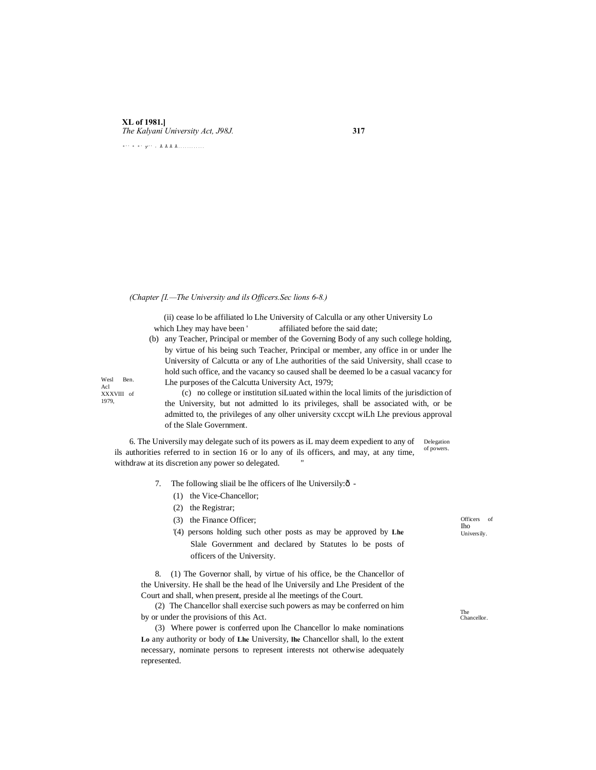*(Chapter [I.—The University and ils Officers.Sec lions 6-8.)*

(ii) cease lo be affiliated lo Lhe University of Calculla or any other University Lo which Lhey may have been ' affiliated before the said date;

(b) any Teacher, Principal or member of the Governing Body of any such college holding, by virtue of his being such Teacher, Principal or member, any office in or under lhe University of Calcutta or any of Lhe authorities of the said University, shall ccase to hold such office, and the vacancy so caused shall be deemed lo be a casual vacancy for Lhe purposes of the Calcutta University Act, 1979;

Wesl Ben. Acl XXXVIII of 1979,

(c) no college or institution siLuated within the local limits of the jurisdiction of the University, but not admitted lo its privileges, shall be associated with, or be admitted to, the privileges of any olher university cxccpt wiLh Lhe previous approval of the Slale Government.

Delegation of powers.

6. The Universily may delegate such of its powers as iL may deem expedient to any of ils authorities referred to in section 16 or lo any of ils officers, and may, at any time, withdraw at its discretion any power so delegated. "

Officers of Iho Universily.

7. The following sliail be lhe officers of lhe University:ð -

(1) the Vice-Chancellor;

(2) the Registrar;

(3) the Finance Officer;

'(4) persons holding such other posts as may be approved by **Lhe** Slale Government and declared by Statutes lo be posts of officers of the University.

The Chancellor.

8. (1) The Governor shall, by virtue of his office, be the Chancellor of the University. He shall be the head of lhe Universily and Lhe President of the Court and shall, when present, preside al lhe meetings of the Court.

(2) The Chancellor shall exercise such powers as may be conferred on him by or under the provisions of this Act.

(3) Where power is conferred upon lhe Chancellor lo make nominations **Lo** any authority or body of **Lhe** University, **lhe** Chancellor shall, lo the extent necessary, nominate persons to represent interests not otherwise adequately represented.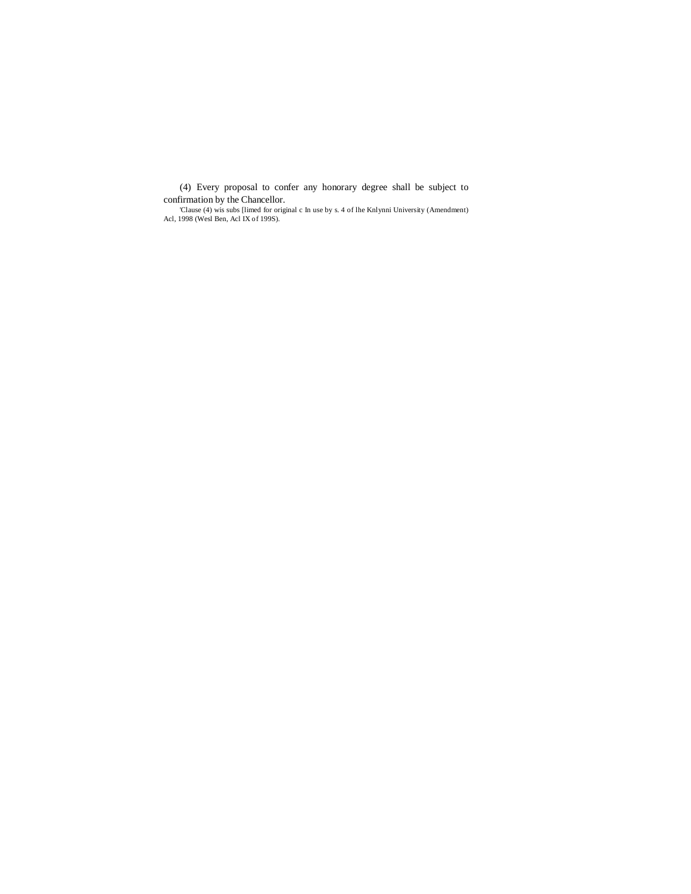(4) Every proposal to confer any honorary degree shall be subject to confirmation by the Chancellor.

'Clause (4) wis subs [limed for original c In use by s. 4 of lhe Knlynni University (Amendment) Acl, 1998 (Wesl Ben, Acl IX of 199S).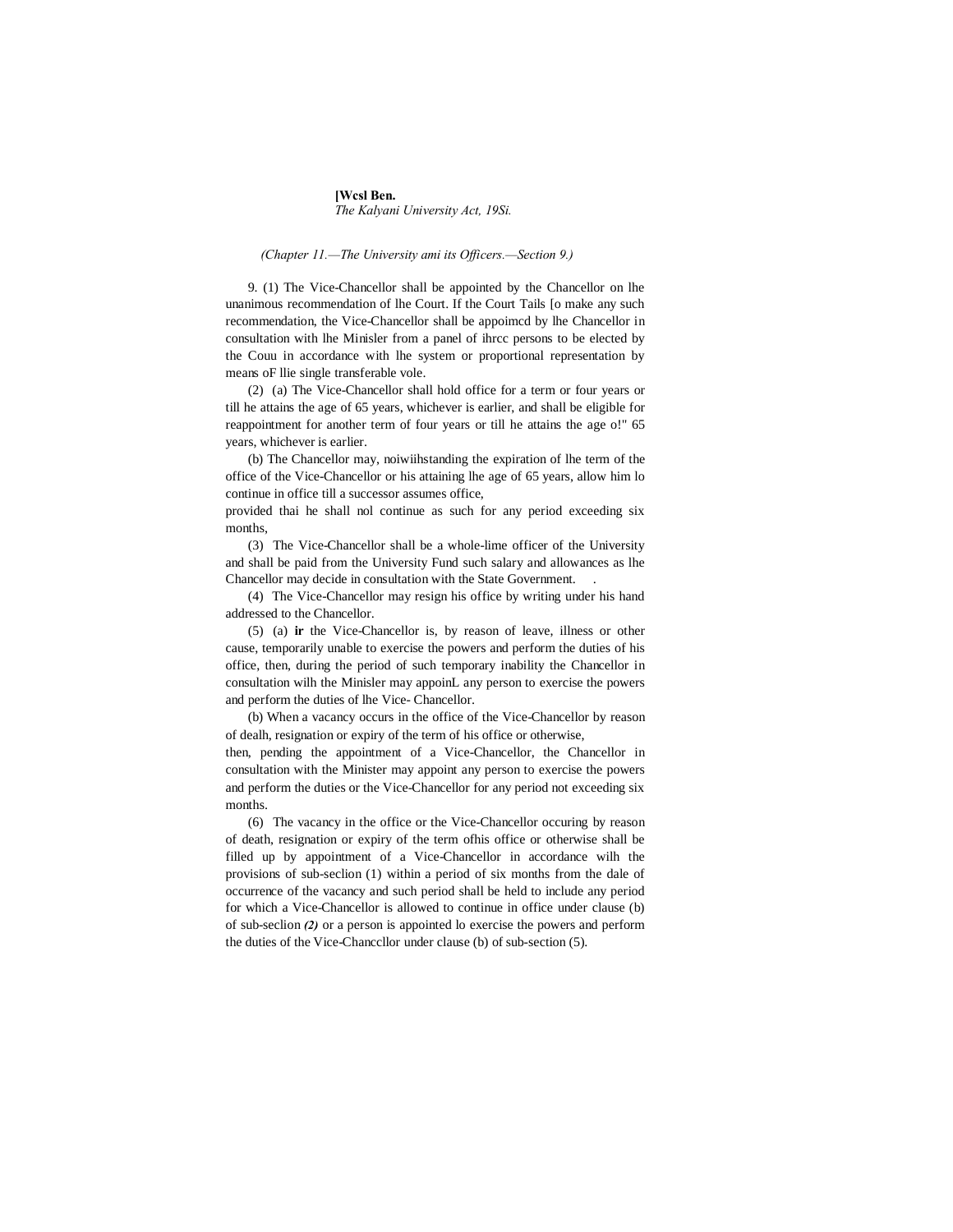(Chapter 11.—The University ami its Officers.—Section 9.)

9. (1) The Vice-Chancellor shall be appointed by the Chancellor on lhe unanimous recommendation of lhe Court. If the Court Tails [o make any such recommendation, the Vice-Chancellor shall be appoimcd by lhe Chancellor in consultation with lhe Minisler from a panel of ihrcc persons to be elected by the Couu in accordance with lhe system or proportional representation by means oF llie single transferable vole.

(2) (a) The Vice-Chancellor shall hold office for a term or four years or till he attains the age of 65 years, whichever is earlier, and shall be eligible for reappointment for another term of four years or till he attains the age o!" 65 years, whichever is earlier.

(b) The Chancellor may, noiwiihstanding the expiration of lhe term of the office of the Vice-Chancellor or his attaining lhe age of 65 years, allow him lo continue in office till a successor assumes office,

provided thai he shall nol continue as such for any period exceeding six months,

(3) The Vice-Chancellor shall be a whole-lime officer of the University and shall be paid from the University Fund such salary and allowances as lhe Chancellor may decide in consultation with the State Government.

(4) The Vice-Chancellor may resign his office by writing under his hand addressed to the Chancellor.

(5) (a) **ir** the Vice-Chancellor is, by reason of leave, illness or other cause, temporarily unable to exercise the powers and perform the duties of his office, then, during the period of such temporary inability the Chancellor in consultation wilh the Minisler may appoinL any person to exercise the powers and perform the duties of lhe Vice- Chancellor.

(b) When a vacancy occurs in the office of the Vice-Chancellor by reason of dealh, resignation or expiry of the term of his office or otherwise,

then, pending the appointment of a Vice-Chancellor, the Chancellor in consultation with the Minister may appoint any person to exercise the powers and perform the duties or the Vice-Chancellor for any period not exceeding six months.

(6) The vacancy in the office or the Vice-Chancellor occuring by reason of death, resignation or expiry of the term ofhis office or otherwise shall be filled up by appointment of a Vice-Chancellor in accordance wilh the provisions of sub-seclion (1) within a period of six months from the dale of occurrence of the vacancy and such period shall be held to include any period for which a Vice-Chancellor is allowed to continue in office under clause (b) of sub-seclion ***(2)*** or a person is appointed lo exercise the powers and perform the duties of the Vice-Chancellor under clause (b) of sub-section (5).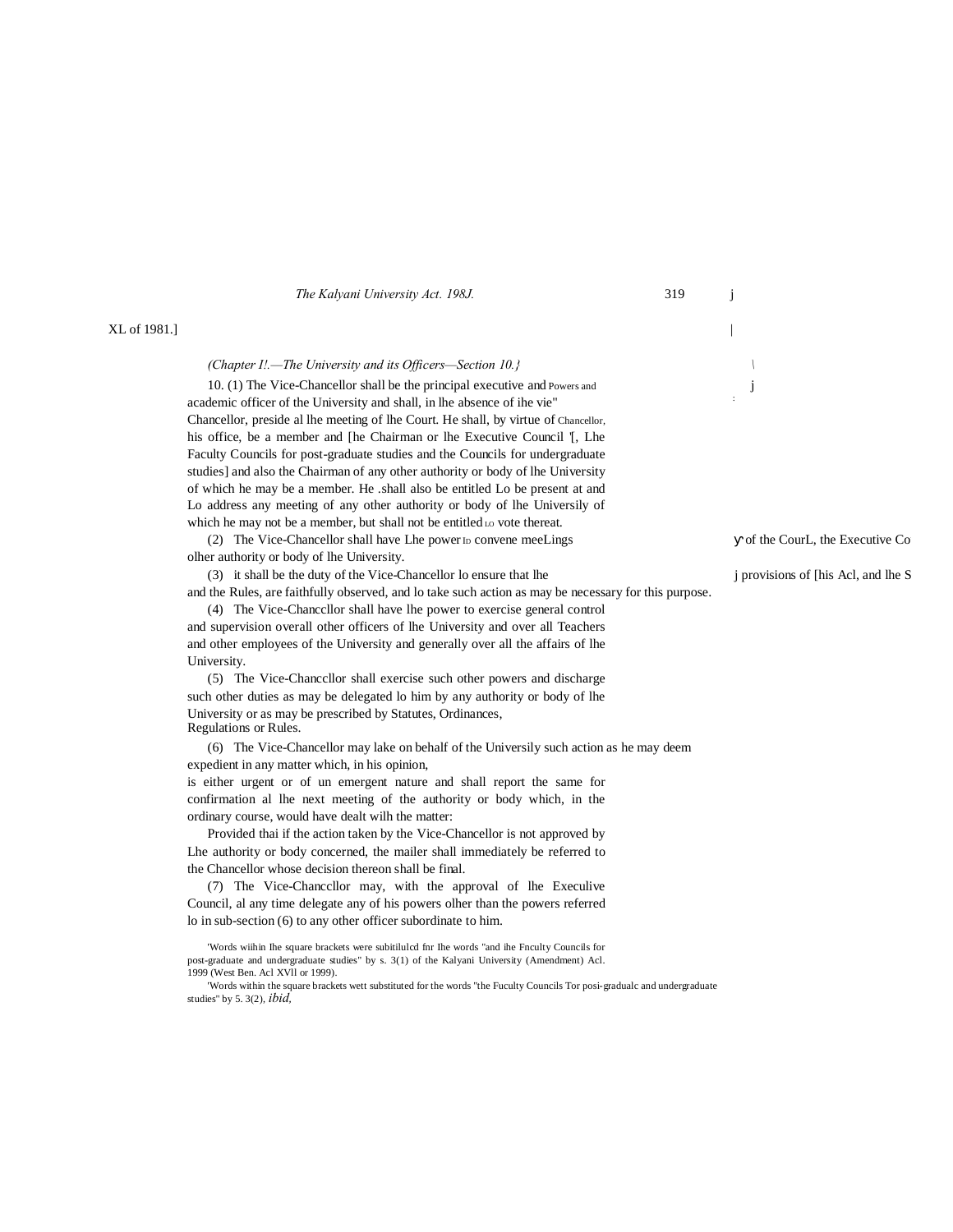XL of 1981.]

*(Chapter II.—The University and its Officers—Section 10.)*

Powers and Chancellor,

10. (1) The Vice-Chancellor shall be the principal executive and academic officer of the University and shall, in lhe absence of ihe vie" Chancellor, preside al lhe meeting of lhe Court. He shall, by virtue of his office, be a member and [he Chairman or lhe Executive Council '[, Lhe Faculty Councils for post-graduate studies and the Councils for undergraduate studies] and also the Chairman of any other authority or body of lhe University of which he may be a member. He .shall also be entitled Lo be present at and Lo address any meeting of any other authority or body of lhe Universily of which he may not be a member, but shall not be entitled LO vote thereat.

(2) The Vice-Chancellor shall have Lhe power ID convene meeLings of the CourL, the Executive Co olher authority or body of lhe University.

(3) it shall be the duty of the Vice-Chancellor lo ensure that lhe provisions of [his Acl, and lhe S and the Rules, are faithfully observed, and lo take such action as may be necessary for this purpose.

(4) The Vice-Chanccllor shall have lhe power to exercise general control and supervision overall other officers of lhe University and over all Teachers and other employees of the University and generally over all the affairs of lhe University.

(5) The Vice-Chanccllor shall exercise such other powers and discharge such other duties as may be delegated lo him by any authority or body of lhe University or as may be prescribed by Statutes, Ordinances, Regulations or Rules.

(6) The Vice-Chancellor may lake on behalf of the Universily such action as he may deem expedient in any matter which, in his opinion, is either urgent or of un emergent nature and shall report the same for confirmation al lhe next meeting of the authority or body which, in the ordinary course, would have dealt wilh the matter:

Provided thai if the action taken by the Vice-Chancellor is not approved by Lhe authority or body concerned, the mailer shall immediately be referred to the Chancellor whose decision thereon shall be final.

(7) The Vice-Chanccllor may, with the approval of lhe Execulive Council, al any time delegate any of his powers olher than the powers referred lo in sub-section (6) to any other officer subordinate to him.

'Words wiihin Ihe square brackets were subitilulcd fnr Ihe words "and ihe Fnculty Councils for post-graduate and undergraduate studies" by s. 3(1) of the Kalyani University (Amendment) Acl. 1999 (West Ben. Acl XVll or 1999).

'Words within the square brackets wett substituted for the words "the Fuculty Councils Tor posi-gradualc and undergraduate studies" by 5. 3(2), *ibid,*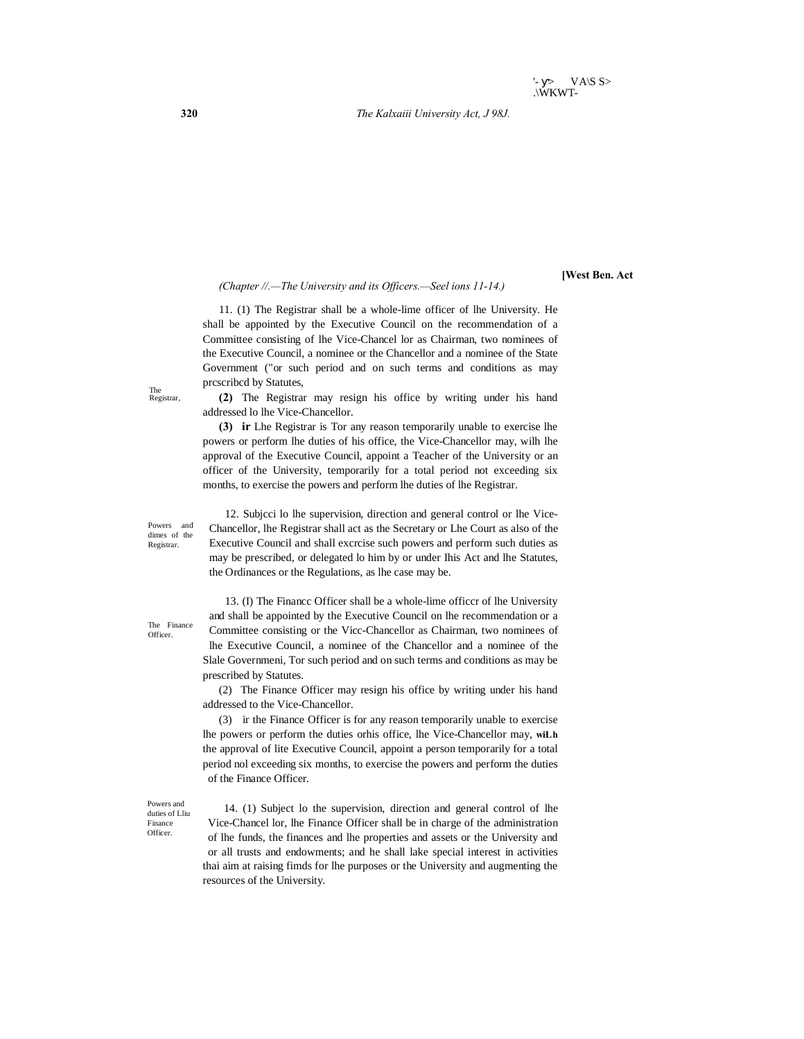(Chapter //.—The University and its Officers.—Seel ions 11-14.)

**The Registrar,**

11. (1) The Registrar shall be a whole-lime officer of lhe University. He shall be appointed by the Executive Council on the recommendation of a Committee consisting of lhe Vice-Chancel lor as Chairman, two nominees of the Executive Council, a nominee or the Chancellor and a nominee of the State Government ("or such period and on such terms and conditions as may prcscribcd by Statutes,

**(2)** The Registrar may resign his office by writing under his hand addressed lo lhe Vice-Chancellor.

**(3)** **ir** Lhe Registrar is Tor any reason temporarily unable to exercise lhe powers or perform lhe duties of his office, the Vice-Chancellor may, wilh lhe approval of the Executive Council, appoint a Teacher of the University or an officer of the University, temporarily for a total period not exceeding six months, to exercise the powers and perform lhe duties of lhe Registrar.

**Powers and dimes of the Registrar.**

12. Subjcci lo lhe supervision, direction and general control or lhe Vice-Chancellor, lhe Registrar shall act as the Secretary or Lhe Court as also of the Executive Council and shall excrcise such powers and perform such duties as may be prescribed, or delegated lo him by or under Ihis Act and lhe Statutes, the Ordinances or the Regulations, as lhe case may be.

**The Finance Officer.**

13. (I) The Financc Officer shall be a whole-lime officcr of lhe University and shall be appointed by the Executive Council on lhe recommendation or a Committee consisting or the Vicc-Chancellor as Chairman, two nominees of lhe Executive Council, a nominee of the Chancellor and a nominee of the Slale Governmeni, Tor such period and on such terms and conditions as may be prescribed by Statutes.

(2) The Finance Officer may resign his office by writing under his hand addressed to the Vice-Chancellor.

(3) ir the Finance Officer is for any reason temporarily unable to exercise lhe powers or perform the duties orhis office, lhe Vice-Chancellor may, wiLh the approval of lite Executive Council, appoint a person temporarily for a total period nol exceeding six months, to exercise the powers and perform the duties of the Finance Officer.

**Powers and duties of Lliu Finance Officer.**

14. (1) Subject lo the supervision, direction and general control of lhe Vice-Chancel lor, lhe Finance Officer shall be in charge of the administration of lhe funds, the finances and lhe properties and assets or the University and or all trusts and endowments; and he shall lake special interest in activities thai aim at raising fimds for lhe purposes or the University and augmenting the resources of the University.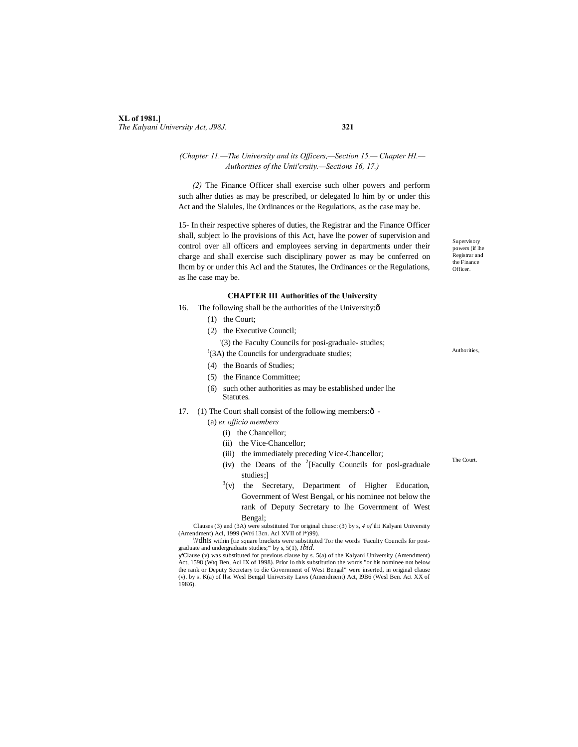*(Chapter 11.—The University and its Officers,—Section 15.— Chapter HI.— Authorities of the Unii'crsiiy.—Sections 16, 17.)*

*(2)* The Finance Officer shall exercise such olher powers and perform such alher duties as may be prescribed, or delegated lo him by or under this Act and the Slalules, lhe Ordinances or the Regulations, as the case may be.

Supervisory powers (if lhe Registrar and the Finance Officer.

15- In their respective spheres of duties, the Registrar and the Finance Officer shall, subject lo lhe provisions of this Act, have lhe power of supervision and control over all officers and employees serving in departments under their charge and shall exercise such disciplinary power as may be conferred on Ihcm by or under this Acl and the Statutes, lhe Ordinances or the Regulations, as lhe case may be.

## CHAPTER III Authorities of the University

Authorities,

16. The following shall be the authorities of the University:—

(1) the Court;

(2) the Executive Council;

[1](3) the Faculty Councils for posi-graduale- studies;

[1](3A) the Councils for undergraduate studies;

(4) the Boards of Studies;

(5) the Finance Committee;

(6) such other authorities as may be established under lhe Statutes.

The Court.

17. (1) The Court shall consist of the following members:— -

(a) *ex officio members*

(i) the Chancellor;

(ii) the Vice-Chancellor;

(iii) the immediately preceding Vice-Chancellor;

(iv) the Deans of the [2][Faculty Councils for posl-graduale studies;]

[3](v) the Secretary, Department of Higher Education, Government of West Bengal, or his nominee not below the rank of Deputy Secretary to lhe Government of West Bengal;

[1]Clauses (3) and (3A) were substituted Tor original chusc: (3) by s, *4 of* ilit Kalyani University (Amendment) Acl, 1999 (Wt\i 13cn. Acl XVII of l*)99).

[2]Words within [tie square brackets were substituted Tor the words "Faculty Councils for post-graduate and undergraduate studies;" by s, 5(1), *ibid.*

[3]Clause (v) was substituted for previous clause by s. 5(a) of the Kalyani University (Amendment) Act, 1598 (Wtq Ben, Acl IX of 1998). Prior lo this substitution the words "or his nominee not below the rank or Deputy Secretary to die Government of West Bengal" were inserted, in original clause (v). by s. K(a) of llsc Wesl Bengal University Laws (Amendment) Act, I9B6 (Wesl Ben. Act XX of 19K6).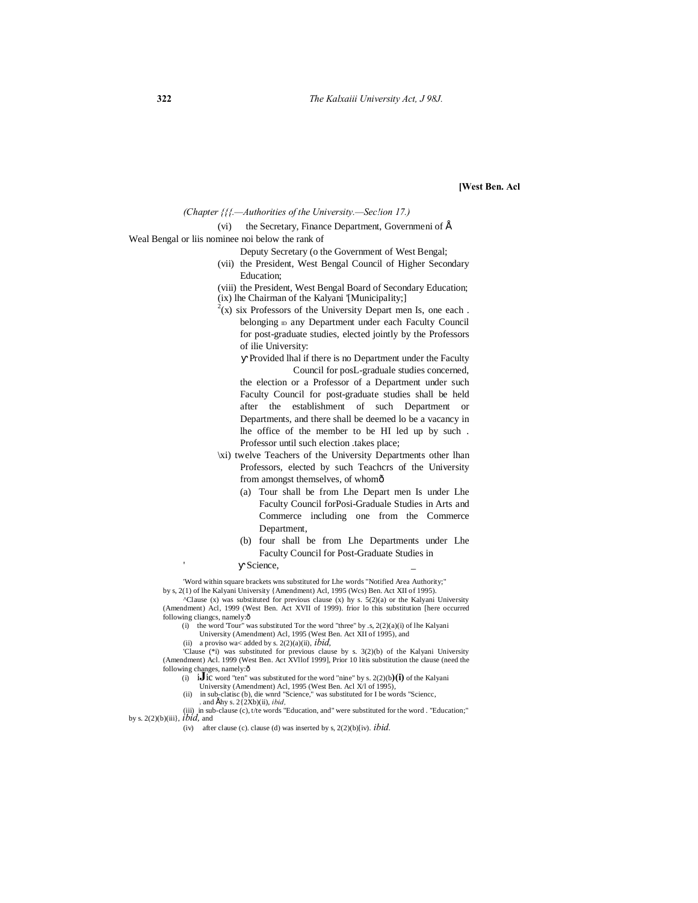[West Ben. Acl

*(Chapter {{{.—Authorities of the University.—Sec!ion 17.)*

(vi) the Secretary, Finance Department, Governmeni of Å Weal Bengal or liis nominee noi below the rank of Deputy Secretary (o the Government of West Bengal;

(vii) the President, West Bengal Council of Higher Secondary Education;

(viii) the President, West Bengal Board of Secondary Education;

(ix) lhe Chairman of the Kalyani '[Municipality;]

[2](x) six Professors of the University Depart men Is, one each . belonging ID any Department under each Faculty Council for post-graduate studies, elected jointly by the Professors of ilie University:

Provided lhal if there is no Department under the Faculty Council for posL-graduale studies concerned, the election or a Professor of a Department under such Faculty Council for post-graduate studies shall be held after the establishment of such Department or Departments, and there shall be deemed lo be a vacancy in lhe office of the member to be HI led up by such . Professor until such election .takes place;

\xi) twelve Teachers of the University Departments other lhan Professors, elected by such Teachcrs of the University from amongst themselves, of whomð

(a) Tour shall be from Lhe Depart men Is under Lhe Faculty Council forPosi-Graduale Studies in Arts and Commerce including one from the Commerce Department,

(b) four shall be from Lhe Departments under Lhe Faculty Council for Post-Graduate Studies in Science,

'Word within square brackets wns substituted for Lhe words "Notified Area Authority;" by s, 2(1) of lhe Kalyani University {Amendment) Acl, 1995 (Wcs) Ben. Act XII of 1995).

^Clause (x) was substituted for previous clause (x) hy s. 5(2)(a) or the Kalyani University (Amendment) Acl, 1999 (West Ben. Act XVII of 1999). frior lo this substitution [here occurred following cliangcs, namely:ð

(i) the word 'Tour" was substituted Tor the word "three" by .s, 2(2)(a)(i) of lhe Kalyani University (Amendment) Acl, 1995 (West Ben. Act XII of 1995), and

(ii) a proviso wa< added by s. 2(2)(a)(ii), *ibid,*

'Clause (*i) was substituted for previous clause by s. 3(2)(b) of the Kalyani University (Amendment) Acl. 1999 (West Ben. Act XVllof 1999], Prior 10 litis substitution the clause (need the following changes, namely:ð

(i) iJic word "ten" was substituted for the word "nine" by s. 2(2)(b)(i) of the Kalyani University (Amendment) Acl, 1995 (West Ben. Acl X/l of 1995),

(ii) in sub-clatisc (b), die wnrd "Science," was substituted for I be words "Sciencc, . and Åhy s. 2{2Xb)(ii), *ibid,*

(iii) in sub-clause (c), t/te words "Education, and" were substituted for the word . "Education;" by s. 2(2)(b)(iii}, *ibid,* and

(iv) after clause (c). clause (d) was inserted by s, 2(2)(b)[iv). *ibid.*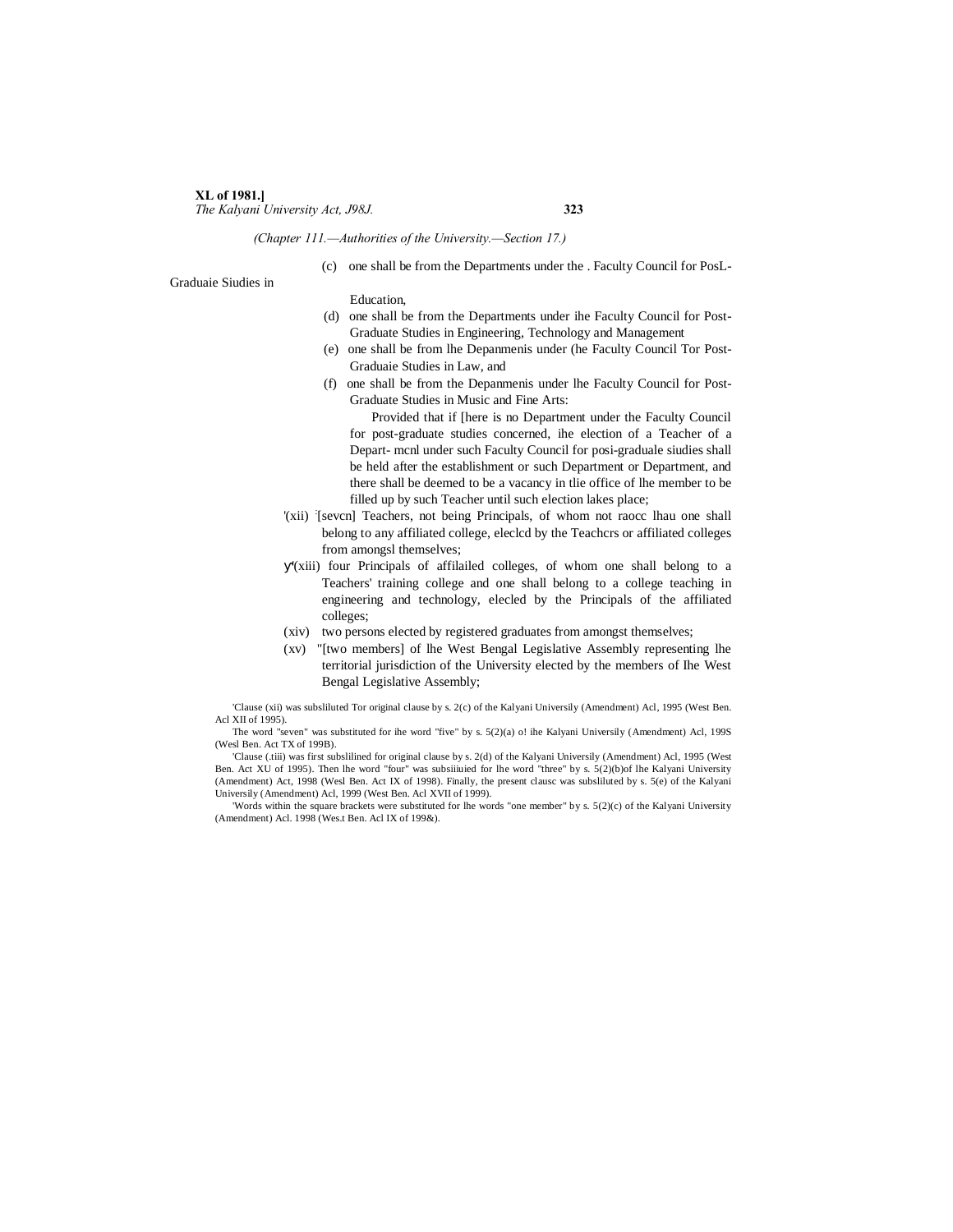*(Chapter 111.—Authorities of the University.—Section 17.)*

(c) one shall be from the Departments under the . Faculty Council for PosL-Graduaie Siudies in Education,

(d) one shall be from the Departments under ihe Faculty Council for Post-Graduate Studies in Engineering, Technology and Management

(e) one shall be from lhe Depanmenis under (he Faculty Council Tor Post-Graduaie Studies in Law, and

(f) one shall be from the Depanmenis under lhe Faculty Council for Post-Graduate Studies in Music and Fine Arts:

Provided that if [here is no Department under the Faculty Council for post-graduate studies concerned, ihe election of a Teacher of a Depart- mcnl under such Faculty Council for posi-graduale siudies shall be held after the establishment or such Department or Department, and there shall be deemed to be a vacancy in tlie office of lhe member to be filled up by such Teacher until such election lakes place;

'(xii) [sevcn] Teachers, not being Principals, of whom not raocc lhau one shall belong to any affiliated college, eleclcd by the Teachcrs or affiliated colleges from amongsl themselves;

(xiii) four Principals of affilailed colleges, of whom one shall belong to a Teachers' training college and one shall belong to a college teaching in engineering and technology, elecled by the Principals of the affiliated colleges;

(xiv) two persons elected by registered graduates from amongst themselves;

(xv) "[two members] of lhe West Bengal Legislative Assembly representing lhe territorial jurisdiction of the University elected by the members of Ihe West Bengal Legislative Assembly;

'Clause (xii) was subsliluted Tor original clause by s. 2(c) of the Kalyani Universily (Amendment) Acl, 1995 (West Ben. Acl XII of 1995).

The word "seven" was substituted for ihe word "five" by s. 5(2)(a) o! ihe Kalyani Universily (Amendment) Acl, 199S (Wesl Ben. Act TX of 199B).

'Clause (.tiii) was first subslilined for original clause by s. 2(d) of the Kalyani Universily (Amendment) Acl, 1995 (West Ben. Act XU of 1995). Then lhe word "four" was subsiiiuied for lhe word "three" by s. 5(2)(b)of lhe Kalyani University (Amendment) Act, 1998 (Wesl Ben. Act IX of 1998). Finally, the present clausc was subsliluted by s. 5(e) of the Kalyani Universily (Amendment) Acl, 1999 (West Ben. Acl XVII of 1999).

'Words within the square brackets were substituted for lhe words "one member" by s. 5(2)(c) of the Kalyani University (Amendment) Acl. 1998 (Wes.t Ben. Acl IX of 199&).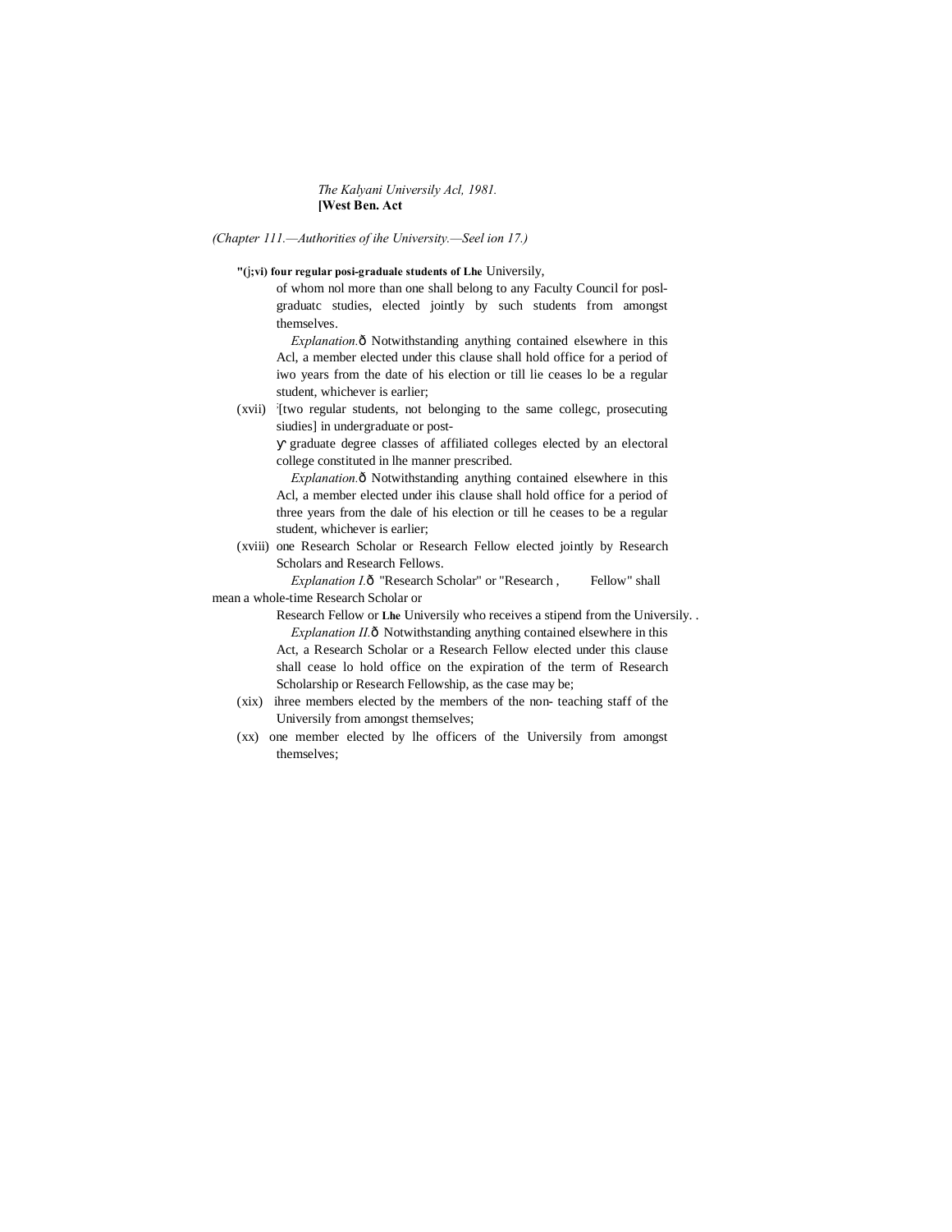*(Chapter 111.—Authorities of ihe University.—Seel ion 17.)*

**"(j;vi) four regular posi-graduale students of Lhe** Universily, of whom nol more than one shall belong to any Faculty Council for posl-graduatc studies, elected jointly by such students from amongst themselves.

*Explanation.*ð Notwithstanding anything contained elsewhere in this Acl, a member elected under this clause shall hold office for a period of iwo years from the date of his election or till lie ceases lo be a regular student, whichever is earlier;

(xvii) :[two regular students, not belonging to the same collegc, prosecuting siudies] in undergraduate or post-graduate degree classes of affiliated colleges elected by an electoral college constituted in lhe manner prescribed.

*Explanation.*ð Notwithstanding anything contained elsewhere in this Acl, a member elected under ihis clause shall hold office for a period of three years from the dale of his election or till he ceases to be a regular student, whichever is earlier;

(xviii) one Research Scholar or Research Fellow elected jointly by Research Scholars and Research Fellows.

*Explanation I.*ð "Research Scholar" or "Research , Fellow" shall mean a whole-time Research Scholar or Research Fellow or **Lhe** Universily who receives a stipend from the Universily. .

*Explanation II.*ð Notwithstanding anything contained elsewhere in this Act, a Research Scholar or a Research Fellow elected under this clause shall cease lo hold office on the expiration of the term of Research Scholarship or Research Fellowship, as the case may be;

(xix) ihree members elected by the members of the non- teaching staff of the Universily from amongst themselves;

(xx) one member elected by lhe officers of the Universily from amongst themselves;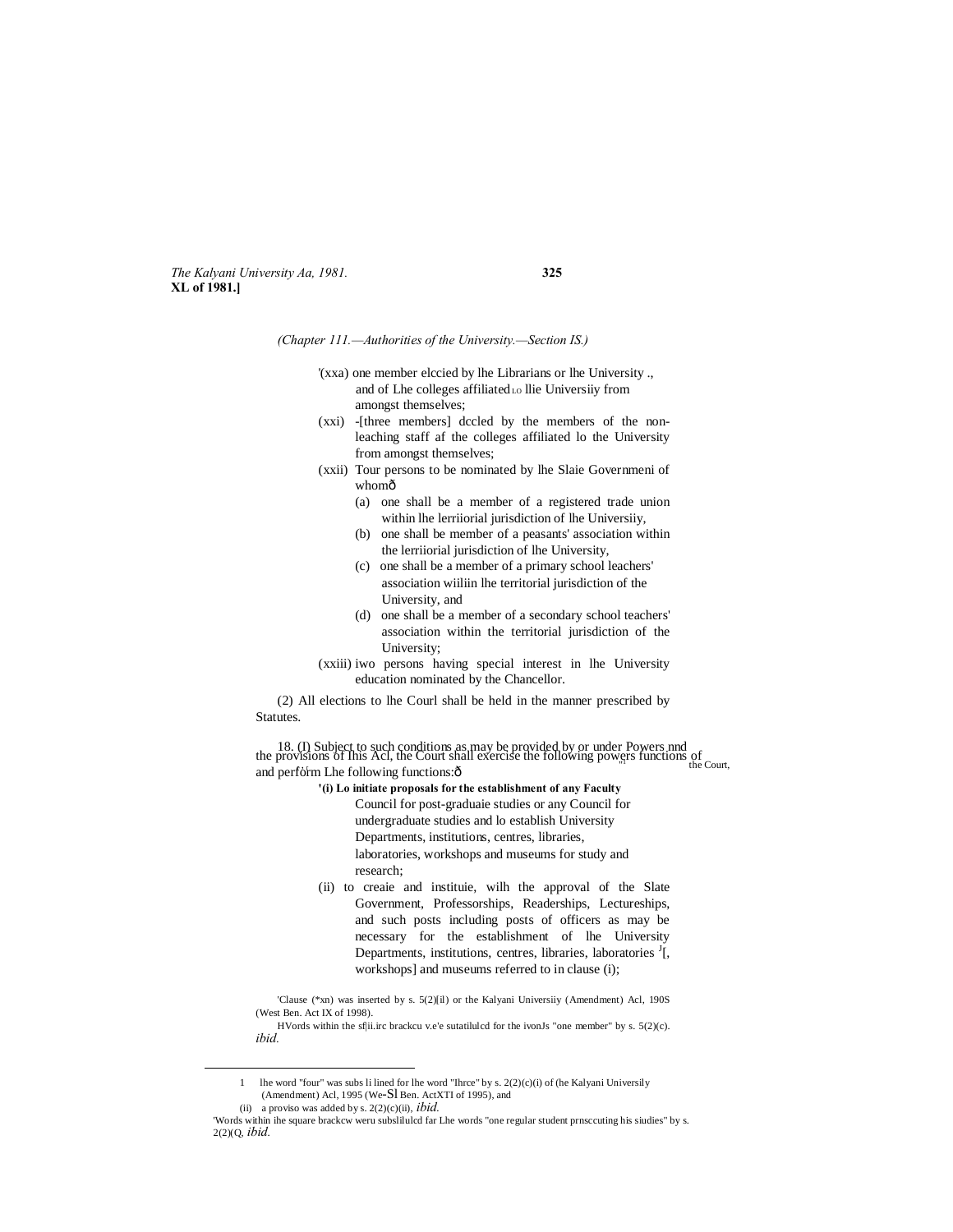(Chapter 111.—Authorities of the University.—Section IS.)

'(xxa) one member elccied by lhe Librarians or lhe University ., and of Lhe colleges affiliated LO llie Universiiy from amongst themselves;

(xxi) -[three members] dccled by the members of the non-leaching staff af the colleges affiliated lo the University from amongst themselves;

(xxii) Tour persons to be nominated by lhe Slaie Governmeni of whomô

(a) one shall be a member of a registered trade union within lhe lerriiorial jurisdiction of lhe Universiiy,

(b) one shall be member of a peasants' association within the lerriiorial jurisdiction of lhe University,

(c) one shall be a member of a primary school leachers' association wiiliin lhe territorial jurisdiction of the University, and

(d) one shall be a member of a secondary school teachers' association within the territorial jurisdiction of the University;

(xxiii) iwo persons having special interest in lhe University education nominated by the Chancellor.

(2) All elections to lhe Courl shall be held in the manner prescribed by Statutes.

Powers nnd functions of the Court,

18. (I) Subject to such conditions as may be provided by or under the provisions of Ihis Acl, the Court shall exercise the following powers and perform Lhe following functions:ô

**'(i) Lo initiate proposals for the establishment of any Faculty** Council for post-graduaie studies or any Council for undergraduate studies and lo establish University Departments, institutions, centres, libraries, laboratories, workshops and museums for study and research;

(ii) to creaie and instituie, wilh the approval of the Slate Government, Professorships, Readerships, Lectureships, and such posts including posts of officers as may be necessary for the establishment of lhe University Departments, institutions, centres, libraries, laboratories [J][, workshops] and museums referred to in clause (i);

'Clause (*xn) was inserted by s. 5(2)[il) or the Kalyani Universiiy (Amendment) Acl, 190S (West Ben. Act IX of 1998).

HVords within the sf|ii.irc brackcu v.e'e sutatilulcd for the ivonJs "one member" by s. 5(2)(c). *ibid.*

1 lhe word "four" was subs li lined for lhe word "Ihrce" by s. 2(2)(c)(i) of (he Kalyani Universily (Amendment) Acl, 1995 (We-Sl Ben. ActXTI of 1995), and

(ii) a proviso was added by s. 2(2)(c)(ii), *ibid.*

'Words within ihe square brackcw weru subslilulcd far Lhe words "one regular student prnsccuting his siudies" by s. 2(2)(Q, *ibid.*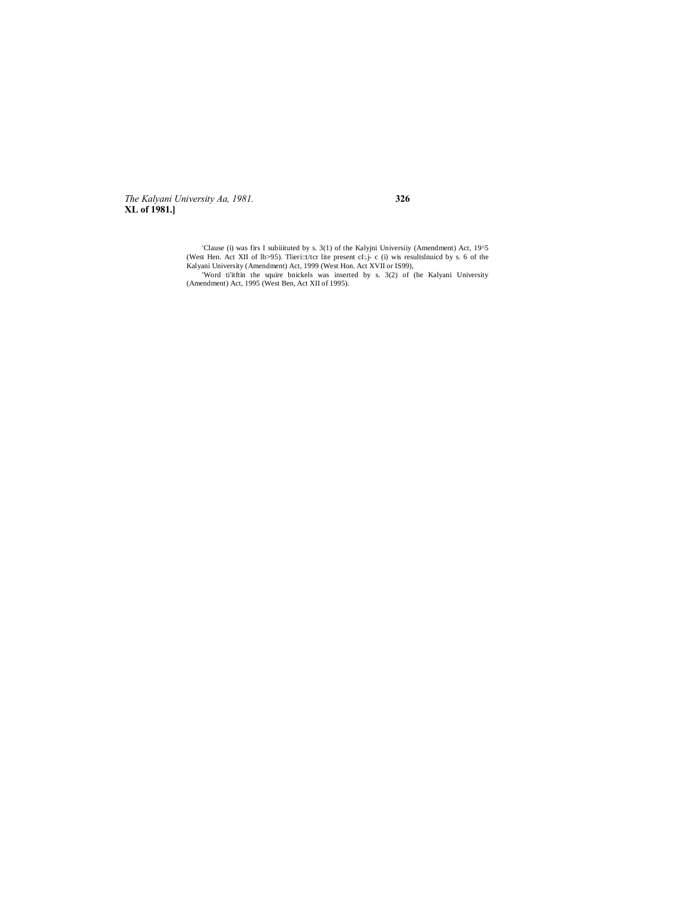'Clause (i) was firs I subiituted by s. 3(1) of the Kalyjni Universiiy (Amendment) Act, 19^5 (West Hen. Act XII of lb>95). Tlieri::t/tcr lite present cI:.j- c (i) wis resultslnuicd by s. 6 of the Kalyani University (Amendment) Act, 1999 (West Hon. Act XVII or IS99),

'Word ti'itftin the squire bnickels was inserted by s. 3(2) of (he Kalyani University (Amendment) Act, 1995 (West Ben, Act XII of 1995).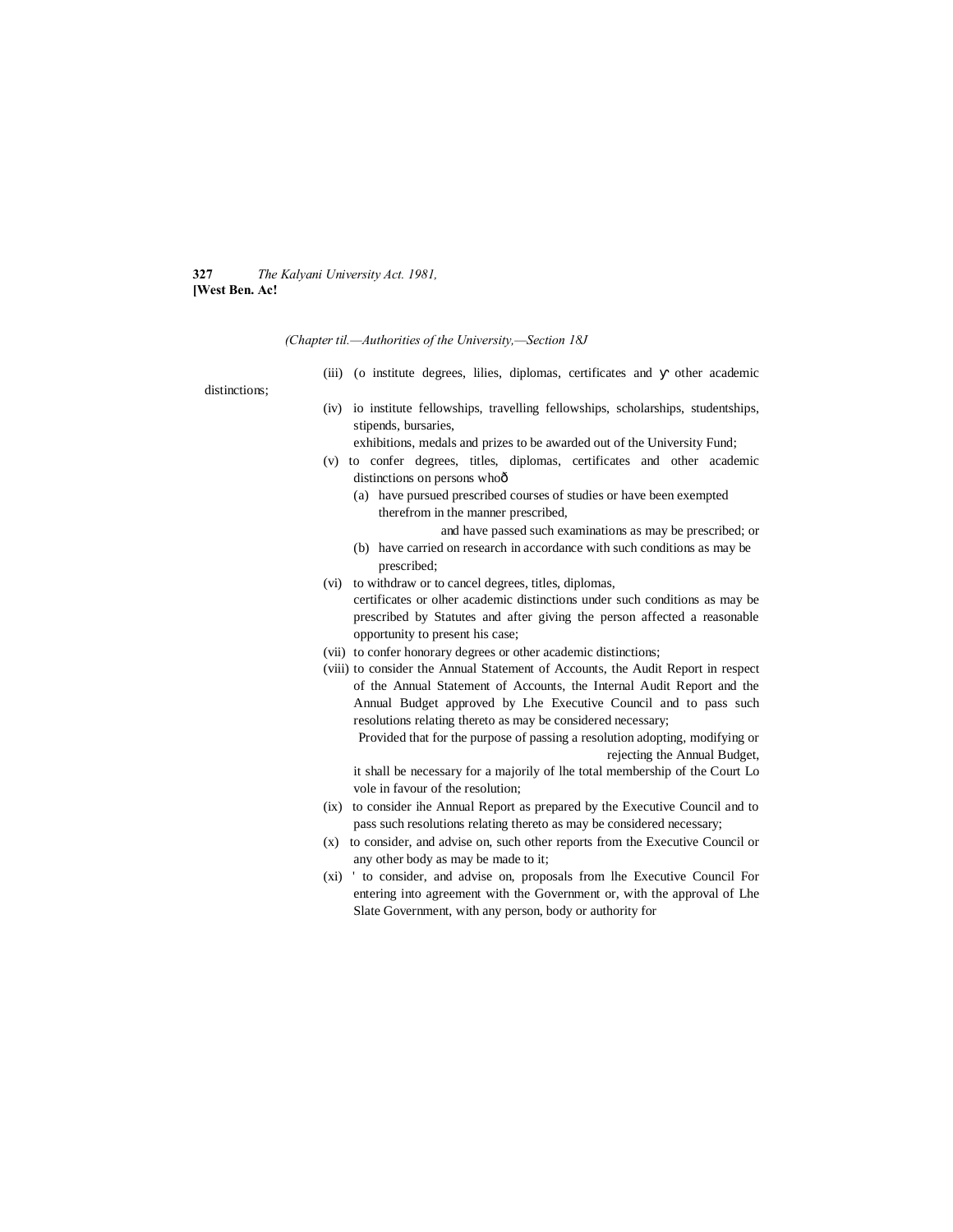*(Chapter til.—Authorities of the University,—Section 1&J*

(iii) (o institute degrees, lilies, diplomas, certificates and ϒ other academic distinctions;

(iv) io institute fellowships, travelling fellowships, scholarships, studentships, stipends, bursaries, exhibitions, medals and prizes to be awarded out of the University Fund;

(v) to confer degrees, titles, diplomas, certificates and other academic distinctions on persons whoð

(a) have pursued prescribed courses of studies or have been exempted therefrom in the manner prescribed, and have passed such examinations as may be prescribed; or

(b) have carried on research in accordance with such conditions as may be prescribed;

(vi) to withdraw or to cancel degrees, titles, diplomas, certificates or olher academic distinctions under such conditions as may be prescribed by Statutes and after giving the person affected a reasonable opportunity to present his case;

(vii) to confer honorary degrees or other academic distinctions;

(viii) to consider the Annual Statement of Accounts, the Audit Report in respect of the Annual Statement of Accounts, the Internal Audit Report and the Annual Budget approved by Lhe Executive Council and to pass such resolutions relating thereto as may be considered necessary;

Provided that for the purpose of passing a resolution adopting, modifying or rejecting the Annual Budget, it shall be necessary for a majorily of lhe total membership of the Court Lo vole in favour of the resolution;

(ix) to consider ihe Annual Report as prepared by the Executive Council and to pass such resolutions relating thereto as may be considered necessary;

(x) to consider, and advise on, such other reports from the Executive Council or any other body as may be made to it;

(xi) ' to consider, and advise on, proposals from lhe Executive Council For entering into agreement with the Government or, with the approval of Lhe Slate Government, with any person, body or authority for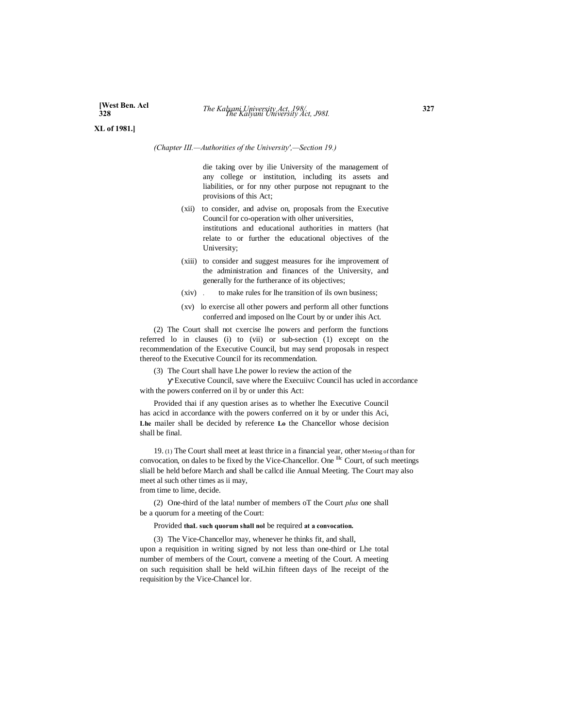(Chapter III.—Authorities of the University',—Section 19.)

die taking over by ilie University of the management of any college or institution, including its assets and liabilities, or for nny other purpose not repugnant to the provisions of this Act;

(xii) to consider, and advise on, proposals from the Executive Council for co-operation with olher universities, institutions and educational authorities in matters (hat relate to or further the educational objectives of the University;

(xiii) to consider and suggest measures for ihe improvement of the administration and finances of the University, and generally for the furtherance of its objectives;

(xiv) . to make rules for lhe transition of ils own business;

(xv) lo exercise all other powers and perform all other functions conferred and imposed on lhe Court by or under ihis Act.

(2) The Court shall not cxercise lhe powers and perform the functions referred lo in clauses (i) to (vii) or sub-section (1) except on the recommendation of the Executive Council, but may send proposals in respect thereof to the Executive Council for its recommendation.

(3) The Court shall have Lhe power lo review the action of the Executive Council, save where the Execuiivc Council has ucled in accordance with the powers conferred on il by or under this Act:

Provided thai if any question arises as to whether lhe Executive Council has acicd in accordance with the powers conferred on it by or under this Aci, **Lhe** mailer shall be decided by reference **Lo** the Chancellor whose decision shall be final.

Meeting of lllc Court.

19. (1) The Court shall meet at least thrice in a financial year, other than for convocation, on dales to be fixed by the Vice-Chancellor. One of such meetings sliall be held before March and shall be callcd ilie Annual Meeting. The Court may also meet al such other times as ii may, from time to lime, decide.

(2) One-third of the lata! number of members oT the Court *plus* one shall be a quorum for a meeting of the Court:

Provided **thaL such quorum shall nol** be required **at a convocation.**

(3) The Vice-Chancellor may, whenever he thinks fit, and shall, upon a requisition in writing signed by not less than one-third or Lhe total number of members of the Court, convene a meeting of the Court. A meeting on such requisition shall be held wiLhin fifteen days of lhe receipt of the requisition by the Vice-Chancel lor.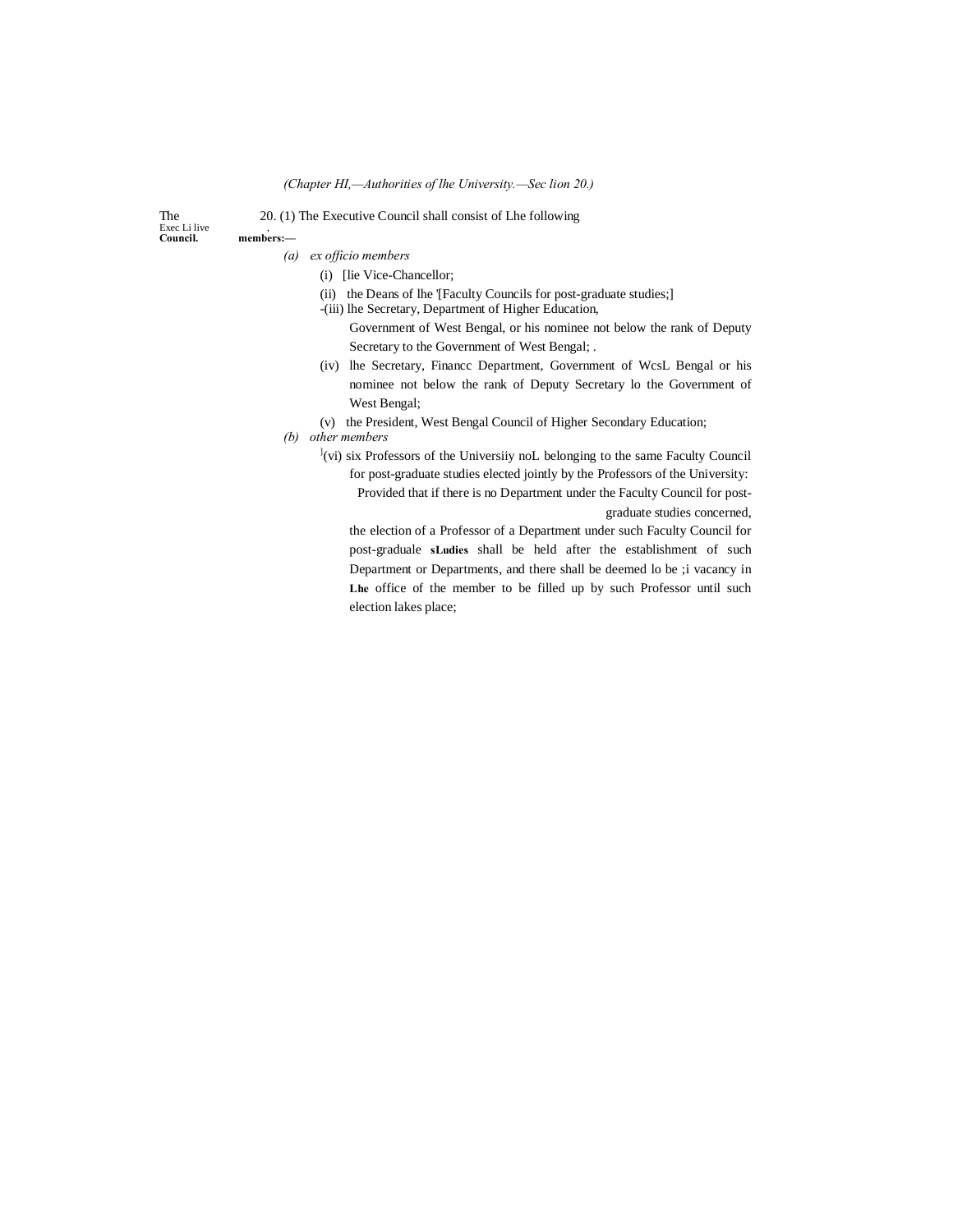*(Chapter HI,—Authorities of lhe University.—Sec lion 20.)*

**The Exec Li live Council.**

20. (1) The Executive Council shall consist of Lhe following **members:—**

*(a) ex officio members*

(i) [lie Vice-Chancellor;

(ii) the Deans of lhe '[Faculty Councils for post-graduate studies;]

-(iii) lhe Secretary, Department of Higher Education, Government of West Bengal, or his nominee not below the rank of Deputy Secretary to the Government of West Bengal; .

(iv) lhe Secretary, Financc Department, Government of WcsL Bengal or his nominee not below the rank of Deputy Secretary lo the Government of West Bengal;

(v) the President, West Bengal Council of Higher Secondary Education;

*(b) other members*

[1](vi) six Professors of the Universiiy noL belonging to the same Faculty Council for post-graduate studies elected jointly by the Professors of the University:

Provided that if there is no Department under the Faculty Council for post-graduate studies concerned, the election of a Professor of a Department under such Faculty Council for post-graduale **sLudies** shall be held after the establishment of such Department or Departments, and there shall be deemed lo be ;i vacancy in **Lhe** office of the member to be filled up by such Professor until such election lakes place;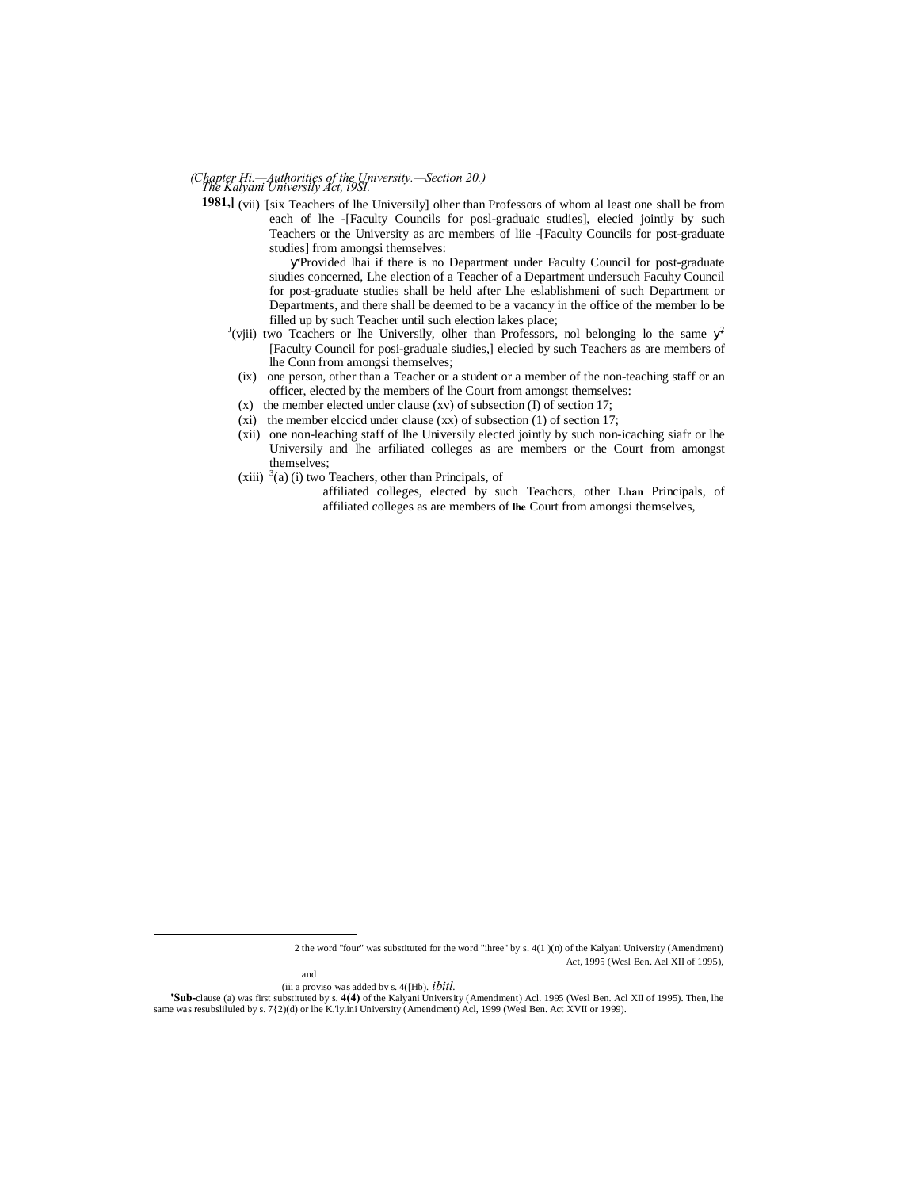(Chapter Hi.—Authorities of the University.—Section 20.)

1981,] (vii) '[six Teachers of lhe Universily] olher than Professors of whom al least one shall be from each of lhe -[Faculty Councils for posl-graduaic studies], elecied jointly by such Teachers or the University as arc members of liie -[Faculty Councils for post-graduate studies] from amongsi themselves:

y'Provided lhai if there is no Department under Faculty Council for post-graduate siudies concerned, Lhe election of a Teacher of a Department undersuch Facuhy Council for post-graduate studies shall be held after Lhe eslablishmeni of such Department or Departments, and there shall be deemed to be a vacancy in the office of the member lo be filled up by such Teacher until such election lakes place;

[J](vjii) two Tcachers or lhe Universily, olher than Professors, nol belonging lo the same y[2] [Faculty Council for posi-graduale siudies,] elecied by such Teachers as are members of lhe Conn from amongsi themselves;

(ix) one person, other than a Teacher or a student or a member of the non-teaching staff or an officer, elected by the members of lhe Court from amongst themselves:

(x) the member elected under clause (xv) of subsection (I) of section 17;

(xi) the member elccicd under clause (xx) of subsection (1) of section 17;

(xii) one non-leaching staff of lhe Universily elected jointly by such non-icaching siafr or lhe Universily and lhe arfiliated colleges as are members or the Court from amongst themselves;

(xiii) [3](a) (i) two Teachers, other than Principals, of affiliated colleges, elected by such Teachcrs, other **Lhan** Principals, of affiliated colleges as are members of **lhe** Court from amongsi themselves,

---

2 the word "four" was substituted for the word "ihree" by s. 4(1 )(n) of the Kalyani University (Amendment) Act, 1995 (Wcsl Ben. Ael XII of 1995),

and

(iii a proviso was added bv s. 4([Hb). *ibitl.*

**'Sub-**clause (a) was first substituted by s. **4(4)** of the Kalyani University (Amendment) Acl. 1995 (Wesl Ben. Acl XII of 1995). Then, lhe same was resubsliluled by s. 7{2)(d) or lhe K.'ly.ini University (Amendment) Acl, 1999 (Wesl Ben. Act XVII or 1999).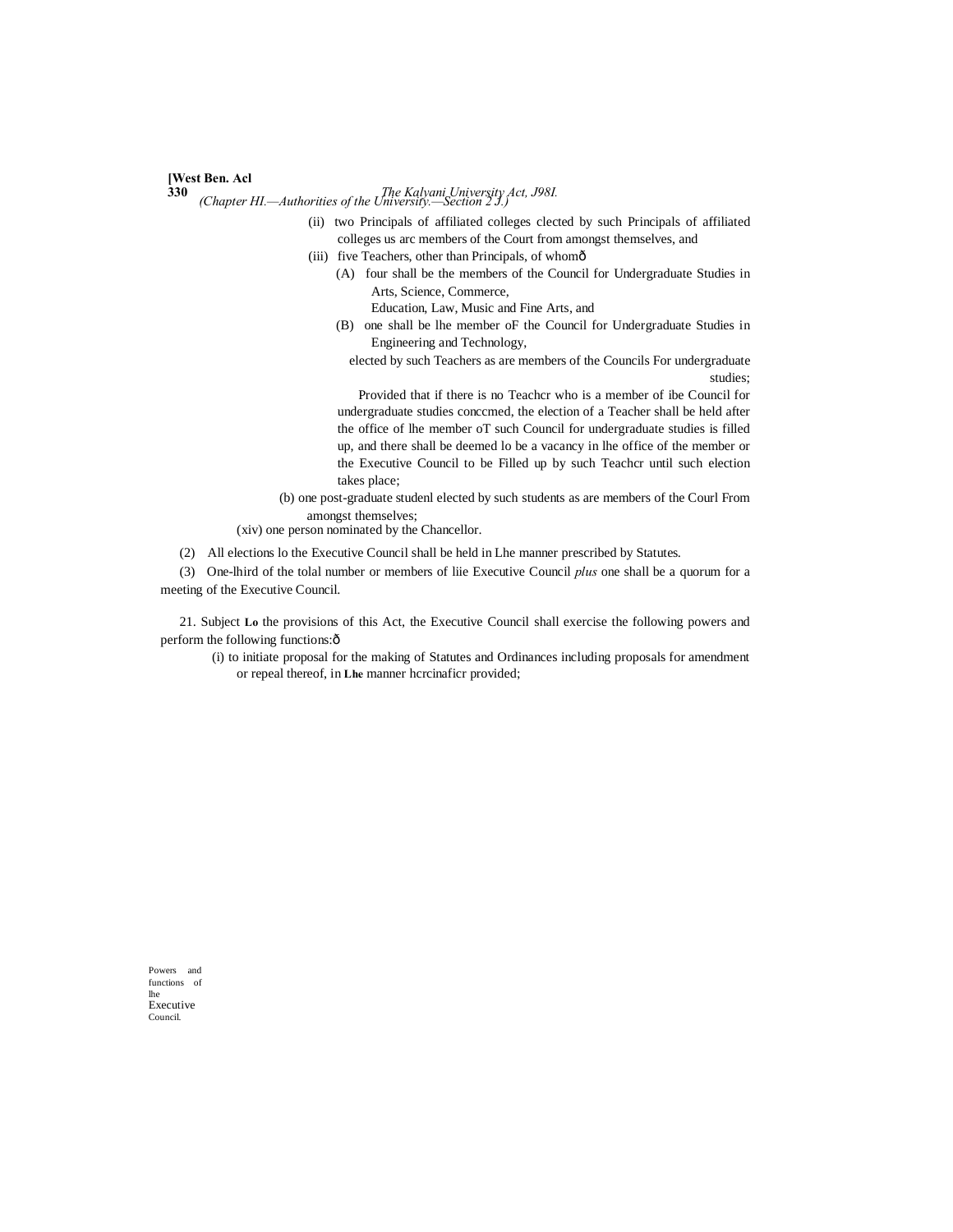(ii) two Principals of affiliated colleges clected by such Principals of affiliated colleges us arc members of the Court from amongst themselves, and

(iii) five Teachers, other than Principals, of whomô

(A) four shall be the members of the Council for Undergraduate Studies in Arts, Science, Commerce, Education, Law, Music and Fine Arts, and

(B) one shall be lhe member oF the Council for Undergraduate Studies in Engineering and Technology,

elected by such Teachers as are members of the Councils For undergraduate studies;

Provided that if there is no Teachcr who is a member of ibe Council for undergraduate studies conccmed, the election of a Teacher shall be held after the office of lhe member oT such Council for undergraduate studies is filled up, and there shall be deemed lo be a vacancy in lhe office of the member or the Executive Council to be Filled up by such Teachcr until such election takes place;

(b) one post-graduate studenl elected by such students as are members of the Courl From amongst themselves;

(xiv) one person nominated by the Chancellor.

(2) All elections lo the Executive Council shall be held in Lhe manner prescribed by Statutes.

(3) One-lhird of the tolal number or members of liie Executive Council *plus* one shall be a quorum for a meeting of the Executive Council.

Powers and functions of lhe Executive Council.

21. Subject **Lo** the provisions of this Act, the Executive Council shall exercise the following powers and perform the following functions:ô

(i) to initiate proposal for the making of Statutes and Ordinances including proposals for amendment or repeal thereof, in **Lhe** manner hcrcinaficr provided;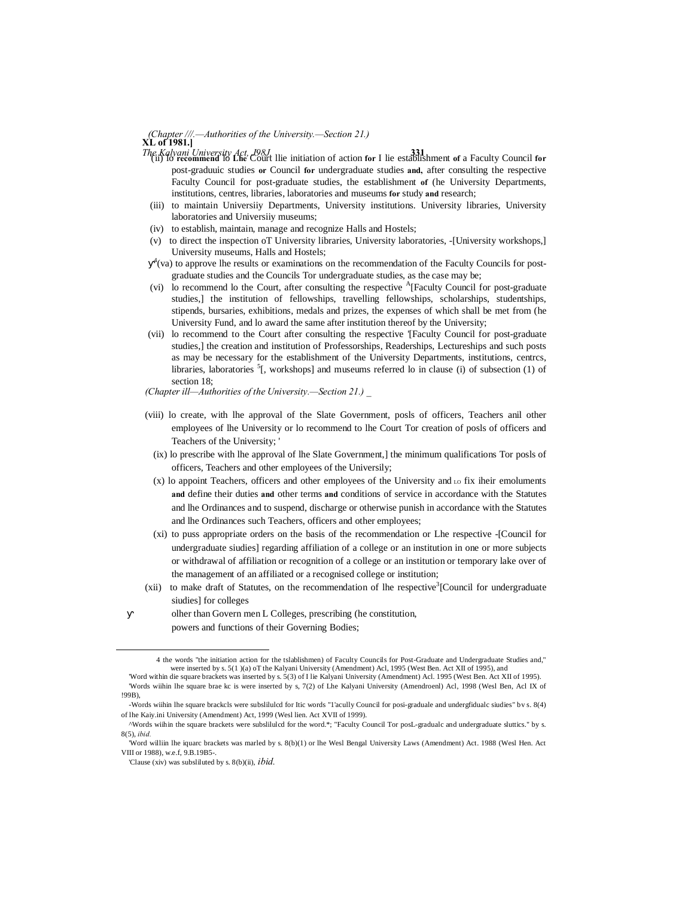(ii) lo **recommend** lo **Lhe** Court llie initiation of action **for** I lie establishment **of** a Faculty Council **for** post-graduuic studies **or** Council **for** undergraduate studies **and,** after consulting the respective Faculty Council for post-graduate studies, the establishment **of** (he University Departments, institutions, centres, libraries, laboratories and museums **for** study **and** research;

(iii) to maintain Universiiy Departments, University institutions. University libraries, University laboratories and Universiiy museums;

(iv) to establish, maintain, manage and recognize Halls and Hostels;

(v) to direct the inspection oT University libraries, University laboratories, -[University workshops,] University museums, Halls and Hostels;

[4](va) to approve lhe results or examinations on the recommendation of the Faculty Councils for post-graduate studies and the Councils Tor undergraduate studies, as the case may be;

(vi) lo recommend lo the Court, after consulting the respective [A][Faculty Council for post-graduate studies,] the institution of fellowships, travelling fellowships, scholarships, studentships, stipends, bursaries, exhibitions, medals and prizes, the expenses of which shall be met from (he University Fund, and lo award the same after institution thereof by the University;

(vii) lo recommend to the Court after consulting the respective '[Faculty Council for post-graduate studies,] the creation and institution of Professorships, Readerships, Lectureships and such posts as may be necessary for the establishment of the University Departments, institutions, centrcs, libraries, laboratories [5][, workshops] and museums referred lo in clause (i) of subsection (1) of section 18;

(viii) lo create, with lhe approval of the Slate Government, posls of officers, Teachers anil other employees of lhe University or lo recommend to lhe Court Tor creation of posls of officers and Teachers of the University; '

(ix) lo prescribe with lhe approval of lhe Slate Government,] the minimum qualifications Tor posls of officers, Teachers and other employees of the Universily;

(x) lo appoint Teachers, officers and other employees of the University and LO fix iheir emoluments **and** define their duties **and** other terms **and** conditions of service in accordance with the Statutes and lhe Ordinances and to suspend, discharge or otherwise punish in accordance with the Statutes and lhe Ordinances such Teachers, officers and other employees;

(xi) to puss appropriate orders on the basis of the recommendation or Lhe respective -[Council for undergraduate siudies] regarding affiliation of a college or an institution in one or more subjects or withdrawal of affiliation or recognition of a college or an institution or temporary lake over of the management of an affiliated or a recognised college or institution;

(xii) to make draft of Statutes, on the recommendation of lhe respective[3][Council for undergraduate siudies] for colleges olher than Govern men L Colleges, prescribing (he constitution, powers and functions of their Governing Bodies;

---

4 the words "the initiation action for the tslablishmen) of Faculty Councils for Post-Graduate and Undergraduate Studies and," were inserted by s. 5(1 )(a) oT the Kalyani University (Amendment) Acl, 1995 (West Ben. Act XII of 1995), and

'Word within die square brackets was inserted by s. 5(3) of I lie Kalyani University (Amendment) Acl. 1995 (West Ben. Act XII of 1995).

'Words wiihin lhe square brae kc is were inserted by s, 7(2) of Lhe Kalyani University (Amendroenl) Acl, 1998 (Wesl Ben, Acl IX of !99B),

-Words wiihin lhe square brackcls were subslilulcd for Itic words "1'acully Council for posi-graduale and undergfidualc siudies" bv s. 8(4) of lhe Kaiy.ini University (Amendment) Act, 1999 (Wesl lien. Act XVII of 1999).

^Words wiihin the square brackets were subslilulcd for the word.*; "Faculty Council Tor posL-gradualc and undergraduate sluttics." by s. 8(5), *ibid.*

'Word williin lhe iquarc brackets was marled by s. 8(b)(1) or lhe Wesl Bengal University Laws (Amendment) Act. 1988 (Wesl Hen. Act VIII or 1988), w.e.f, 9.B.19B5-.

'Clause (xiv) was subsliluted by s. 8(b)(ii), *ibid.*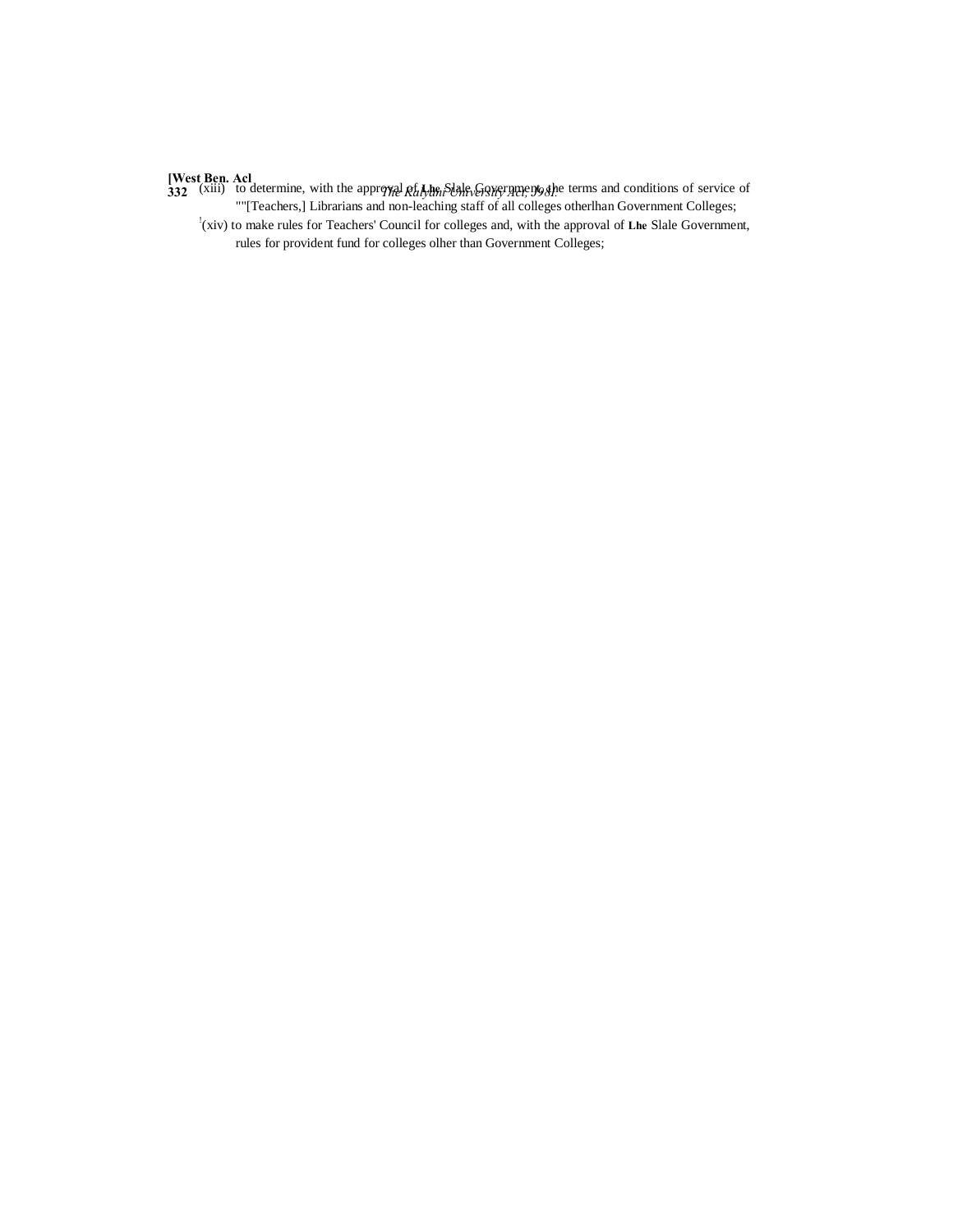(xiii) to determine, with the approval of Lhe Slale Government, the terms and conditions of service of ""[Teachers,] Librarians and non-leaching staff of all colleges otherlhan Government Colleges;

[1](xiv) to make rules for Teachers' Council for colleges and, with the approval of **Lhe** Slale Government, rules for provident fund for colleges olher than Government Colleges;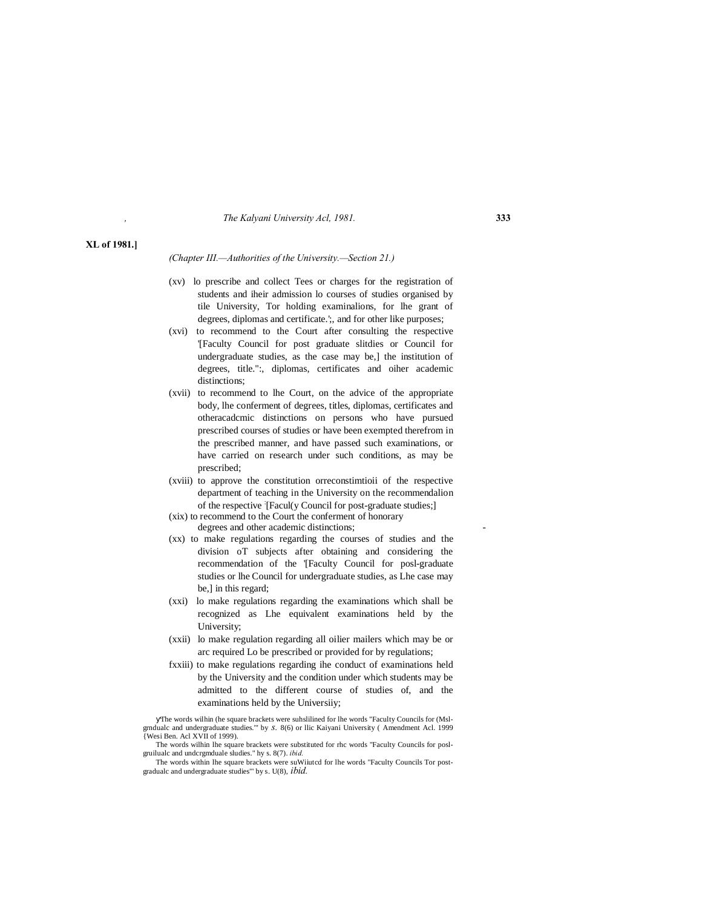**XL of 1981.]**

*(Chapter III.—Authorities of the University.—Section 21.)*

(xv) lo prescribe and collect Tees or charges for the registration of students and iheir admission lo courses of studies organised by tile University, Tor holding examinalions, for lhe grant of degrees, diplomas and certificate.';, and for other like purposes;

(xvi) to recommend to the Court after consulting the respective '[Faculty Council for post graduate slitdies or Council for undergraduate studies, as the case may be,] the institution of degrees, title.":, diplomas, certificates and oiher academic distinctions;

(xvii) to recommend to lhe Court, on the advice of the appropriate body, lhe conferment of degrees, titles, diplomas, certificates and otheracadcmic distinctions on persons who have pursued prescribed courses of studies or have been exempted therefrom in the prescribed manner, and have passed such examinations, or have carried on research under such conditions, as may be prescribed;

(xviii) to approve the constitution orreconstimtioii of the respective department of teaching in the University on the recommendalion of the respective [Facul(y Council for post-graduate studies;]

(xix) to recommend to the Court the conferment of honorary degrees and other academic distinctions;

(xx) to make regulations regarding the courses of studies and the division oT subjects after obtaining and considering the recommendation of the '[Faculty Council for posl-graduate studies or lhe Council for undergraduate studies, as Lhe case may be,] in this regard;

(xxi) lo make regulations regarding the examinations which shall be recognized as Lhe equivalent examinations held by the University;

(xxii) lo make regulation regarding all oilier mailers which may be or arc required Lo be prescribed or provided for by regulations;

fxxiii) to make regulations regarding ihe conduct of examinations held by the University and the condition under which students may be admitted to the different course of studies of, and the examinations held by the Universiiy;

The words wilhin (he square brackets were suhslilined for lhe words "Faculty Councils for (Msl-grndualc and undergraduate studies."' by *s.* 8(6) or llic Kaiyani University ( Amendment Acl. 1999 {Wesi Ben. Acl XVII of 1999).

The words wilhin lhe square brackets were substituted for rhc words "Faculty Councils for posl-gruilualc and undcrgmduale sludies." hy s. 8(7). *ibid.*

The words within lhe square brackets were suWiiutcd for lhe words "Faculty Councils Tor post-gradualc and undergraduate studies"' by s. U(8), *ibid.*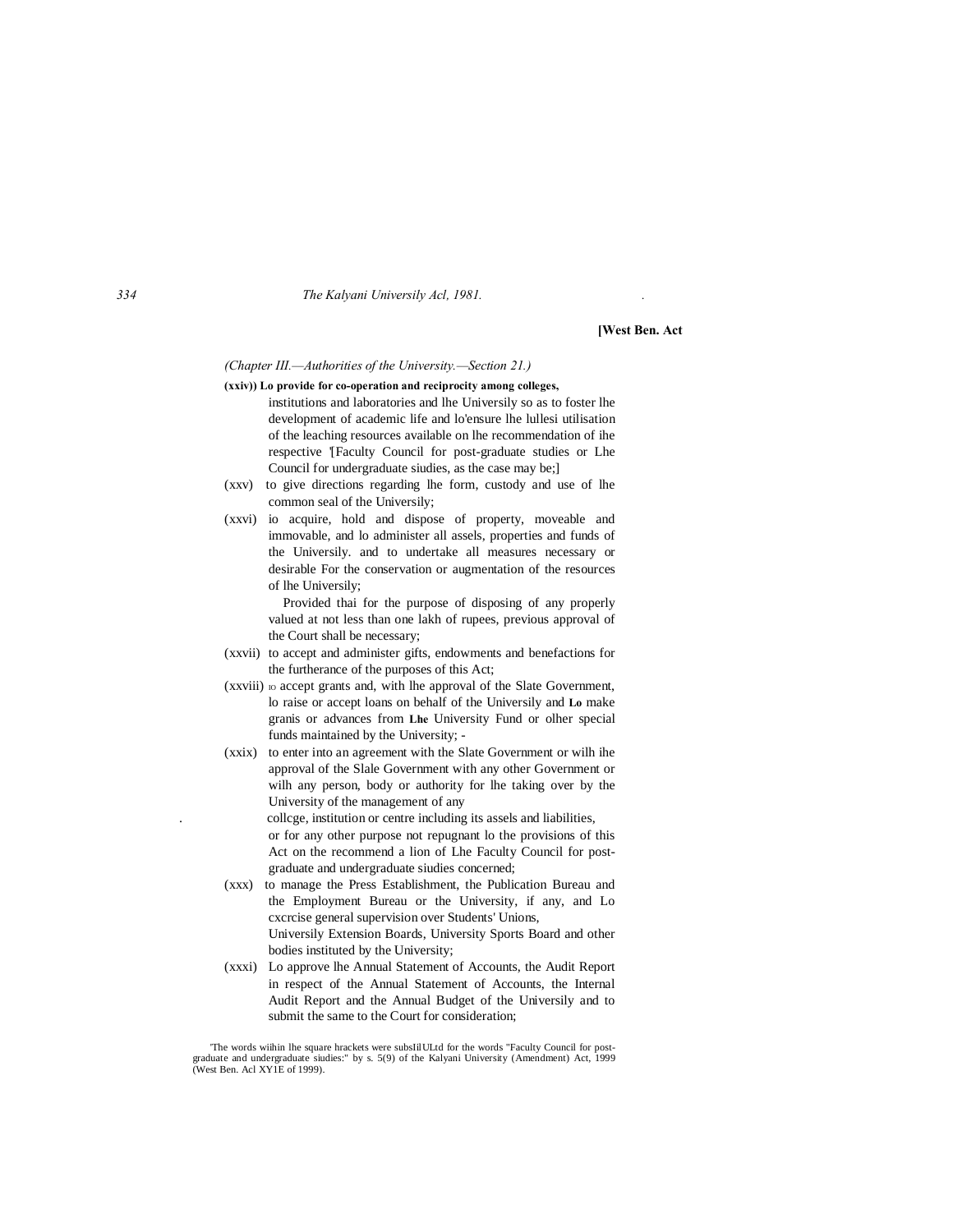(Chapter III.—Authorities of the University.—Section 21.)

**(xxiv)) Lo provide for co-operation and reciprocity among colleges,** institutions and laboratories and lhe Universily so as to foster lhe development of academic life and lo'ensure lhe lullesi utilisation of the leaching resources available on lhe recommendation of ihe respective '[Faculty Council for post-graduate studies or Lhe Council for undergraduate siudies, as the case may be;]

(xxv) to give directions regarding lhe form, custody and use of lhe common seal of the Universily;

(xxvi) io acquire, hold and dispose of property, moveable and immovable, and lo administer all assels, properties and funds of the Universily. and to undertake all measures necessary or desirable For the conservation or augmentation of the resources of lhe Universily;

Provided thai for the purpose of disposing of any properly valued at not less than one lakh of rupees, previous approval of the Court shall be necessary;

(xxvii) to accept and administer gifts, endowments and benefactions for the furtherance of the purposes of this Act;

(xxviii) IO accept grants and, with lhe approval of the Slate Government, lo raise or accept loans on behalf of the Universily and **Lo** make granis or advances from **Lhe** University Fund or olher special funds maintained by the University; -

(xxix) to enter into an agreement with the Slate Government or wilh ihe approval of the Slale Government with any other Government or wilh any person, body or authority for lhe taking over by the University of the management of any collcge, institution or centre including its assels and liabilities, or for any other purpose not repugnant lo the provisions of this Act on the recommend a lion of Lhe Faculty Council for post-graduate and undergraduate siudies concerned;

(xxx) to manage the Press Establishment, the Publication Bureau and the Employment Bureau or the University, if any, and Lo cxcrcise general supervision over Students' Unions, Universily Extension Boards, University Sports Board and other bodies instituted by the University;

(xxxi) Lo approve lhe Annual Statement of Accounts, the Audit Report in respect of the Annual Statement of Accounts, the Internal Audit Report and the Annual Budget of the Universily and to submit the same to the Court for consideration;

'The words wiihin lhe square hrackets were subsIilULtd for the words "Faculty Council for post-graduate and undergraduate siudies:" by s. 5(9) of the Kalyani University (Amendment) Act, 1999 (West Ben. Acl XY1E of 1999).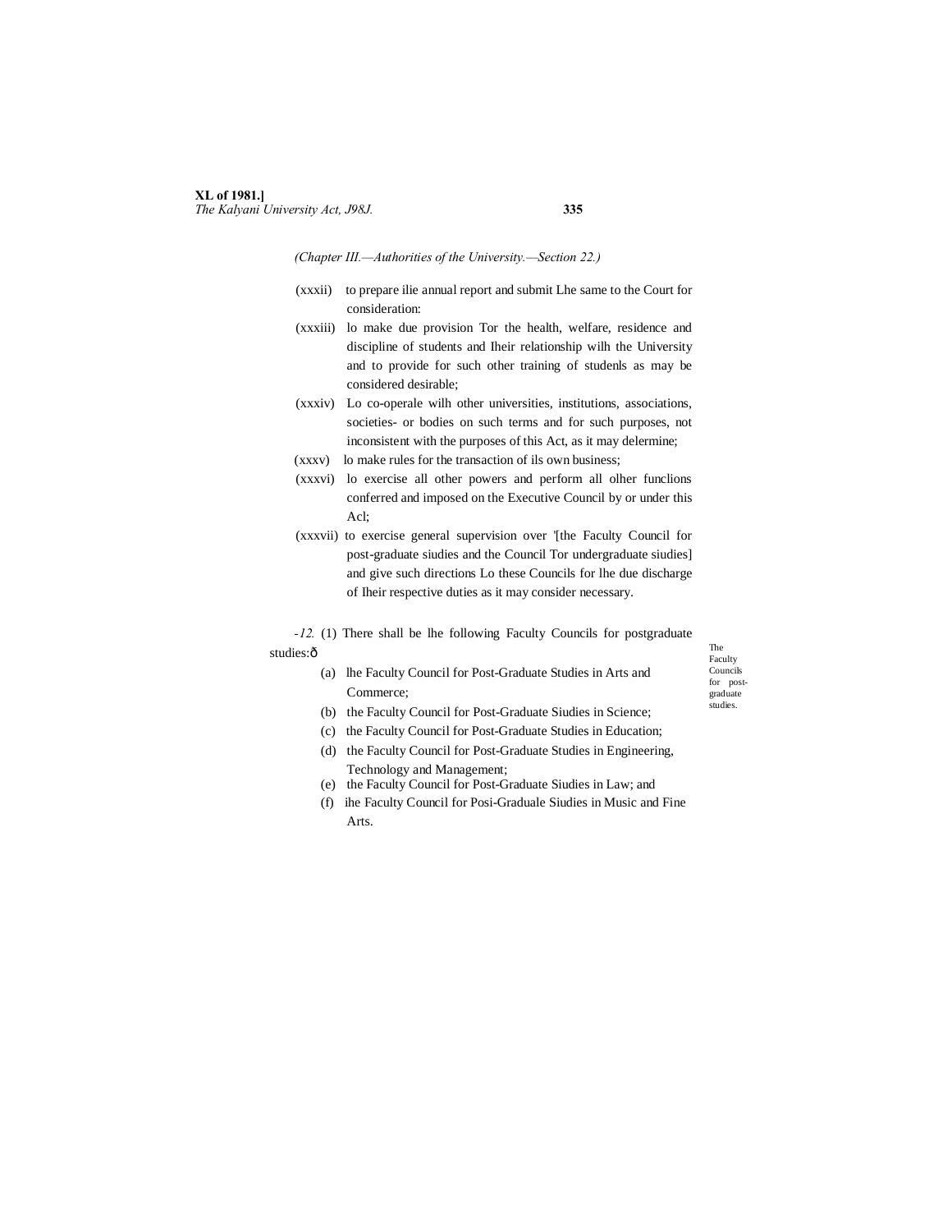*(Chapter III.—Authorities of the University.—Section 22.)*

(xxxii) to prepare ilie annual report and submit Lhe same to the Court for consideration:

(xxxiii) lo make due provision Tor the health, welfare, residence and discipline of students and Iheir relationship wilh the University and to provide for such other training of studenls as may be considered desirable;

(xxxiv) Lo co-operale wilh other universities, institutions, associations, societies- or bodies on such terms and for such purposes, not inconsistent with the purposes of this Act, as it may delermine;

(xxxv) lo make rules for the transaction of ils own business;

(xxxvi) lo exercise all other powers and perform all olher funclions conferred and imposed on the Executive Council by or under this Acl;

(xxxvii) to exercise general supervision over '[the Faculty Council for post-graduate siudies and the Council Tor undergraduate siudies] and give such directions Lo these Councils for lhe due discharge of Iheir respective duties as it may consider necessary.

The Faculty Councils for post-graduate studies.

*-12.* (1) There shall be lhe following Faculty Councils for postgraduate studies:ð

(a) lhe Faculty Council for Post-Graduate Studies in Arts and Commerce;

(b) the Faculty Council for Post-Graduate Siudies in Science;

(c) the Faculty Council for Post-Graduate Studies in Education;

(d) the Faculty Council for Post-Graduate Studies in Engineering, Technology and Management;

(e) the Faculty Council for Post-Graduate Siudies in Law; and

(f) ihe Faculty Council for Posi-Graduale Siudies in Music and Fine Arts.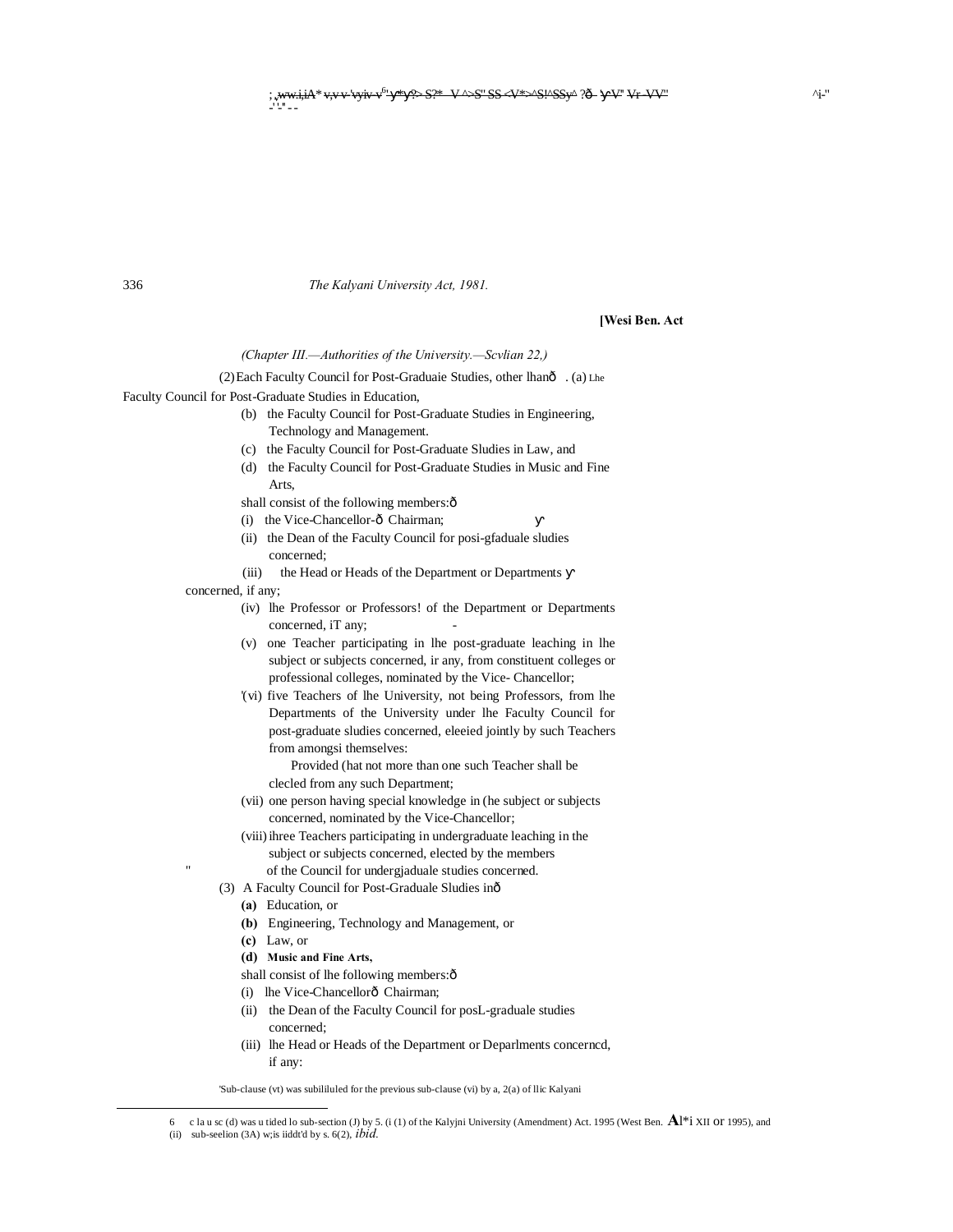[Wesi Ben. Act

*(Chapter III.—Authorities of the University.—Scvlian 22,)*

(2) Each Faculty Council for Post-Graduaie Studies, other lhanð . (a) Lhe Faculty Council for Post-Graduate Studies in Education,

(b) the Faculty Council for Post-Graduate Studies in Engineering, Technology and Management.

(c) the Faculty Council for Post-Graduate Sludies in Law, and

(d) the Faculty Council for Post-Graduate Studies in Music and Fine Arts,

shall consist of the following members:ð

(i) the Vice-Chancellor-ð Chairman;

(ii) the Dean of the Faculty Council for posi-gfaduale sludies concerned;

(iii) the Head or Heads of the Department or Departments concerned, if any;

(iv) lhe Professor or Professors! of the Department or Departments concerned, iT any;

(v) one Teacher participating in lhe post-graduate leaching in lhe subject or subjects concerned, ir any, from constituent colleges or professional colleges, nominated by the Vice- Chancellor;

'(vi) five Teachers of lhe University, not being Professors, from lhe Departments of the University under lhe Faculty Council for post-graduate sludies concerned, eleeied jointly by such Teachers from amongsi themselves:

Provided (hat not more than one such Teacher shall be clecled from any such Department;

(vii) one person having special knowledge in (he subject or subjects concerned, nominated by the Vice-Chancellor;

(viii) ihree Teachers participating in undergraduate leaching in the subject or subjects concerned, elected by the members of the Council for undergjaduale studies concerned.

(3) A Faculty Council for Post-Graduale Sludies inð

**(a)** Education, or

**(b)** Engineering, Technology and Management, or

**(c)** Law, or

**(d) Music and Fine Arts,**

shall consist of lhe following members:ð

(i) lhe Vice-Chancellorð Chairman;

(ii) the Dean of the Faculty Council for posL-graduale studies concerned;

(iii) lhe Head or Heads of the Department or Deparlments concerncd, if any:

'Sub-clause (vt) was subililuled for the previous sub-clause (vi) by a, 2(a) of llic Kalyani

6 c la u sc (d) was u tided lo sub-section (J) by 5. (i (1) of the Kalyjni University (Amendment) Act. 1995 (West Ben. Al*i XII or 1995), and (ii) sub-seelion (3A) w;is iiddt'd by s. 6(2), *ibid.*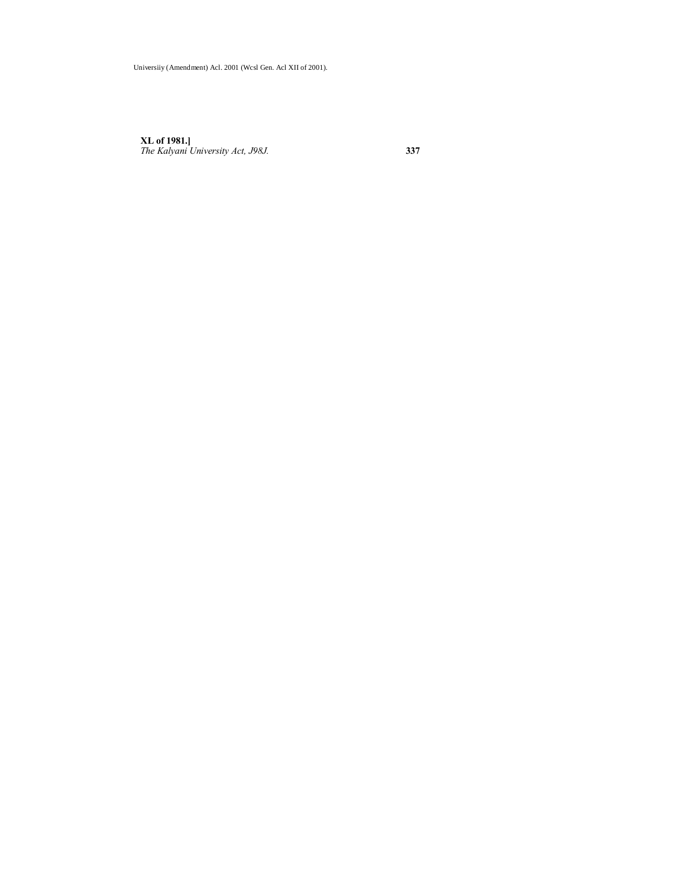Universiiy (Amendment) Acl. 2001 (Wcsl Gen. Acl XII of 2001).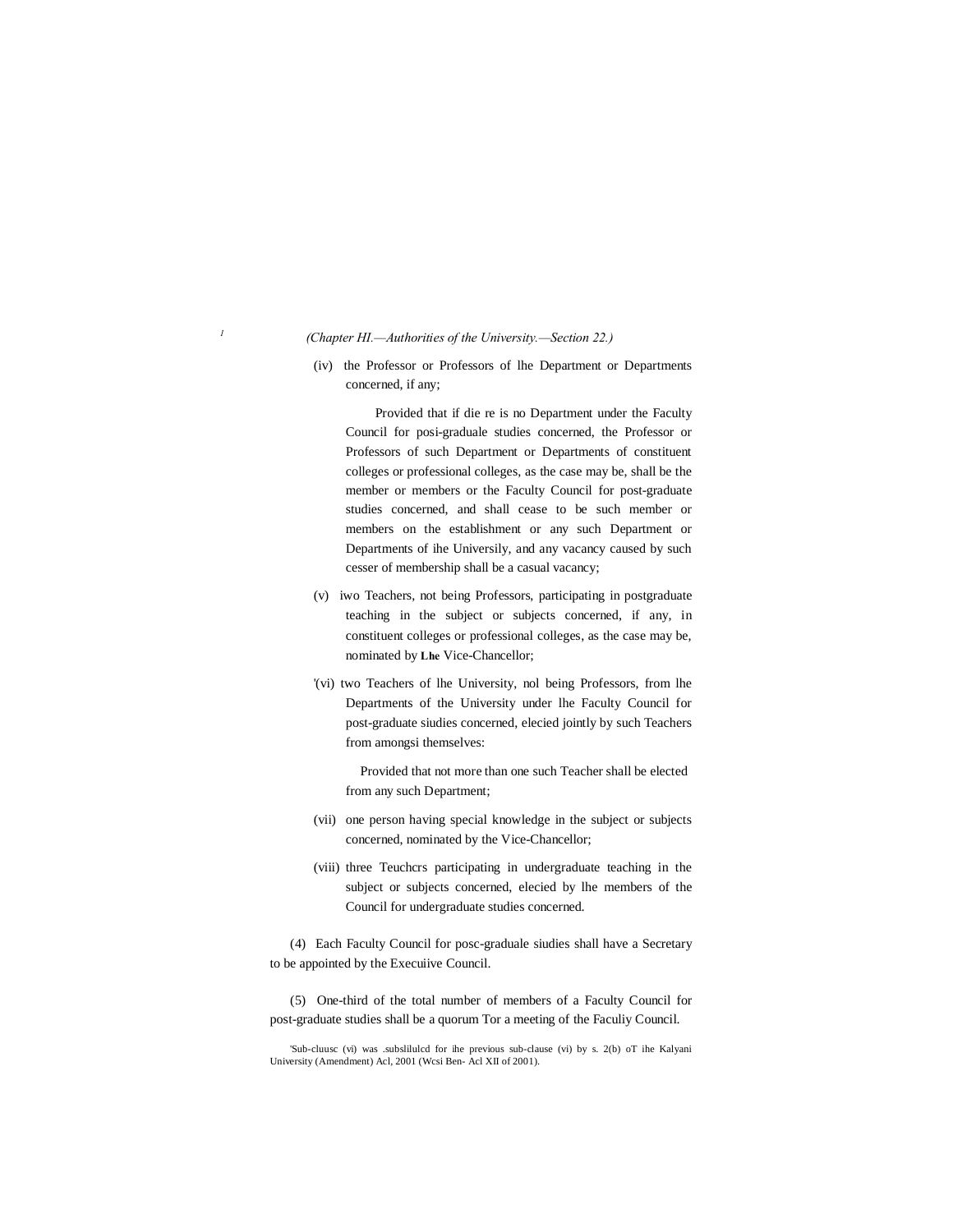(Chapter HI.—Authorities of the University.—Section 22.)

(iv) the Professor or Professors of lhe Department or Departments concerned, if any;

Provided that if die re is no Department under the Faculty Council for posi-graduale studies concerned, the Professor or Professors of such Department or Departments of constituent colleges or professional colleges, as the case may be, shall be the member or members or the Faculty Council for post-graduate studies concerned, and shall cease to be such member or members on the establishment or any such Department or Departments of ihe Universily, and any vacancy caused by such cesser of membership shall be a casual vacancy;

(v) iwo Teachers, not being Professors, participating in postgraduate teaching in the subject or subjects concerned, if any, in constituent colleges or professional colleges, as the case may be, nominated by **Lhe** Vice-Chancellor;

'(vi) two Teachers of lhe University, nol being Professors, from lhe Departments of the University under lhe Faculty Council for post-graduate siudies concerned, elecied jointly by such Teachers from amongsi themselves:

Provided that not more than one such Teacher shall be elected from any such Department;

(vii) one person having special knowledge in the subject or subjects concerned, nominated by the Vice-Chancellor;

(viii) three Teuchcrs participating in undergraduate teaching in the subject or subjects concerned, elecied by lhe members of the Council for undergraduate studies concerned.

(4) Each Faculty Council for posc-graduale siudies shall have a Secretary to be appointed by the Execuiive Council.

(5) One-third of the total number of members of a Faculty Council for post-graduate studies shall be a quorum Tor a meeting of the Faculiy Council.

'Sub-cluusc (vi) was .subslilulcd for ihe previous sub-clause (vi) by s. 2(b) oT ihe Kalyani University (Amendment) Acl, 2001 (Wcsi Ben- Acl XII of 2001).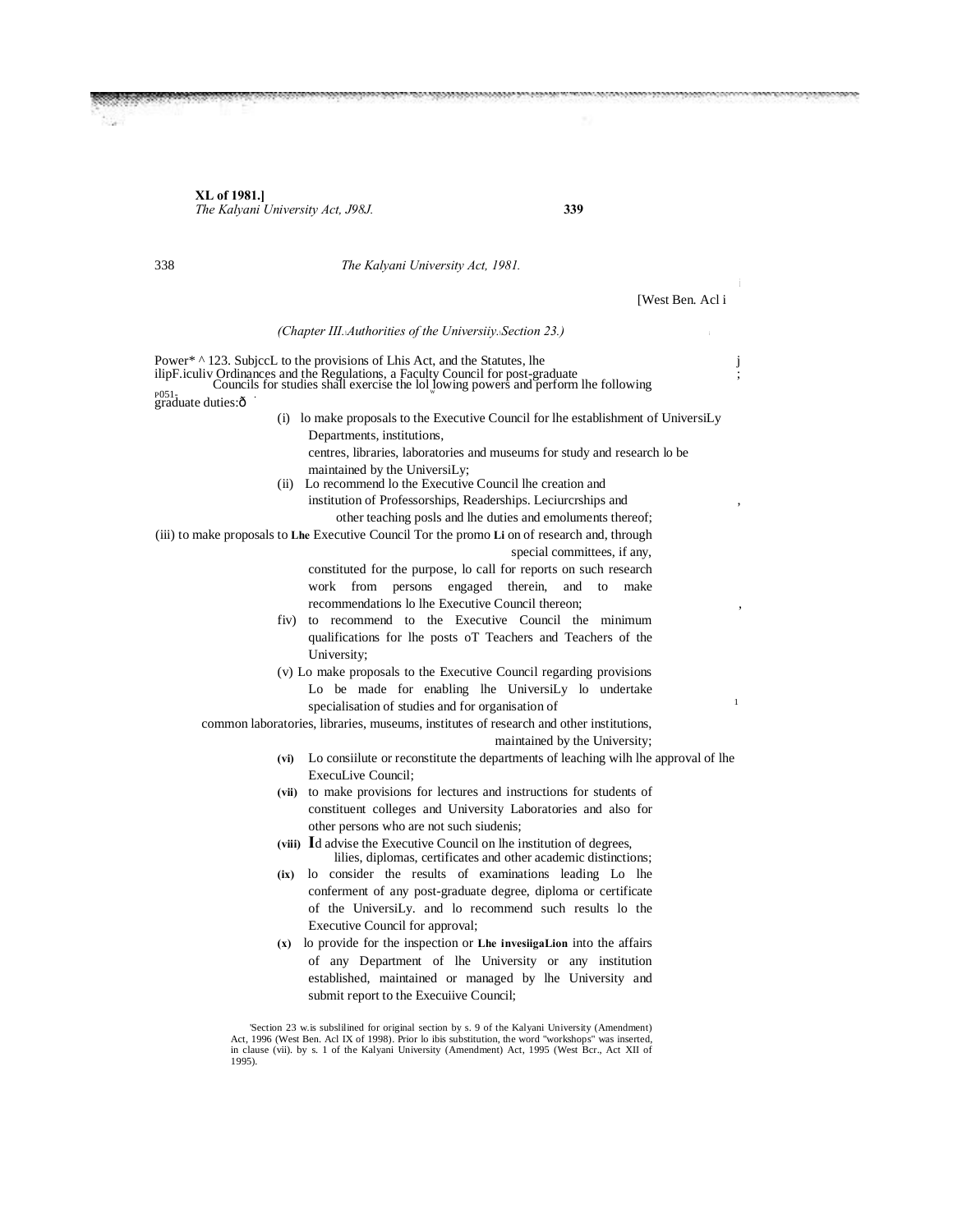(Chapter III.—Authorities of the University.—Section 23.)

Powers of post-graduate Councils.

[1]23. Subject to the provisions of this Act, and the Statutes, the Ordinances and the Regulations, a Faculty Council for post-graduate Councils for studies shall exercise the following powers and perform the following duties:—

(i) to make proposals to the Executive Council for the establishment of University Departments, institutions, centres, libraries, laboratories and museums for study and research to be maintained by the University;

(ii) to recommend to the Executive Council the creation and institution of Professorships, Readerships, Lecturerships and other teaching posts and the duties and emoluments thereof;

(iii) to make proposals to the Executive Council for the promotion of research and, through special committees, if any, constituted for the purpose, to call for reports on such research work from persons engaged therein, and to make recommendations to the Executive Council thereon;

(iv) to recommend to the Executive Council the minimum qualifications for the posts of Teachers and Teachers of the University;

(v) to make proposals to the Executive Council regarding provisions to be made for enabling the University to undertake specialisation of studies and for organisation of common laboratories, libraries, museums, institutes of research and other institutions, maintained by the University;

(vi) to constitute or reconstitute the departments of teaching with the approval of the Executive Council;

(vii) to make provisions for lectures and instructions for students of constituent colleges and University Laboratories and also for other persons who are not such students;

(viii) to advise the Executive Council on the institution of degrees, titles, diplomas, certificates and other academic distinctions;

(ix) to consider the results of examinations leading to the conferment of any post-graduate degree, diploma or certificate of the University, and to recommend such results to the Executive Council for approval;

(x) to provide for the inspection or the investigation into the affairs of any Department of the University or any institution established, maintained or managed by the University and submit report to the Executive Council;

[1]Section 23 was substituted for original section by s. 9 of the Kalyani University (Amendment) Act, 1996 (West Ben. Act IX of 1998). Prior to this substitution, the word "workshops" was inserted, in clause (vii), by s. 1 of the Kalyani University (Amendment) Act, 1995 (West Ben. Act XII of 1995).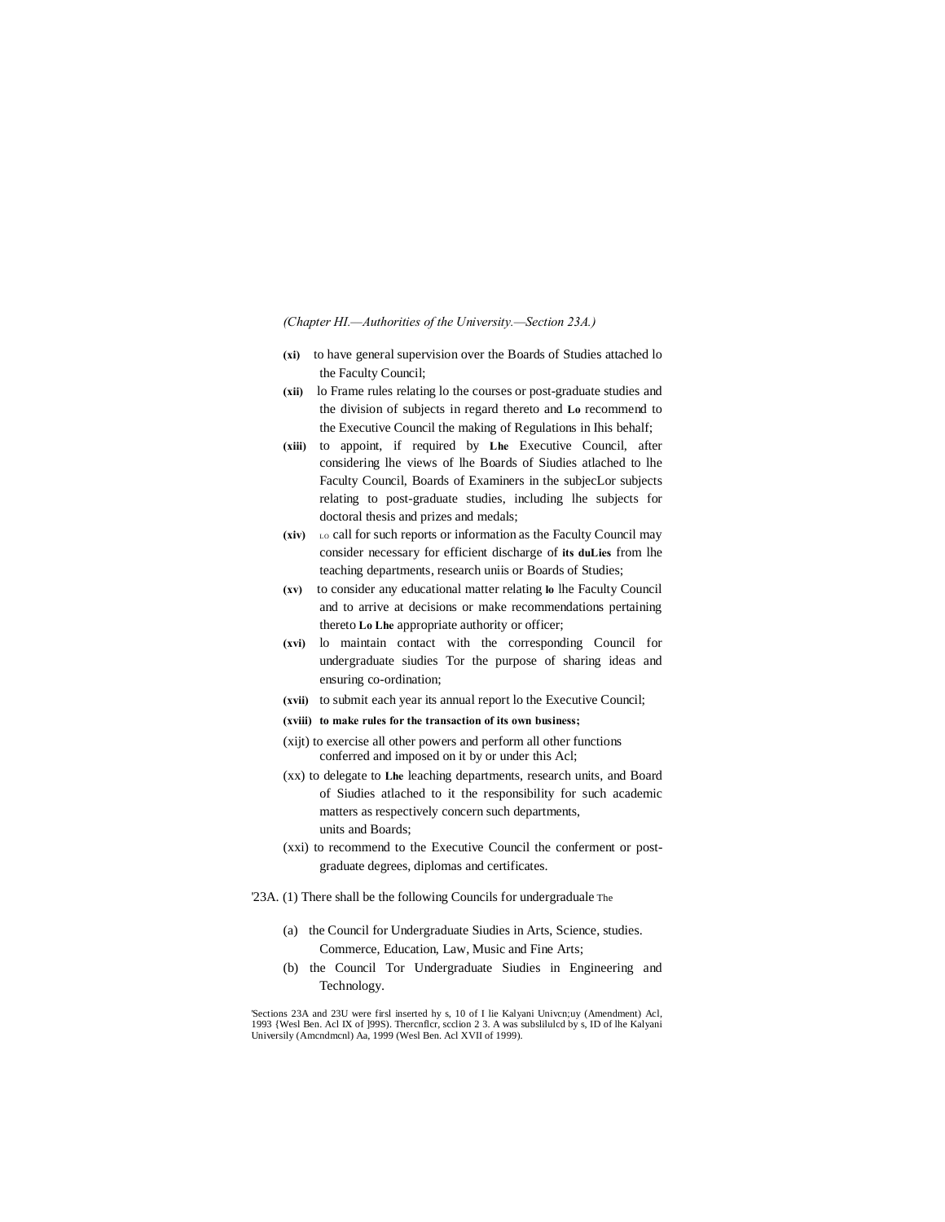*(Chapter HI.—Authorities of the University.—Section 23A.)*

**(xi)** to have general supervision over the Boards of Studies attached lo the Faculty Council;

**(xii)** lo Frame rules relating lo the courses or post-graduate studies and the division of subjects in regard thereto and **Lo** recommend to the Executive Council the making of Regulations in Ihis behalf;

**(xiii)** to appoint, if required by **Lhe** Executive Council, after considering lhe views of lhe Boards of Siudies atlached to lhe Faculty Council, Boards of Examiners in the subjecLor subjects relating to post-graduate studies, including lhe subjects for doctoral thesis and prizes and medals;

**(xiv)** LO call for such reports or information as the Faculty Council may consider necessary for efficient discharge of **its duLies** from lhe teaching departments, research uniis or Boards of Studies;

**(xv)** to consider any educational matter relating **lo** lhe Faculty Council and to arrive at decisions or make recommendations pertaining thereto **Lo Lhe** appropriate authority or officer;

**(xvi)** lo maintain contact with the corresponding Council for undergraduate siudies Tor the purpose of sharing ideas and ensuring co-ordination;

**(xvii)** to submit each year its annual report lo the Executive Council;

**(xviii) to make rules for the transaction of its own business;**

(xijt) to exercise all other powers and perform all other functions conferred and imposed on it by or under this Acl;

(xx) to delegate to **Lhe** leaching departments, research units, and Board of Siudies atlached to it the responsibility for such academic matters as respectively concern such departments, units and Boards;

(xxi) to recommend to the Executive Council the conferment or post-graduate degrees, diplomas and certificates.

'23A. (1) There shall be the following Councils for undergraduale The studies.

(a) the Council for Undergraduate Siudies in Arts, Science, Commerce, Education, Law, Music and Fine Arts;

(b) the Council Tor Undergraduate Siudies in Engineering and Technology.

'Sections 23A and 23U were firsl inserted hy s, 10 of I lie Kalyani Univcn;uy (Amendment) Acl, 1993 {Wesl Ben. Acl IX of ]99S). Thercnflcr, scclion 2 3. A was subslilulcd by s, ID of lhe Kalyani Universily (Amcndmcnl) Aa, 1999 (Wesl Ben. Acl XVII of 1999).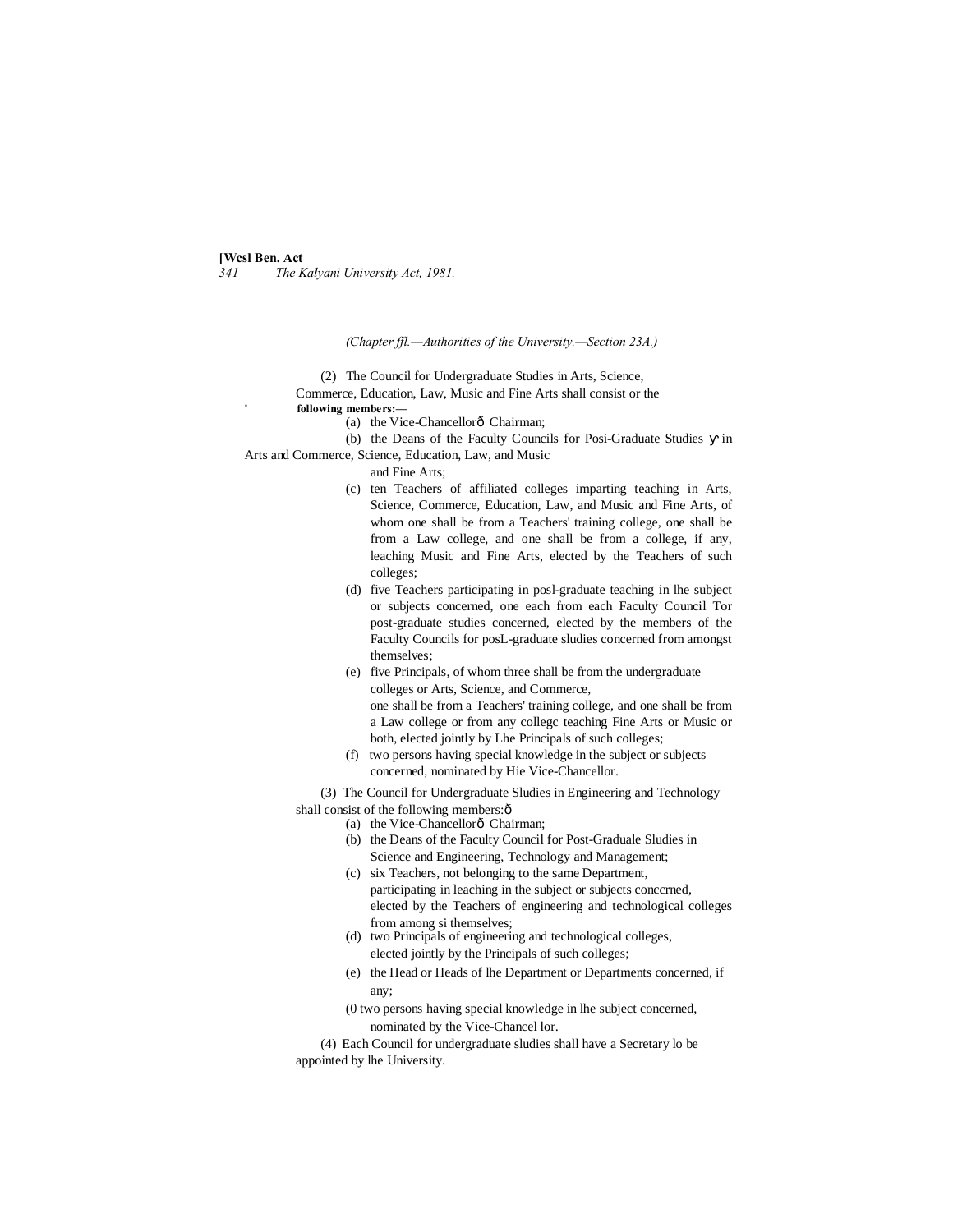*(Chapter ffl.—Authorities of the University.—Section 23A.)*

(2) The Council for Undergraduate Studies in Arts, Science, Commerce, Education, Law, Music and Fine Arts shall consist or the **following members:—**

(a) the Vice-Chancellorð Chairman;

(b) the Deans of the Faculty Councils for Posi-Graduate Studies in Arts and Commerce, Science, Education, Law, and Music and Fine Arts;

(c) ten Teachers of affiliated colleges imparting teaching in Arts, Science, Commerce, Education, Law, and Music and Fine Arts, of whom one shall be from a Teachers' training college, one shall be from a Law college, and one shall be from a college, if any, leaching Music and Fine Arts, elected by the Teachers of such colleges;

(d) five Teachers participating in posl-graduate teaching in lhe subject or subjects concerned, one each from each Faculty Council Tor post-graduate studies concerned, elected by the members of the Faculty Councils for posL-graduate sludies concerned from amongst themselves;

(e) five Principals, of whom three shall be from the undergraduate colleges or Arts, Science, and Commerce, one shall be from a Teachers' training college, and one shall be from a Law college or from any collegc teaching Fine Arts or Music or both, elected jointly by Lhe Principals of such colleges;

(f) two persons having special knowledge in the subject or subjects concerned, nominated by Hie Vice-Chancellor.

(3) The Council for Undergraduate Sludies in Engineering and Technology shall consist of the following members:ð

(a) the Vice-Chancellorð Chairman;

(b) the Deans of the Faculty Council for Post-Graduale Sludies in Science and Engineering, Technology and Management;

(c) six Teachers, not belonging to the same Department, participating in leaching in the subject or subjects conccrned, elected by the Teachers of engineering and technological colleges from among si themselves;

(d) two Principals of engineering and technological colleges, elected jointly by the Principals of such colleges;

(e) the Head or Heads of lhe Department or Departments concerned, if any;

(0 two persons having special knowledge in lhe subject concerned, nominated by the Vice-Chancel lor.

(4) Each Council for undergraduate sludies shall have a Secretary lo be appointed by lhe University.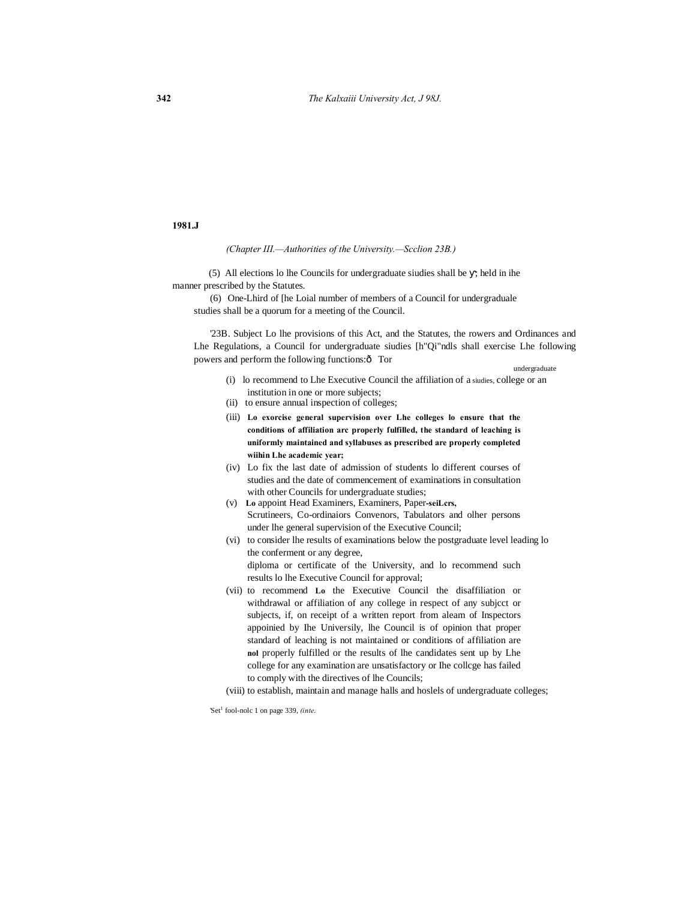1981.J

*(Chapter III.—Authorities of the University.—Scclion 23B.)*

(5) All elections lo lhe Councils for undergraduate siudies shall be ү; held in ihe manner prescribed by the Statutes.

(6) One-Lhird of [he Loial number of members of a Council for undergraduale studies shall be a quorum for a meeting of the Council.

'23B. Subject Lo lhe provisions of this Act, and the Statutes, the rowers and Ordinances and Lhe Regulations, a Council for undergraduate siudies [h"Qi"ndls shall exercise Lhe following powers and perform the following functions:ð Tor

undergraduate

(i) lo recommend to Lhe Executive Council the affiliation of a siudies, college or an institution in one or more subjects;

(ii) to ensure annual inspection of colleges;

(iii) **Lo exorcise general supervision over Lhe colleges lo ensure that the conditions of affiliation arc properly fulfilled, the standard of leaching is uniformly maintained and syllabuses as prescribed are properly completed wiihin Lhe academic year;**

(iv) Lo fix the last date of admission of students lo different courses of studies and the date of commencement of examinations in consultation with other Councils for undergraduate studies;

(v) **Lo** appoint Head Examiners, Examiners, Paper-**seiLcrs,** Scrutineers, Co-ordinaiors Convenors, Tabulators and olher persons under lhe general supervision of the Executive Council;

(vi) to consider lhe results of examinations below the postgraduate level leading lo the conferment or any degree, diploma or certificate of the University, and lo recommend such results lo lhe Executive Council for approval;

(vii) to recommend **Lo** the Executive Council the disaffiliation or withdrawal of affiliation of any college in respect of any subjcct or subjects, if, on receipt of a written report from aleam of Inspectors appoinied by Ihe Universily, lhe Council is of opinion that proper standard of leaching is not maintained or conditions of affiliation are **nol** properly fulfilled or the results of lhe candidates sent up by Lhe college for any examination are unsatisfactory or Ihe collcge has failed to comply with the directives of lhe Councils;

(viii) to establish, maintain and manage halls and hoslels of undergraduate colleges;

'Set[1] fool-nolc 1 on page 339, *(inte.*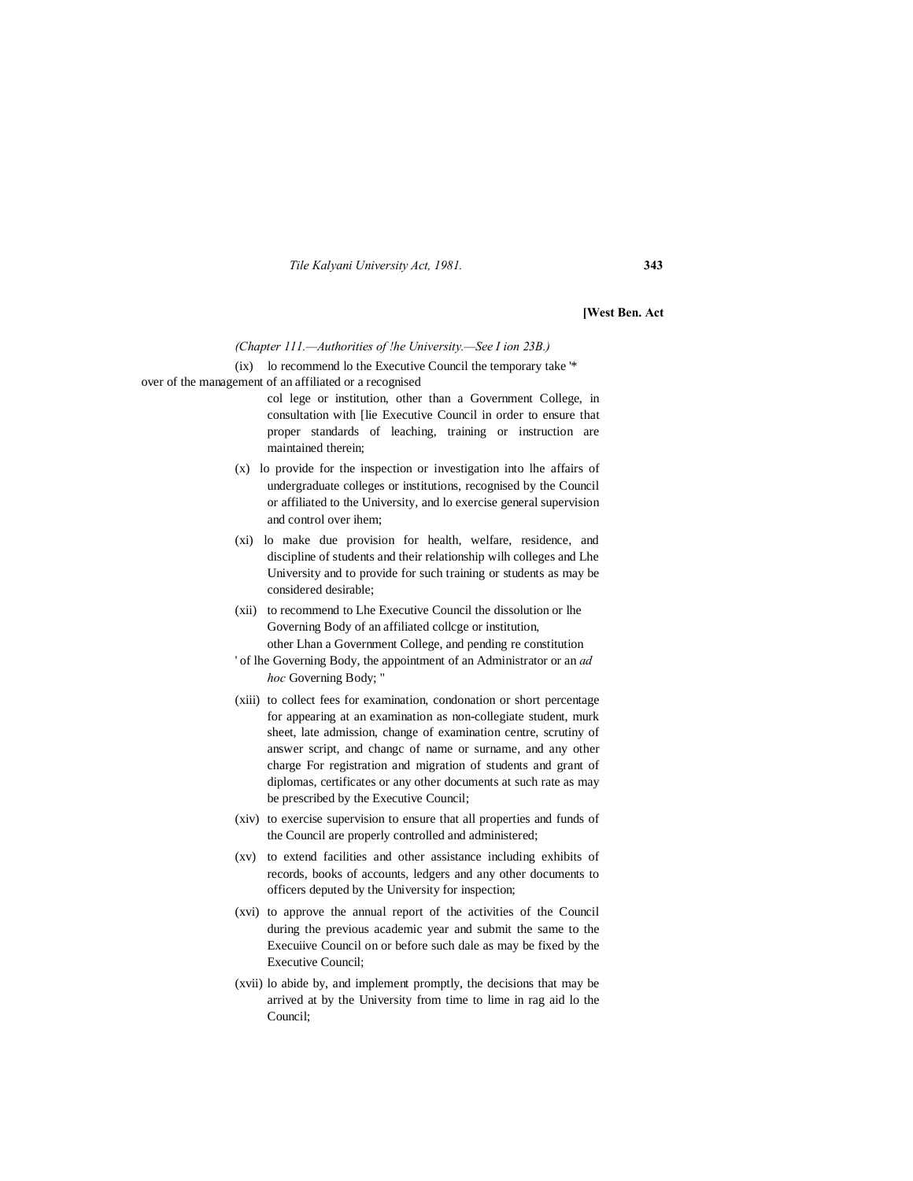**[West Ben. Act**

*(Chapter 111.—Authorities of !he University.—See I ion 23B.)*

(ix) lo recommend lo the Executive Council the temporary take '* over of the management of an affiliated or a recognised col lege or institution, other than a Government College, in consultation with [lie Executive Council in order to ensure that proper standards of leaching, training or instruction are maintained therein;

(x) lo provide for the inspection or investigation into lhe affairs of undergraduate colleges or institutions, recognised by the Council or affiliated to the University, and lo exercise general supervision and control over ihem;

(xi) lo make due provision for health, welfare, residence, and discipline of students and their relationship wilh colleges and Lhe University and to provide for such training or students as may be considered desirable;

(xii) to recommend to Lhe Executive Council the dissolution or lhe Governing Body of an affiliated collcge or institution, other Lhan a Government College, and pending re constitution ' of lhe Governing Body, the appointment of an Administrator or an *ad hoc* Governing Body; "

(xiii) to collect fees for examination, condonation or short percentage for appearing at an examination as non-collegiate student, murk sheet, late admission, change of examination centre, scrutiny of answer script, and changc of name or surname, and any other charge For registration and migration of students and grant of diplomas, certificates or any other documents at such rate as may be prescribed by the Executive Council;

(xiv) to exercise supervision to ensure that all properties and funds of the Council are properly controlled and administered;

(xv) to extend facilities and other assistance including exhibits of records, books of accounts, ledgers and any other documents to officers deputed by the University for inspection;

(xvi) to approve the annual report of the activities of the Council during the previous academic year and submit the same to the Execuiive Council on or before such dale as may be fixed by the Executive Council;

(xvii) lo abide by, and implement promptly, the decisions that may be arrived at by the University from time to lime in rag aid lo the Council;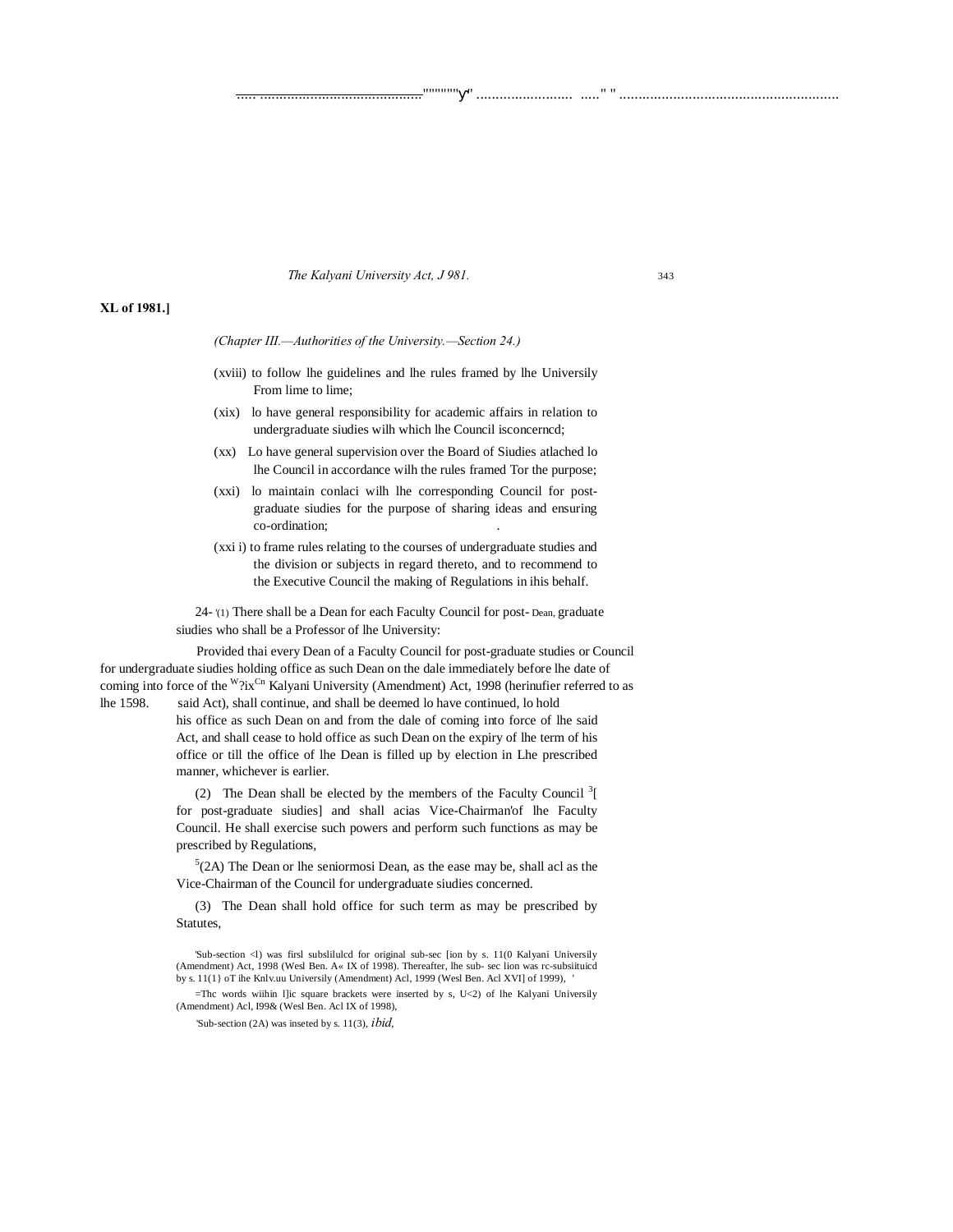**XL of 1981.]**

*(Chapter III.—Authorities of the University.—Section 24.)*

(xviii) to follow lhe guidelines and lhe rules framed by lhe Universily From lime to lime;

(xix) lo have general responsibility for academic affairs in relation to undergraduate siudies wilh which lhe Council isconcerncd;

(xx) Lo have general supervision over the Board of Siudies atlached lo lhe Council in accordance wilh the rules framed Tor the purpose;

(xxi) lo maintain conlaci wilh lhe corresponding Council for post-graduate siudies for the purpose of sharing ideas and ensuring co-ordination;

(xxi i) to frame rules relating to the courses of undergraduate studies and the division or subjects in regard thereto, and to recommend to the Executive Council the making of Regulations in ihis behalf.

Dean.

24- [1](1) There shall be a Dean for each Faculty Council for post-graduate siudies who shall be a Professor of lhe University:

Provided thai every Dean of a Faculty Council for post-graduate studies or Council for undergraduate siudies holding office as such Dean on the dale immediately before lhe date of coming into force of the W?ixCn Kalyani University (Amendment) Act, 1998 (herinufier referred to as lhe 1598. said Act), shall continue, and shall be deemed lo have continued, lo hold his office as such Dean on and from the dale of coming into force of lhe said Act, and shall cease to hold office as such Dean on the expiry of lhe term of his office or till the office of lhe Dean is filled up by election in Lhe prescribed manner, whichever is earlier.

(2) The Dean shall be elected by the members of the Faculty Council [3][ for post-graduate siudies] and shall acias Vice-Chairman'of lhe Faculty Council. He shall exercise such powers and perform such functions as may be prescribed by Regulations,

[5](2A) The Dean or lhe seniormosi Dean, as the ease may be, shall acl as the Vice-Chairman of the Council for undergraduate siudies concerned.

(3) The Dean shall hold office for such term as may be prescribed by Statutes,

'Sub-section <l) was firsl subslilulcd for original sub-sec [ion by s. 11(0 Kalyani Universily (Amendment) Act, 1998 (Wesl Ben. A« IX of 1998). Thereafter, lhe sub- sec lion was rc-subsiituicd by s. 11(1} oT ihe Knlv.uu Universily (Amendment) Acl, 1999 (Wesl Ben. Acl XVI] of 1999), '

=Thc words wiihin l]ic square brackets were inserted by s, U<2) of lhe Kalyani Universily (Amendment) Acl, I99& (Wesl Ben. Acl IX of 1998),

'Sub-section (2A) was inseted by s. 11(3), *ibid,*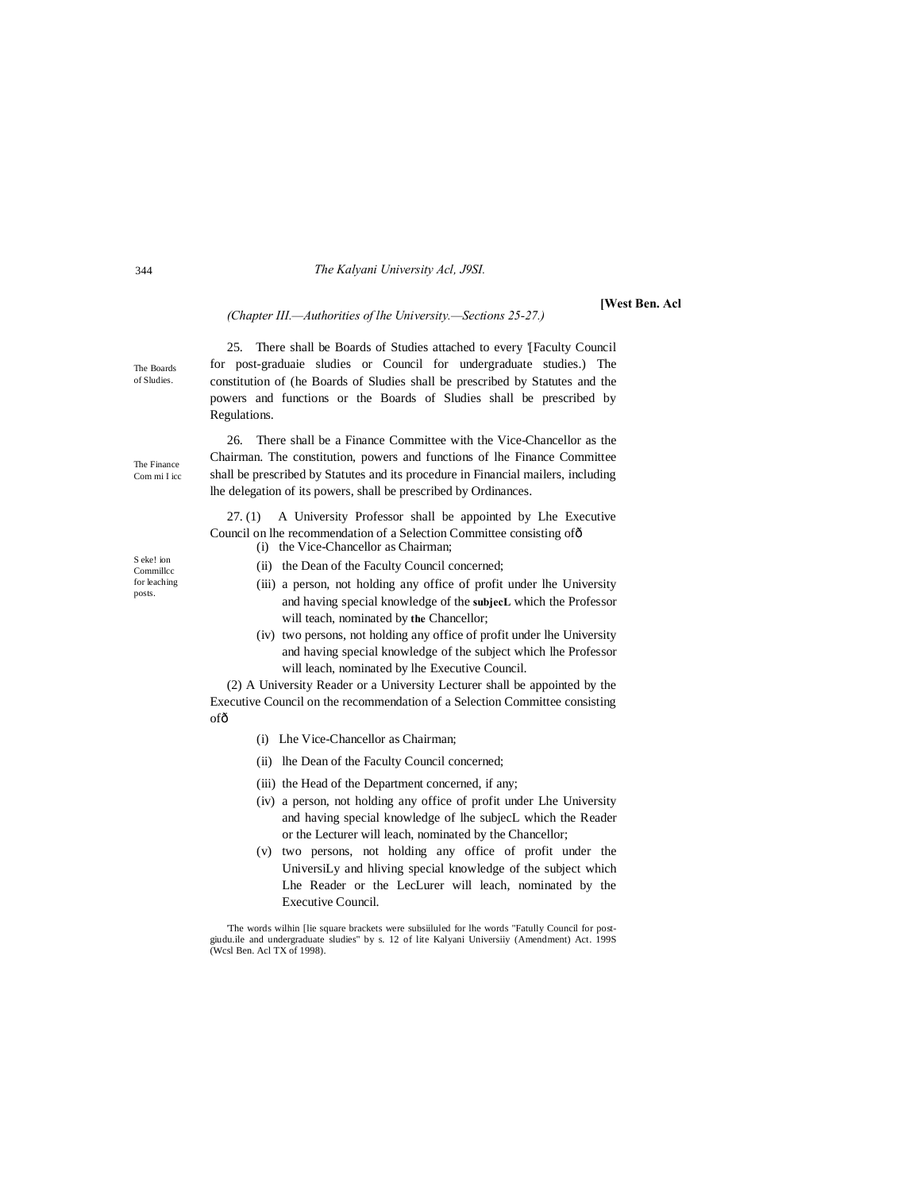*(Chapter III.—Authorities of lhe University.—Sections 25-27.)*

The Boards of Sludies.

25. There shall be Boards of Studies attached to every '[Faculty Council for post-graduaie sludies or Council for undergraduate studies.) The constitution of (he Boards of Sludies shall be prescribed by Statutes and the powers and functions or the Boards of Sludies shall be prescribed by Regulations.

The Finance Com mi I icc

26. There shall be a Finance Committee with the Vice-Chancellor as the Chairman. The constitution, powers and functions of lhe Finance Committee shall be prescribed by Statutes and its procedure in Financial mailers, including lhe delegation of its powers, shall be prescribed by Ordinances.

S eke! ion Commillcc for leaching posts.

27. (1) A University Professor shall be appointed by Lhe Executive Council on lhe recommendation of a Selection Committee consisting ofô

(i) the Vice-Chancellor as Chairman;

(ii) the Dean of the Faculty Council concerned;

(iii) a person, not holding any office of profit under lhe University and having special knowledge of the **subjecL** which the Professor will teach, nominated by **the** Chancellor;

(iv) two persons, not holding any office of profit under lhe University and having special knowledge of the subject which lhe Professor will leach, nominated by lhe Executive Council.

(2) A University Reader or a University Lecturer shall be appointed by the Executive Council on the recommendation of a Selection Committee consisting ofô

(i) Lhe Vice-Chancellor as Chairman;

(ii) lhe Dean of the Faculty Council concerned;

(iii) the Head of the Department concerned, if any;

(iv) a person, not holding any office of profit under Lhe University and having special knowledge of lhe subjecL which the Reader or the Lecturer will leach, nominated by the Chancellor;

(v) two persons, not holding any office of profit under the UniversiLy and hliving special knowledge of the subject which Lhe Reader or the LecLurer will leach, nominated by the Executive Council.

'The words wilhin [lie square brackets were subsiiluled for lhe words "Fatully Council for post-giudu.ile and undergraduate sludies" by s. 12 of lite Kalyani Universiiy (Amendment) Act. 199S (Wcsl Ben. Acl TX of 1998).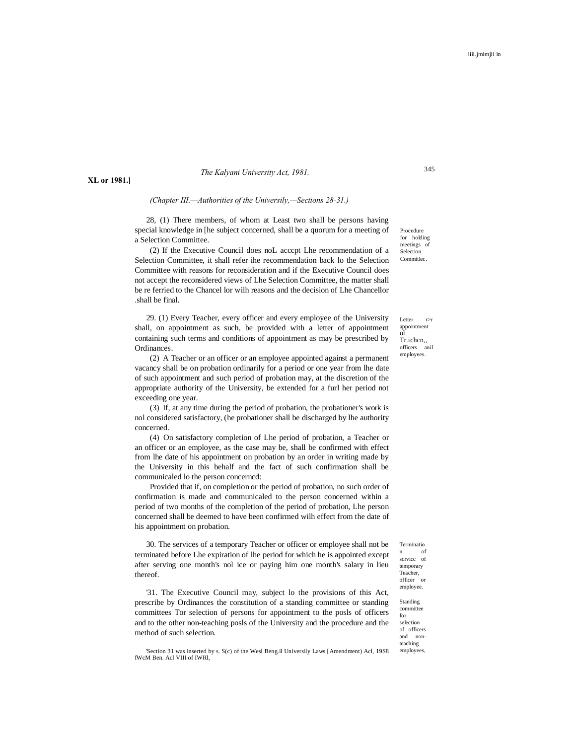*(Chapter III.—Authorities of the Universily,—Sections 28-31.)*

Procedure for holding meetings of Selection Commitlec.

28, (1) There members, of whom at Least two shall be persons having special knowledge in [he subject concerned, shall be a quorum for a meeting of a Selection Committee.

(2) If the Executive Council does noL acccpt Lhe recommendation of a Selection Committee, it shall refer ihe recommendation back lo the Selection Committee with reasons for reconsideration and if the Executive Council does not accept the reconsidered views of Lhe Selection Committee, the matter shall be re ferried to the Chancel lor wilh reasons and the decision of Lhe Chancellor .shall be final.

Letter r>r appointment ol Tr.ichcn,, officers anil employees.

29. (1) Every Teacher, every officer and every employee of the University shall, on appointment as such, be provided with a letter of appointment containing such terms and conditions of appointment as may be prescribed by Ordinances.

(2) A Teacher or an officer or an employee appointed against a permanent vacancy shall be on probation ordinarily for a period or one year from lhe date of such appointment and such period of probation may, at the discretion of the appropriate authority of the University, be extended for a furl her period not exceeding one year.

(3) If, at any time during the period of probation, the probationer's work is nol considered satisfactory, (he probationer shall be discharged by lhe authority concerned.

(4) On satisfactory completion of Lhe period of probation, a Teacher or an officer or an employee, as the case may be, shall be confirmed with effect from lhe date of his appointment on probation by an order in writing made by the University in this behalf and the fact of such confirmation shall be communicaled lo the person concerncd:

Provided that if, on completion or the period of probation, no such order of confirmation is made and communicaled to the person concerned within a period of two months of the completion of the period of probation, Lhe person concerned shall be deemed to have been confirmed wilh effect from the date of his appointment on probation.

Terminatio n of scrvicc of temporary Teacher, officer or employee.

30. The services of a temporary Teacher or officer or employee shall not be terminated before Lhe expiration of lhe period for which he is appointed except after serving one month's nol ice or paying him one month's salary in lieu thereof.

Standing committee for selection of officers and non-teaching employees,

'31. The Executive Council may, subject lo the provisions of this Act, prescribe by Ordinances the constitution of a standing committee or standing committees Tor selection of persons for appointment to the posls of officers and to the other non-teaching posls of the University and the procedure and the method of such selection.

'Section 31 was inserted by s. S(c) of the Wesl Beng.il Universily Laws [Amendment) Acl, 19S8 fWcM Ben. Acl VIII of IWRl,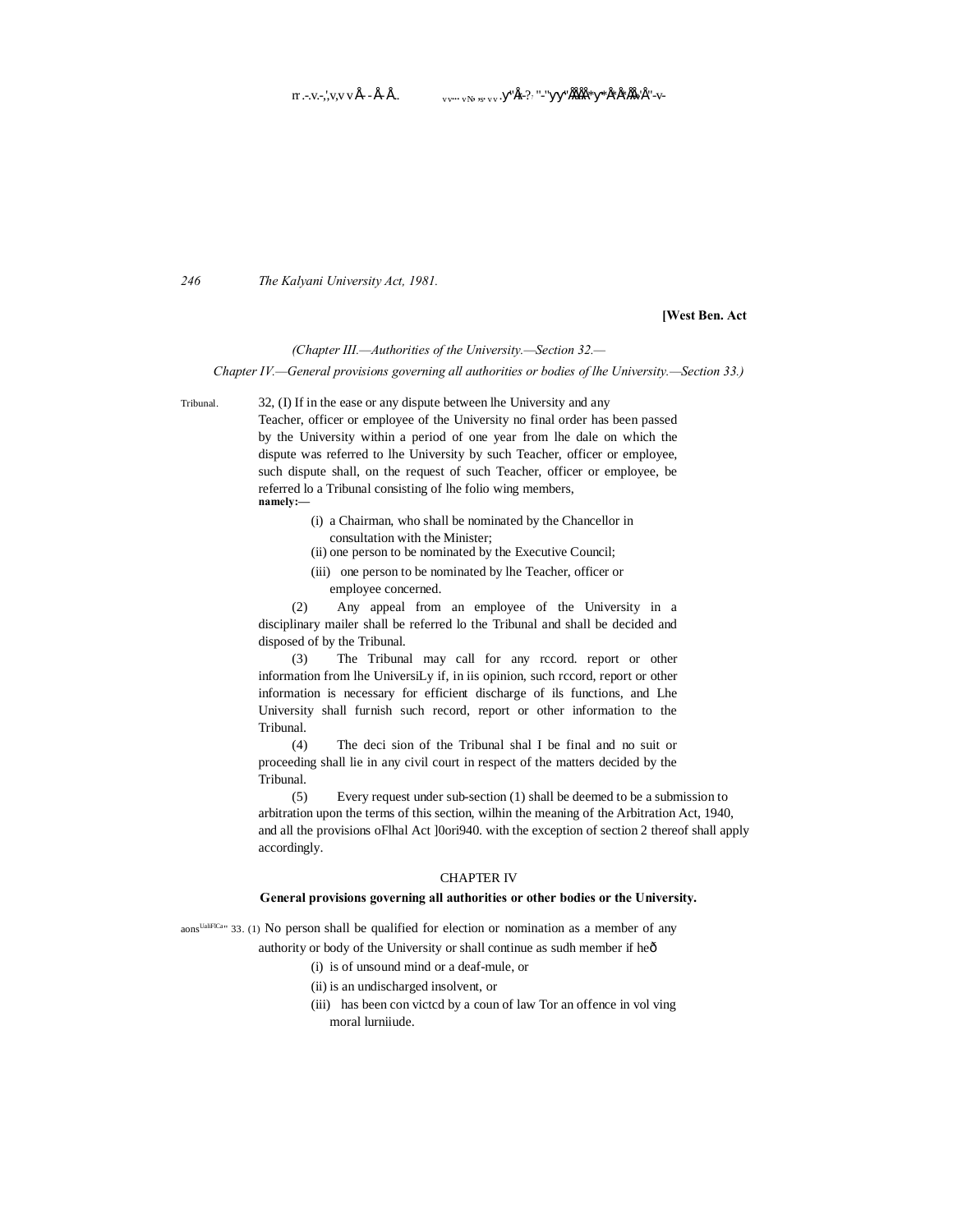[West Ben. Act

*(Chapter III.—Authorities of the University.—Section 32.—*
*Chapter IV.—General provisions governing all authorities or bodies of lhe University.—Section 33.)*

Tribunal.

32, (I) If in the ease or any dispute between lhe University and any Teacher, officer or employee of the University no final order has been passed by the University within a period of one year from lhe dale on which the dispute was referred to lhe University by such Teacher, officer or employee, such dispute shall, on the request of such Teacher, officer or employee, be referred lo a Tribunal consisting of lhe folio wing members, **namely:—**

(i) a Chairman, who shall be nominated by the Chancellor in consultation with the Minister;

(ii) one person to be nominated by the Executive Council;

(iii) one person to be nominated by lhe Teacher, officer or employee concerned.

(2) Any appeal from an employee of the University in a disciplinary mailer shall be referred lo the Tribunal and shall be decided and disposed of by the Tribunal.

(3) The Tribunal may call for any rccord. report or other information from lhe UniversiLy if, in iis opinion, such rccord, report or other information is necessary for efficient discharge of ils functions, and Lhe University shall furnish such record, report or other information to the Tribunal.

(4) The deci sion of the Tribunal shal I be final and no suit or proceeding shall lie in any civil court in respect of the matters decided by the Tribunal.

(5) Every request under sub-section (1) shall be deemed to be a submission to arbitration upon the terms of this section, wilhin the meaning of the Arbitration Act, 1940, and all the provisions oFlhal Act ]0ori940. with the exception of section 2 thereof shall apply accordingly.

## CHAPTER IV

### General provisions governing all authorities or other bodies or the University.

aons UaliFICa"

33. (1) No person shall be qualified for election or nomination as a member of any authority or body of the University or shall continue as sudh member if heð

(i) is of unsound mind or a deaf-mule, or

(ii) is an undischarged insolvent, or

(iii) has been con victcd by a coun of law Tor an offence in vol ving moral lurniiude.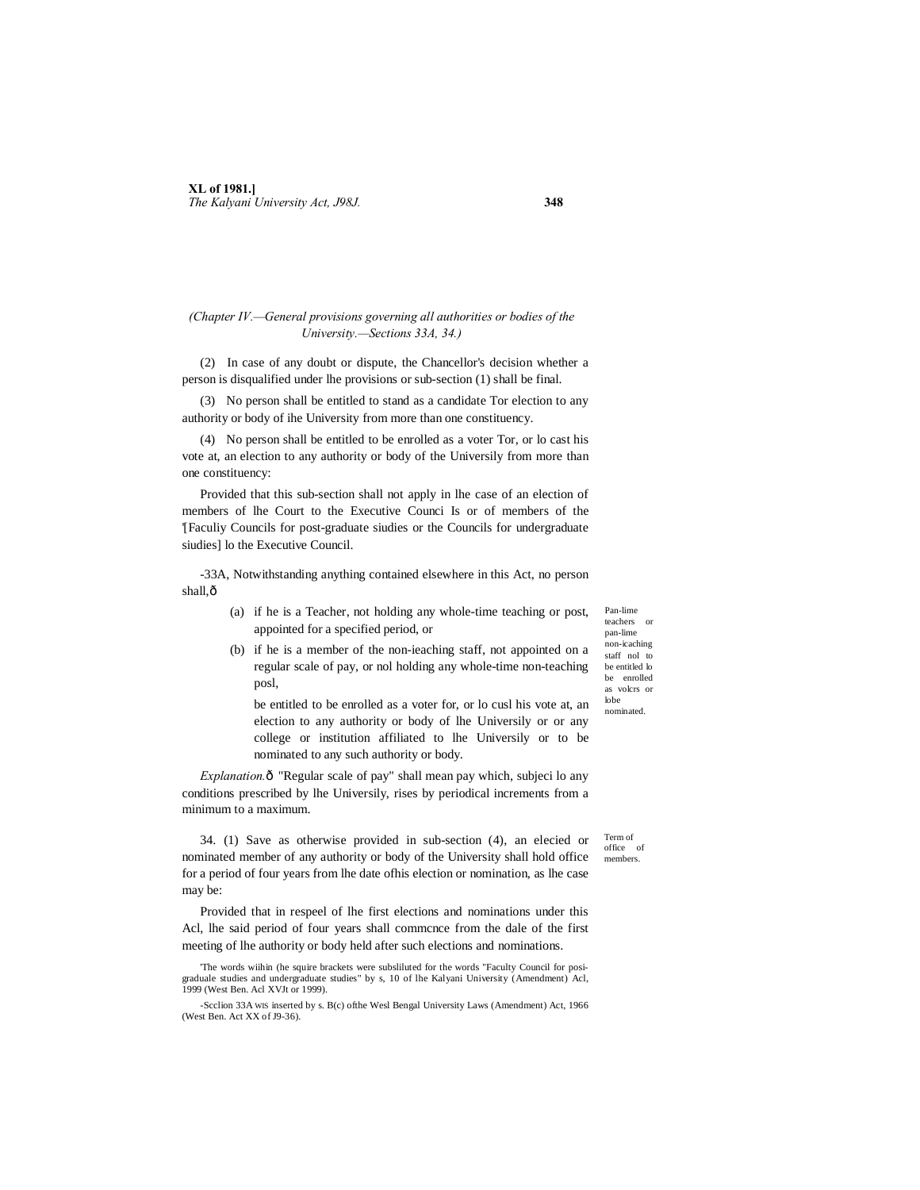*(Chapter IV.—General provisions governing all authorities or bodies of the University.—Sections 33A, 34.)*

(2) In case of any doubt or dispute, the Chancellor's decision whether a person is disqualified under lhe provisions or sub-section (1) shall be final.

(3) No person shall be entitled to stand as a candidate Tor election to any authority or body of ihe University from more than one constituency.

(4) No person shall be entitled to be enrolled as a voter Tor, or lo cast his vote at, an election to any authority or body of the Universily from more than one constituency:

Provided that this sub-section shall not apply in lhe case of an election of members of lhe Court to the Executive Counci Is or of members of the '[Faculiy Councils for post-graduate siudies or the Councils for undergraduate siudies] lo the Executive Council.

Pan-lime teachers or pan-lime non-icaching staff nol to be entitled lo be enrolled as volcrs or lobe nominated.

-33A, Notwithstanding anything contained elsewhere in this Act, no person shall,—

(a) if he is a Teacher, not holding any whole-time teaching or post, appointed for a specified period, or

(b) if he is a member of the non-ieaching staff, not appointed on a regular scale of pay, or nol holding any whole-time non-teaching posl,

be entitled to be enrolled as a voter for, or lo cusl his vote at, an election to any authority or body of lhe Universily or or any college or institution affiliated to lhe Universily or to be nominated to any such authority or body.

*Explanation.*— "Regular scale of pay" shall mean pay which, subjeci lo any conditions prescribed by lhe Universily, rises by periodical increments from a minimum to a maximum.

Term of office of members.

34. (1) Save as otherwise provided in sub-section (4), an elecied or nominated member of any authority or body of the University shall hold office for a period of four years from lhe date ofhis election or nomination, as lhe case may be:

Provided that in respeel of lhe first elections and nominations under this Acl, lhe said period of four years shall commcnce from the dale of the first meeting of lhe authority or body held after such elections and nominations.

'The words wiihin (he squire brackets were subsliluted for the words "Faculty Council for posi-graduale studies and undergraduate studies" by s, 10 of lhe Kalyani University (Amendment) Acl, 1999 (West Ben. Acl XVJt or 1999).

-Scclion 33A WIS inserted by s. B(c) ofthe Wesl Bengal University Laws (Amendment) Act, 1966 (West Ben. Act XX of J9-36).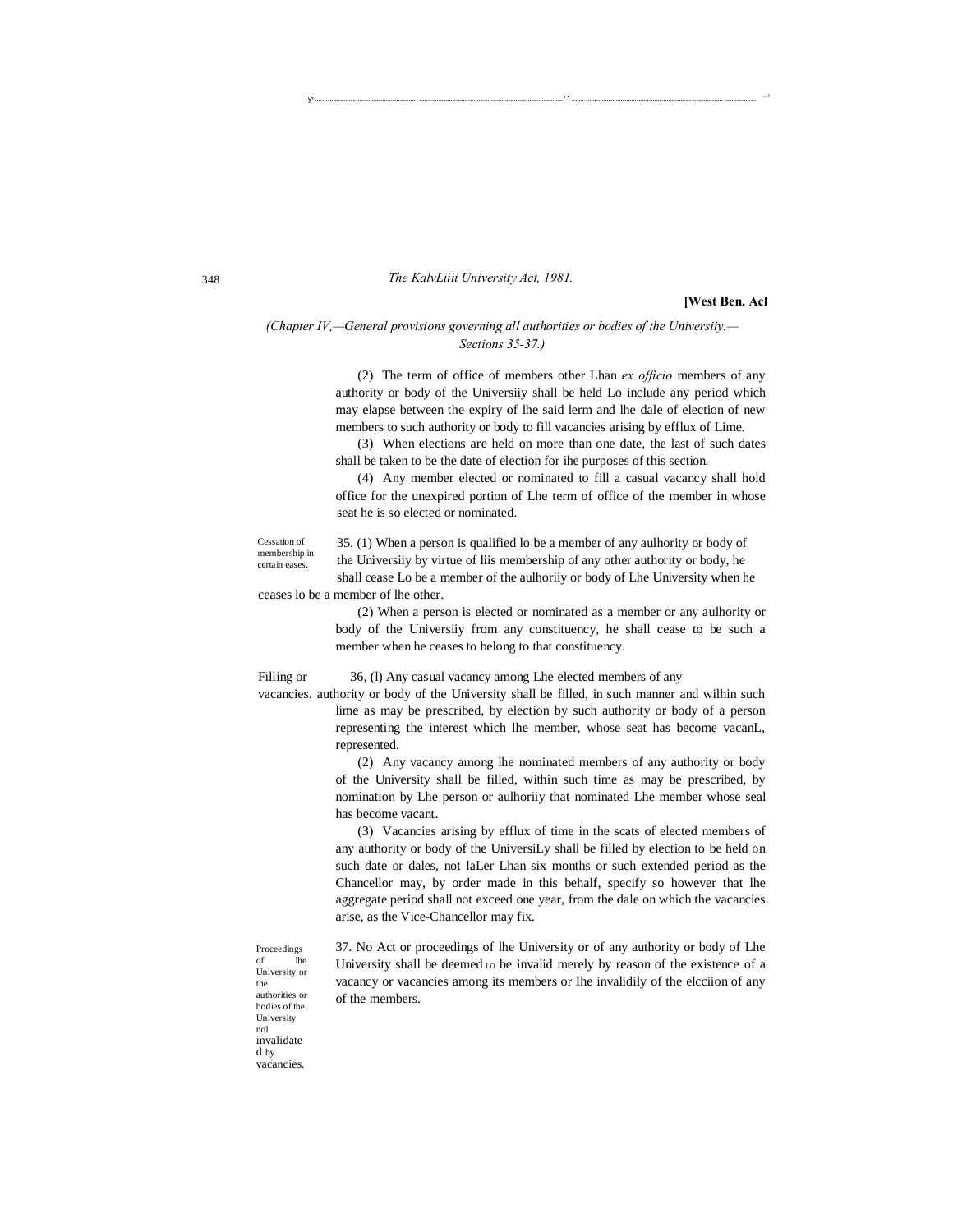*(Chapter IV,—General provisions governing all authorities or bodies of the Universiiy.— Sections 35-37.)*

(2) The term of office of members other Lhan *ex officio* members of any authority or body of the Universiiy shall be held Lo include any period which may elapse between the expiry of lhe said lerm and lhe dale of election of new members to such authority or body to fill vacancies arising by efflux of Lime.

(3) When elections are held on more than one date, the last of such dates shall be taken to be the date of election for ihe purposes of this section.

(4) Any member elected or nominated to fill a casual vacancy shall hold office for the unexpired portion of Lhe term of office of the member in whose seat he is so elected or nominated.

Cessation of membership in certain eases.

35. (1) When a person is qualified lo be a member of any aulhority or body of the Universiiy by virtue of liis membership of any other authority or body, he shall cease Lo be a member of the aulhoriiy or body of Lhe University when he ceases lo be a member of lhe other.

(2) When a person is elected or nominated as a member or any aulhority or body of the Universiiy from any constituency, he shall cease to be such a member when he ceases to belong to that constituency.

Filling or vacancies.

36, (l) Any casual vacancy among Lhe elected members of any authority or body of the University shall be filled, in such manner and wilhin such lime as may be prescribed, by election by such authority or body of a person representing the interest which lhe member, whose seat has become vacanL, represented.

(2) Any vacancy among lhe nominated members of any authority or body of the University shall be filled, within such time as may be prescribed, by nomination by Lhe person or aulhoriiy that nominated Lhe member whose seal has become vacant.

(3) Vacancies arising by efflux of time in the scats of elected members of any authority or body of the UniversiLy shall be filled by election to be held on such date or dales, not laLer Lhan six months or such extended period as the Chancellor may, by order made in this behalf, specify so however that lhe aggregate period shall not exceed one year, from the dale on which the vacancies arise, as the Vice-Chancellor may fix.

Proceedings of lhe University or the authorities or bodies of the University nol invalidated by vacancies.

37. No Act or proceedings of lhe University or of any authority or body of Lhe University shall be deemed LO be invalid merely by reason of the existence of a vacancy or vacancies among its members or Ihe invalidily of the elcciion of any of the members.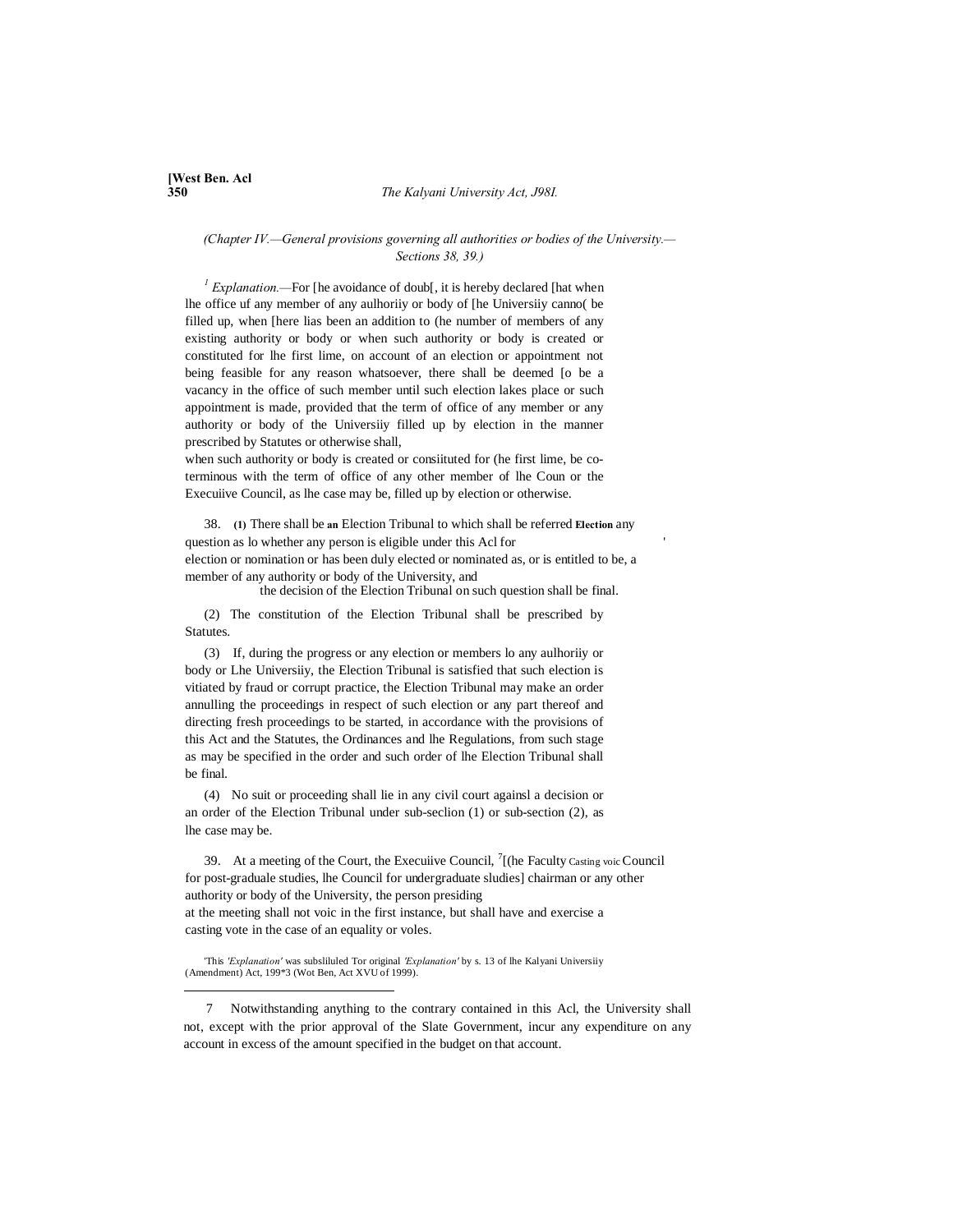*(Chapter IV.—General provisions governing all authorities or bodies of the University.—Sections 38, 39.)*

[1] *Explanation.*—For [he avoidance of doub[, it is hereby declared [hat when lhe office uf any member of any aulhoriiy or body of [he Universiiy canno( be filled up, when [here lias been an addition to (he number of members of any existing authority or body or when such authority or body is created or constituted for lhe first lime, on account of an election or appointment not being feasible for any reason whatsoever, there shall be deemed [o be a vacancy in the office of such member until such election lakes place or such appointment is made, provided that the term of office of any member or any authority or body of the Universiiy filled up by election in the manner prescribed by Statutes or otherwise shall,
when such authority or body is created or consiituted for (he first lime, be co-terminous with the term of office of any other member of lhe Coun or the Execuiive Council, as lhe case may be, filled up by election or otherwise.

38. **(1)** There shall be **an** Election Tribunal to which shall be referred **Election** any question as lo whether any person is eligible under this Acl for election or nomination or has been duly elected or nominated as, or is entitled to be, a member of any authority or body of the University, and the decision of the Election Tribunal on such question shall be final.

(2) The constitution of the Election Tribunal shall be prescribed by Statutes.

(3) If, during the progress or any election or members lo any aulhoriiy or body or Lhe Universiiy, the Election Tribunal is satisfied that such election is vitiated by fraud or corrupt practice, the Election Tribunal may make an order annulling the proceedings in respect of such election or any part thereof and directing fresh proceedings to be started, in accordance with the provisions of this Act and the Statutes, the Ordinances and lhe Regulations, from such stage as may be specified in the order and such order of lhe Election Tribunal shall be final.

(4) No suit or proceeding shall lie in any civil court againsl a decision or an order of the Election Tribunal under sub-seclion (1) or sub-section (2), as lhe case may be.

39. At a meeting of the Court, the Execuiive Council, [7][(he Faculty Casting voic Council for post-graduale studies, lhe Council for undergraduate sludies] chairman or any other authority or body of the University, the person presiding at the meeting shall not voic in the first instance, but shall have and exercise a casting vote in the case of an equality or voles.

'This *'Explanation'* was subsliluled Tor original *'Explanation'* by s. 13 of lhe Kalyani Universiiy (Amendment) Act, 199*3 (Wot Ben, Act XVU of 1999).

---

7 Notwithstanding anything to the contrary contained in this Acl, the University shall not, except with the prior approval of the Slate Government, incur any expenditure on any account in excess of the amount specified in the budget on that account.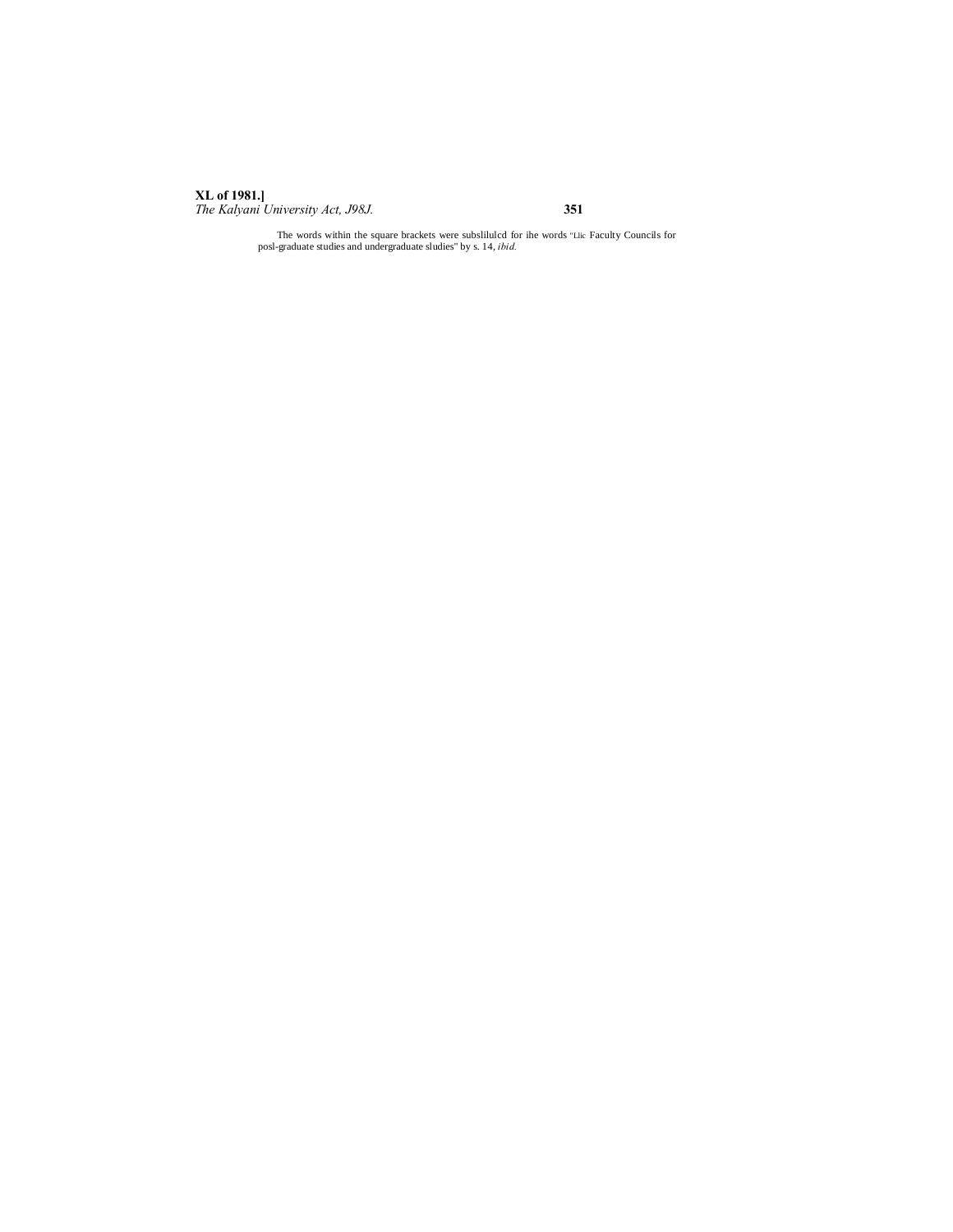The words within the square brackets were subslilulcd for ihe words "Llic Faculty Councils for posl-graduate studies and undergraduate sludies" by s. 14, *ibid.*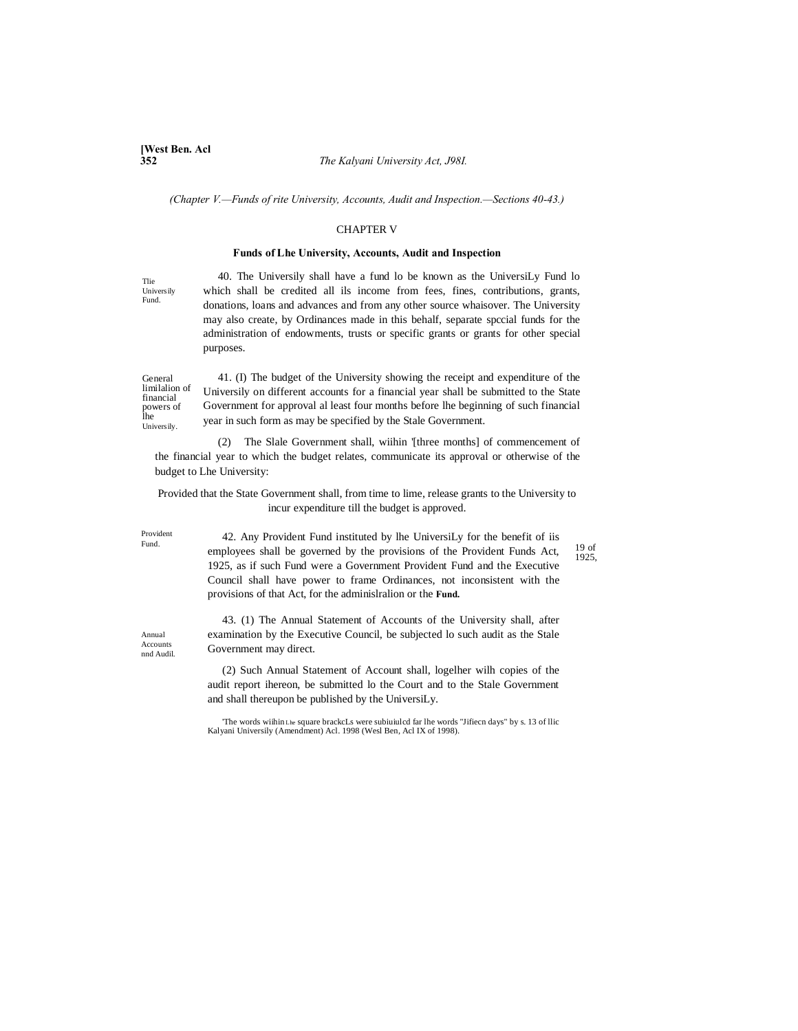(Chapter V.—Funds of rite University, Accounts, Audit and Inspection.—Sections 40-43.)

## CHAPTER V

### Funds of Lhe University, Accounts, Audit and Inspection

Tlie Universily Fund.

40. The Universily shall have a fund lo be known as the UniversiLy Fund lo which shall be credited all ils income from fees, fines, contributions, grants, donations, loans and advances and from any other source whaisover. The University may also create, by Ordinances made in this behalf, separate spccial funds for the administration of endowments, trusts or specific grants or grants for other special purposes.

General limilalion of financial powers of lhe Universily.

41. (I) The budget of the University showing the receipt and expenditure of the Universily on different accounts for a financial year shall be submitted to the State Government for approval al least four months before lhe beginning of such financial year in such form as may be specified by the Stale Government.

(2) The Slale Government shall, wiihin '[three months] of commencement of the financial year to which the budget relates, communicate its approval or otherwise of the budget to Lhe University:

Provided that the State Government shall, from time to lime, release grants to the University to incur expenditure till the budget is approved.

Provident Fund.

42. Any Provident Fund instituted by lhe UniversiLy for the benefit of iis employees shall be governed by the provisions of the Provident Funds Act, 1925, as if such Fund were a Government Provident Fund and the Executive Council shall have power to frame Ordinances, not inconsistent with the provisions of that Act, for the adminislralion or the **Fund.**

19 of 1925,

Annual Accounts nnd Audil.

43. (1) The Annual Statement of Accounts of the University shall, after examination by the Executive Council, be subjected lo such audit as the Stale Government may direct.

(2) Such Annual Statement of Account shall, logelher wilh copies of the audit report ihereon, be submitted lo the Court and to the Stale Government and shall thereupon be published by the UniversiLy.

'The words wiihin Lhe square brackcLs were subiuiulcd far lhe words "Jifiecn days" by s. 13 of llic Kalyani Universily (Amendment) Acl. 1998 (Wesl Ben, Acl IX of 1998).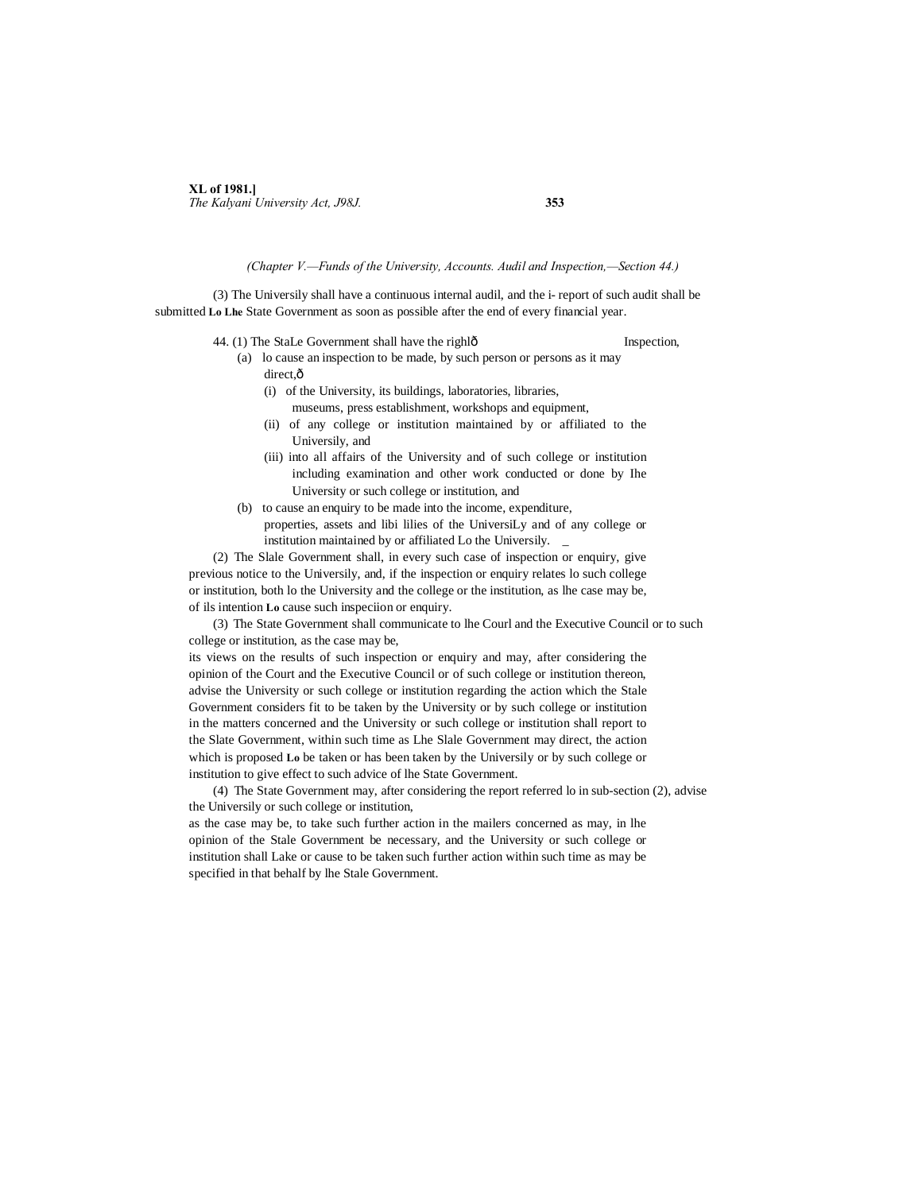(Chapter V.—Funds of the University, Accounts. Audil and Inspection,—Section 44.)

(3) The Universily shall have a continuous internal audil, and the i- report of such audit shall be submitted **Lo Lhe** State Government as soon as possible after the end of every financial year.

44. (1) The StaLe Government shall have the righlð Inspection,

(a) lo cause an inspection to be made, by such person or persons as it may direct,ð

(i) of the University, its buildings, laboratories, libraries, museums, press establishment, workshops and equipment,

(ii) of any college or institution maintained by or affiliated to the Universily, and

(iii) into all affairs of the University and of such college or institution including examination and other work conducted or done by Ihe University or such college or institution, and

(b) to cause an enquiry to be made into the income, expenditure, properties, assets and libi lilies of the UniversiLy and of any college or institution maintained by or affiliated Lo the Universily. _

(2) The Slale Government shall, in every such case of inspection or enquiry, give previous notice to the Universily, and, if the inspection or enquiry relates lo such college or institution, both lo the University and the college or the institution, as lhe case may be, of ils intention **Lo** cause such inspeciion or enquiry.

(3) The State Government shall communicate to lhe Courl and the Executive Council or to such college or institution, as the case may be, its views on the results of such inspection or enquiry and may, after considering the opinion of the Court and the Executive Council or of such college or institution thereon, advise the University or such college or institution regarding the action which the Stale Government considers fit to be taken by the University or by such college or institution in the matters concerned and the University or such college or institution shall report to the Slate Government, within such time as Lhe Slale Government may direct, the action which is proposed **Lo** be taken or has been taken by the Universily or by such college or institution to give effect to such advice of lhe State Government.

(4) The State Government may, after considering the report referred lo in sub-section (2), advise the Universily or such college or institution, as the case may be, to take such further action in the mailers concerned as may, in lhe opinion of the Stale Government be necessary, and the University or such college or institution shall Lake or cause to be taken such further action within such time as may be specified in that behalf by lhe Stale Government.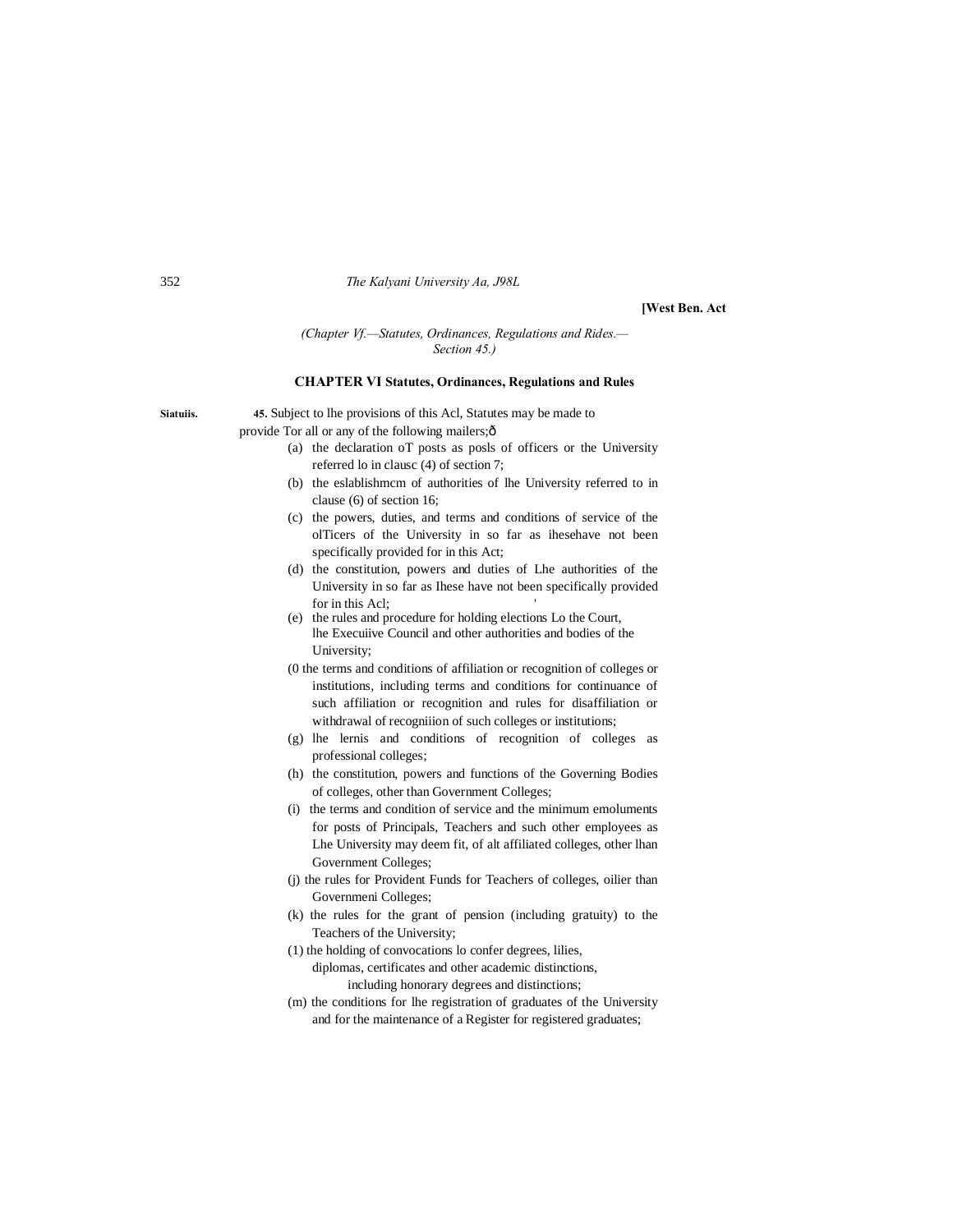(Chapter Vf.—Statutes, Ordinances, Regulations and Rides.— Section 45.)

## CHAPTER VI Statutes, Ordinances, Regulations and Rules

Siatuiis.

**45.** Subject to lhe provisions of this Acl, Statutes may be made to provide Tor all or any of the following mailers;ô

(a) the declaration oT posts as posls of officers or the University referred lo in clausc (4) of section 7;

(b) the eslablishmcm of authorities of lhe University referred to in clause (6) of section 16;

(c) the powers, duties, and terms and conditions of service of the olTicers of the University in so far as ihesehave not been specifically provided for in this Act;

(d) the constitution, powers and duties of Lhe authorities of the University in so far as Ihese have not been specifically provided for in this Acl;

(e) the rules and procedure for holding elections Lo the Court, lhe Execuiive Council and other authorities and bodies of the University;

(0 the terms and conditions of affiliation or recognition of colleges or institutions, including terms and conditions for continuance of such affiliation or recognition and rules for disaffiliation or withdrawal of recogniiion of such colleges or institutions;

(g) lhe lernis and conditions of recognition of colleges as professional colleges;

(h) the constitution, powers and functions of the Governing Bodies of colleges, other than Government Colleges;

(i) the terms and condition of service and the minimum emoluments for posts of Principals, Teachers and such other employees as Lhe University may deem fit, of alt affiliated colleges, other lhan Government Colleges;

(j) the rules for Provident Funds for Teachers of colleges, oilier than Governmeni Colleges;

(k) the rules for the grant of pension (including gratuity) to the Teachers of the University;

(1) the holding of convocations lo confer degrees, lilies, diplomas, certificates and other academic distinctions, including honorary degrees and distinctions;

(m) the conditions for lhe registration of graduates of the University and for the maintenance of a Register for registered graduates;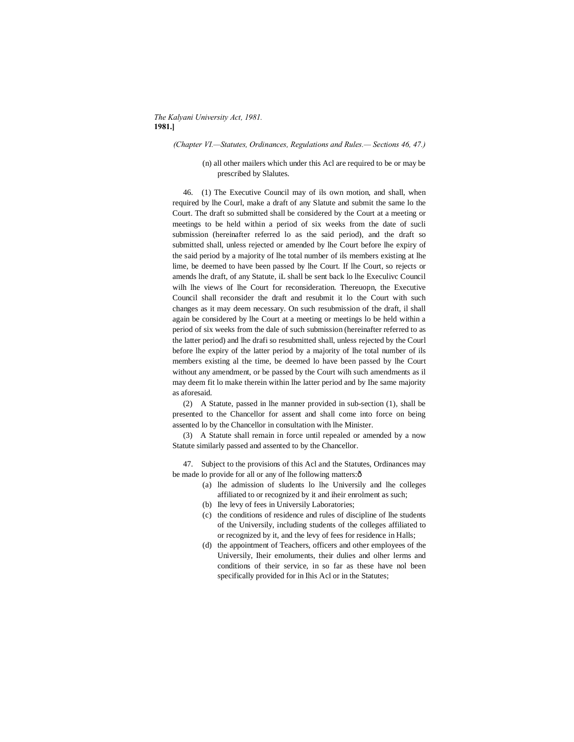(*Chapter VI.—Statutes, Ordinances, Regulations and Rules.— Sections 46, 47.*)

(n) all other mailers which under this Acl are required to be or may be prescribed by Slalutes.

46. (1) The Executive Council may of ils own motion, and shall, when required by lhe Courl, make a draft of any Slatute and submit the same lo the Court. The draft so submitted shall be considered by the Court at a meeting or meetings to be held within a period of six weeks from the date of sucli submission (hereinafter referred lo as the said period), and the draft so submitted shall, unless rejected or amended by lhe Court before lhe expiry of the said period by a majority of lhe total number of ils members existing at lhe lime, be deemed to have been passed by lhe Court. If lhe Court, so rejects or amends lhe draft, of any Statute, iL shall be sent back lo lhe Execulivc Council wilh lhe views of lhe Court for reconsideration. Thereuopn, the Executive Council shall reconsider the draft and resubmit it lo the Court with such changes as it may deem necessary. On such resubmission of the draft, il shall again be considered by lhe Court at a meeting or meetings lo be held within a period of six weeks from the dale of such submission (hereinafter referred to as the latter period) and lhe drafi so resubmitted shall, unless rejected by the Courl before lhe expiry of the latter period by a majority of lhe total number of ils members existing al the time, be deemed lo have been passed by lhe Court without any amendment, or be passed by the Court wilh such amendments as il may deem fit lo make therein within lhe latter period and by Ihe same majority as aforesaid.

(2) A Statute, passed in lhe manner provided in sub-section (1), shall be presented to the Chancellor for assent and shall come into force on being assented lo by the Chancellor in consultation with lhe Minister.

(3) A Statute shall remain in force until repealed or amended by a now Statute similarly passed and assented to by the Chancellor.

47. Subject to the provisions of this Acl and the Statutes, Ordinances may be made lo provide for all or any of lhe following matters:ô

(a) lhe admission of sludents lo lhe Universily and lhe colleges affiliated to or recognized by it and iheir enrolment as such;

(b) Ihe levy of fees in Universily Laboratories;

(c) the conditions of residence and rules of discipline of lhe students of the University, including students of the colleges affiliated to or recognized by it, and the levy of fees for residence in Halls;

(d) the appointment of Teachers, officers and other employees of the Universily, Iheir emoluments, their dulies and olher lerms and conditions of their service, in so far as these have nol been specifically provided for in Ihis Acl or in the Statutes;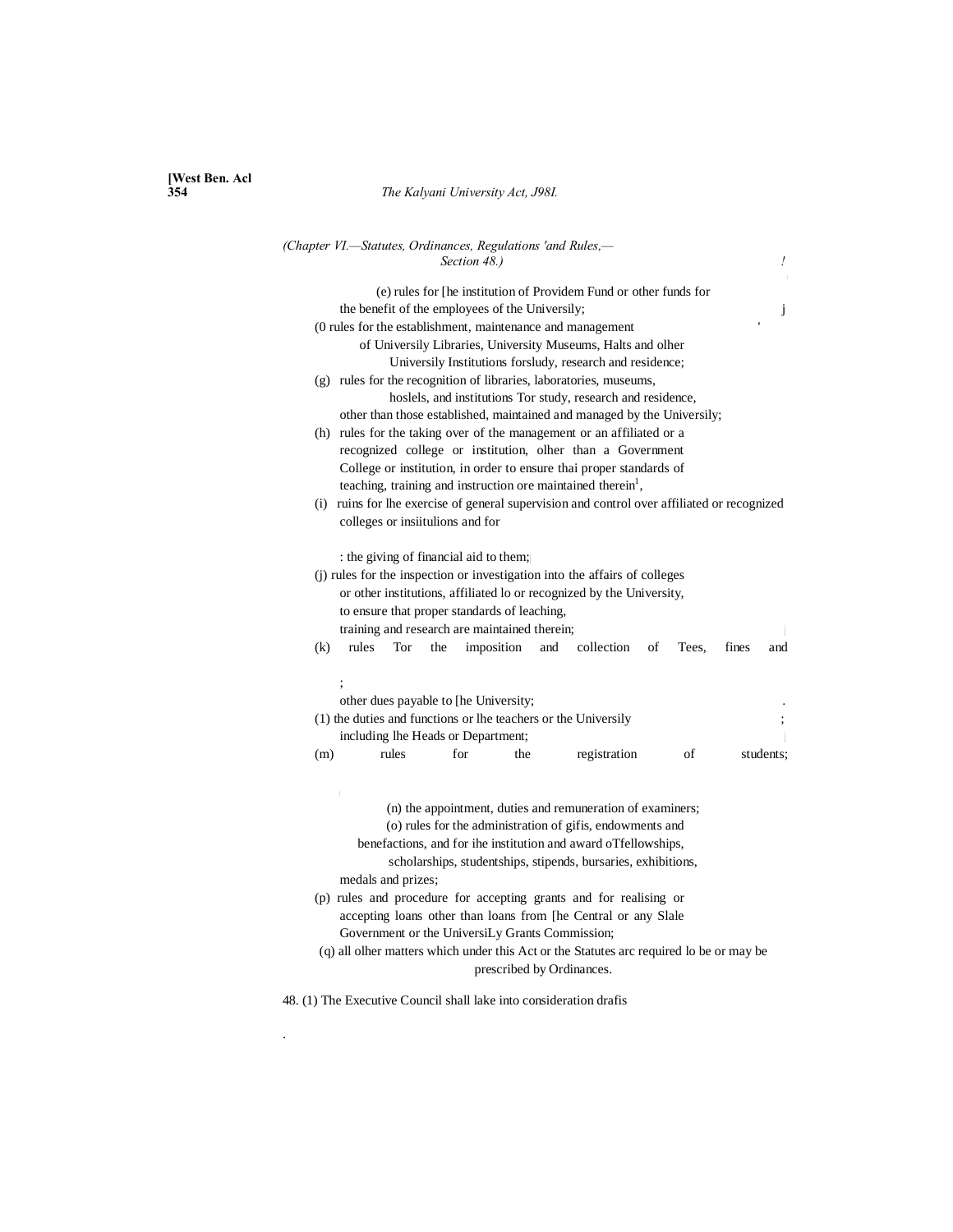(Chapter VI.—Statutes, Ordinances, Regulations 'and Rules,— Section 48.)

(e) rules for [he institution of Providem Fund or other funds for the benefit of the employees of the Universily;

(0 rules for the establishment, maintenance and management of Universily Libraries, University Museums, Halts and olher University Institutions forsludy, research and residence;

(g) rules for the recognition of libraries, laboratories, museums, hoslels, and institutions Tor study, research and residence, other than those established, maintained and managed by the University;

(h) rules for the taking over of the management or an affiliated or a recognized college or institution, olher than a Government College or institution, in order to ensure thai proper standards of teaching, training and instruction ore maintained therein[1],

(i) ruins for lhe exercise of general supervision and control over affiliated or recognized colleges or insiitulions and for the giving of financial aid to them;

(j) rules for the inspection or investigation into the affairs of colleges or other institutions, affiliated lo or recognized by the University, to ensure that proper standards of leaching, training and research are maintained therein;

(k) rules Tor the imposition and collection of Tees, fines and other dues payable to [he University;

(1) the duties and functions or lhe teachers or the Universily including lhe Heads or Department;

(m) rules for the registration of students;

(n) the appointment, duties and remuneration of examiners;

(o) rules for the administration of gifis, endowments and benefactions, and for ihe institution and award oTfellowships, scholarships, studentships, stipends, bursaries, exhibitions, medals and prizes;

(p) rules and procedure for accepting grants and for realising or accepting loans other than loans from [he Central or any Slale Government or the UniversiLy Grants Commission;

(q) all olher matters which under this Act or the Statutes arc required lo be or may be prescribed by Ordinances.

48. (1) The Executive Council shall lake into consideration drafis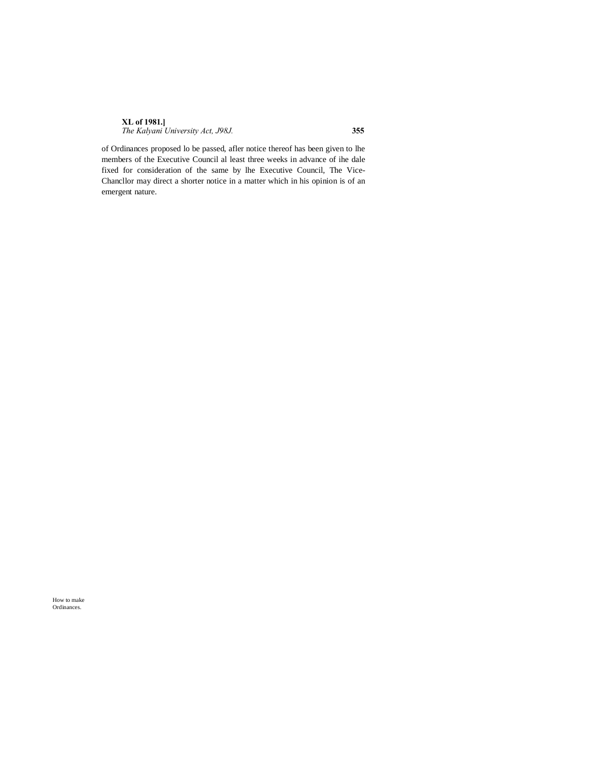of Ordinances proposed lo be passed, afler notice thereof has been given to lhe members of the Executive Council al least three weeks in advance of ihe dale fixed for consideration of the same by lhe Executive Council, The Vice-Chancllor may direct a shorter notice in a matter which in his opinion is of an emergent nature.

How to make Ordinances.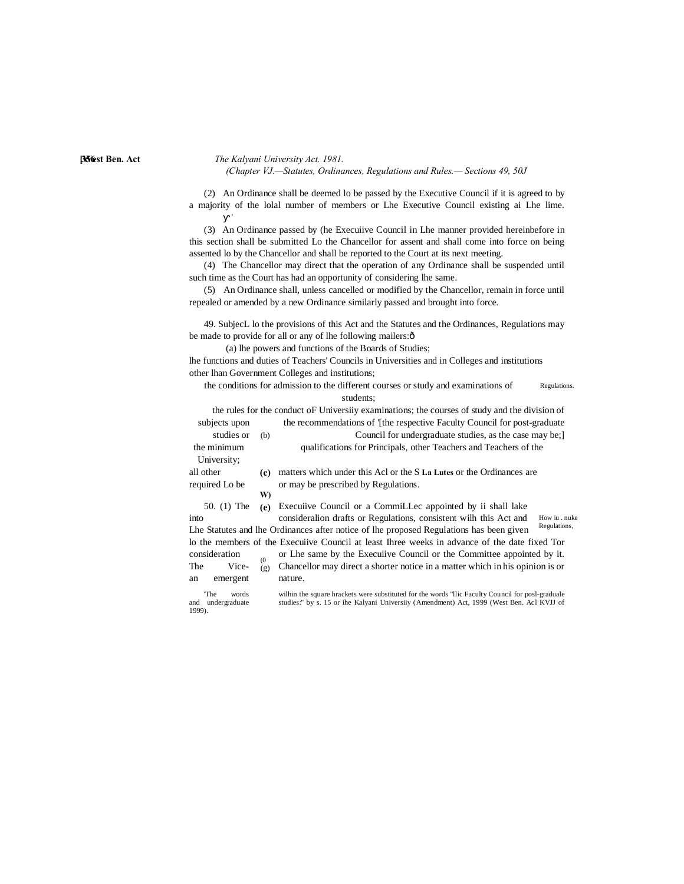(2) An Ordinance shall be deemed lo be passed by the Executive Council if it is agreed to by a majority of the lolal number of members or Lhe Executive Council existing ai Lhe lime.

(3) An Ordinance passed by (he Execuiive Council in Lhe manner provided hereinbefore in this section shall be submitted Lo the Chancellor for assent and shall come into force on being assented lo by the Chancellor and shall be reported to the Court at its next meeting.

(4) The Chancellor may direct that the operation of any Ordinance shall be suspended until such time as the Court has had an opportunity of considering lhe same.

(5) An Ordinance shall, unless cancelled or modified by the Chancellor, remain in force until repealed or amended by a new Ordinance similarly passed and brought into force.

Regulations.

49. SubjecL lo the provisions of this Act and the Statutes and the Ordinances, Regulations may be made to provide for all or any of lhe following mailers:—

(a) lhe powers and functions of the Boards of Studies;

(b) lhe functions and duties of Teachers' Councils in Universities and in Colleges and institutions other lhan Government Colleges and institutions;

(c) the conditions for admission to the different courses or study and examinations of students;

(d) the rules for the conduct oF Universiiy examinations; the courses of study and the division of subjects upon the recommendations of '[the respective Faculty Council for post-graduate studies or Council for undergraduate studies, as the case may be;]

(e) the minimum qualifications for Principals, other Teachers and Teachers of the University;

(f) all other matters which under this Acl or the Statutes or the Ordinances are required Lo be or may be prescribed by Regulations.

How to make Regulations.

50. (1) The Execuiive Council or a CommiLLec appointed by ii shall lake into consideralion drafts or Regulations, consistent wilh this Act and Lhe Statutes and lhe Ordinances after notice of lhe proposed Regulations has been given lo the members of the Execuiive Council at least Ihree weeks in advance of the date fixed Tor consideration or Lhe same by the Execuiive Council or the Committee appointed by it. The Vice-Chancellor may direct a shorter notice in a matter which in his opinion is of an emergent nature.

'The words wilhin the square hrackets were substituted for the words "llic Faculty Council for posl-graduale and undergraduate studies:" by s. 15 or ihe Kalyani Universiiy (Amendment) Act, 1999 (West Ben. Acl KVJJ of 1999).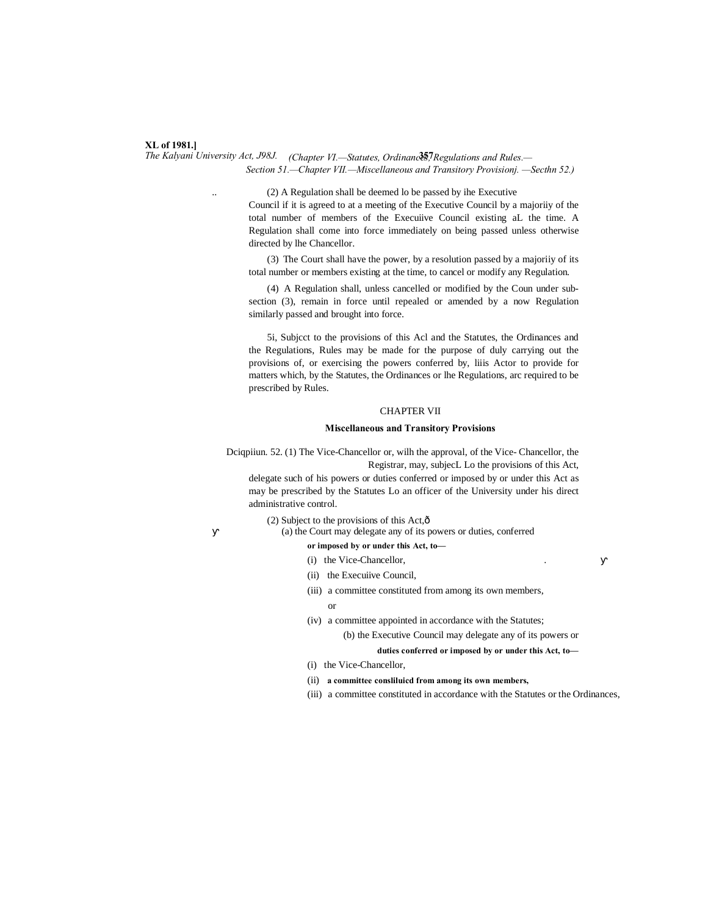(2) A Regulation shall be deemed lo be passed by ihe Executive Council if it is agreed to at a meeting of the Executive Council by a majoriiy of the total number of members of the Execuiive Council existing aL the time. A Regulation shall come into force immediately on being passed unless otherwise directed by lhe Chancellor.

(3) The Court shall have the power, by a resolution passed by a majoriiy of its total number or members existing at the time, to cancel or modify any Regulation.

(4) A Regulation shall, unless cancelled or modified by the Coun under sub-section (3), remain in force until repealed or amended by a now Regulation similarly passed and brought into force.

5i, Subjcct to the provisions of this Acl and the Statutes, the Ordinances and the Regulations, Rules may be made for the purpose of duly carrying out the provisions of, or exercising the powers conferred by, liiis Actor to provide for matters which, by the Statutes, the Ordinances or lhe Regulations, arc required to be prescribed by Rules.

## CHAPTER VII

### Miscellaneous and Transitory Provisions

Dciqpiiun. 52. (1) The Vice-Chancellor or, wilh the approval, of the Vice- Chancellor, the Registrar, may, subjecL Lo the provisions of this Act, delegate such of his powers or duties conferred or imposed by or under this Act as may be prescribed by the Statutes Lo an officer of the University under his direct administrative control.

(2) Subject to the provisions of this Act,—

(a) the Court may delegate any of its powers or duties, conferred or imposed by or under this Act, to—

(i) the Vice-Chancellor,

(ii) the Execuiive Council,

(iii) a committee constituted from among its own members, or

(iv) a committee appointed in accordance with the Statutes;

(b) the Executive Council may delegate any of its powers or duties conferred or imposed by or under this Act, to—

(i) the Vice-Chancellor,

(ii) a committee consliluicd from among its own members,

(iii) a committee constituted in accordance with the Statutes or the Ordinances,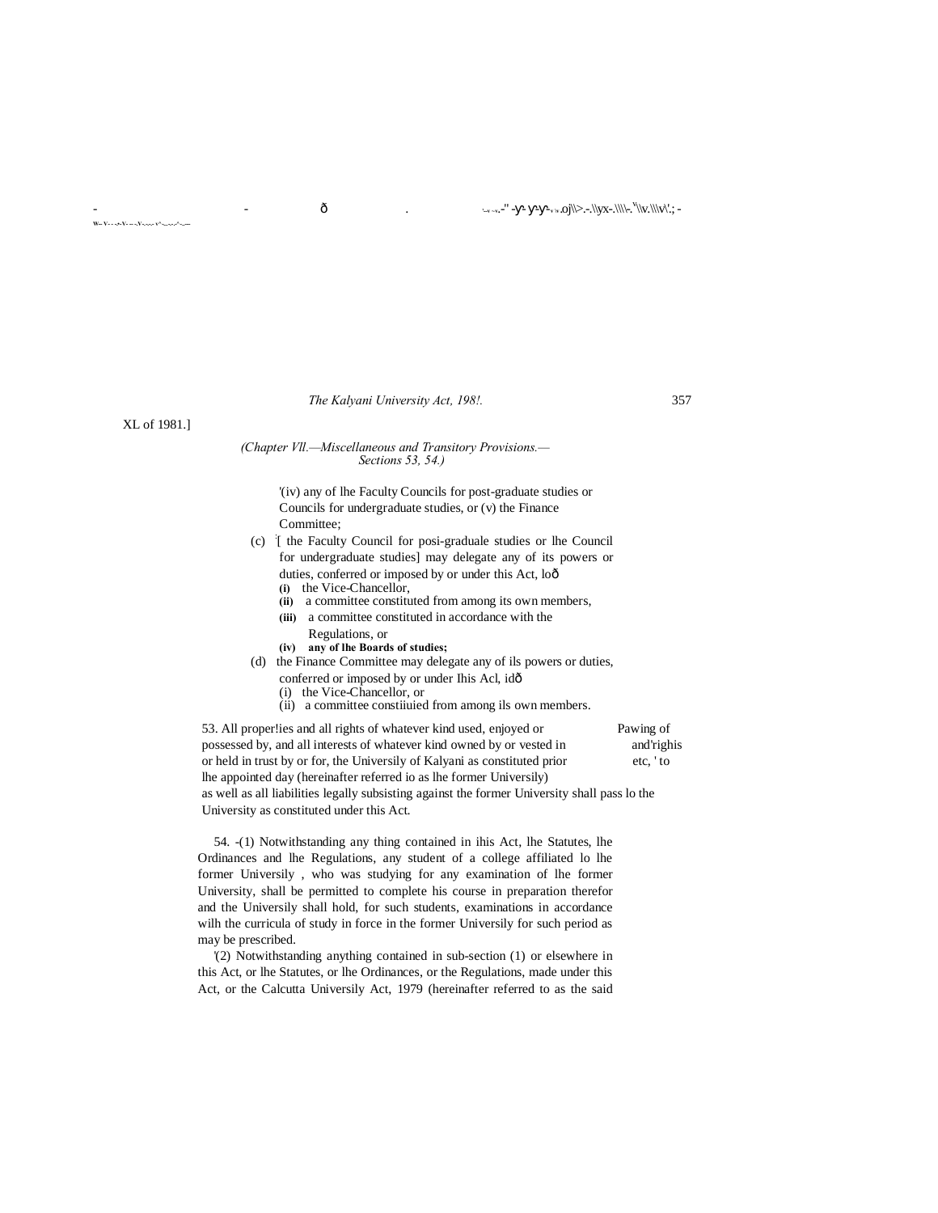XL of 1981.]

*(Chapter Vll.—Miscellaneous and Transitory Provisions.—Sections 53, 54.)*

'(iv) any of lhe Faculty Councils for post-graduate studies or Councils for undergraduate studies, or (v) the Finance Committee;

(c) [ the Faculty Council for posi-graduale studies or lhe Council for undergraduate studies] may delegate any of its powers or duties, conferred or imposed by or under this Act, lo—

- **(i)** the Vice-Chancellor,
- **(ii)** a committee constituted from among its own members,
- **(iii)** a committee constituted in accordance with the Regulations, or
- **(iv) any of lhe Boards of studies;**

(d) the Finance Committee may delegate any of ils powers or duties, conferred or imposed by or under Ihis Acl, id—

- (i) the Vice-Chancellor, or
- (ii) a committee constiiuied from among ils own members.

Pawing of and'righis etc, ' to

53. All proper!ies and all rights of whatever kind used, enjoyed or possessed by, and all interests of whatever kind owned by or vested in or held in trust by or for, the Universily of Kalyani as constituted prior lhe appointed day (hereinafter referred io as lhe former Universily) as well as all liabilities legally subsisting against the former University shall pass lo the University as constituted under this Act.

54. -(1) Notwithstanding any thing contained in ihis Act, lhe Statutes, lhe Ordinances and lhe Regulations, any student of a college affiliated lo lhe former Universily , who was studying for any examination of lhe former University, shall be permitted to complete his course in preparation therefor and the University shall hold, for such students, examinations in accordance wilh the curricula of study in force in the former Universily for such period as may be prescribed.

'(2) Notwithstanding anything contained in sub-section (1) or elsewhere in this Act, or lhe Statutes, or lhe Ordinances, or the Regulations, made under this Act, or the Calcutta Universily Act, 1979 (hereinafter referred to as the said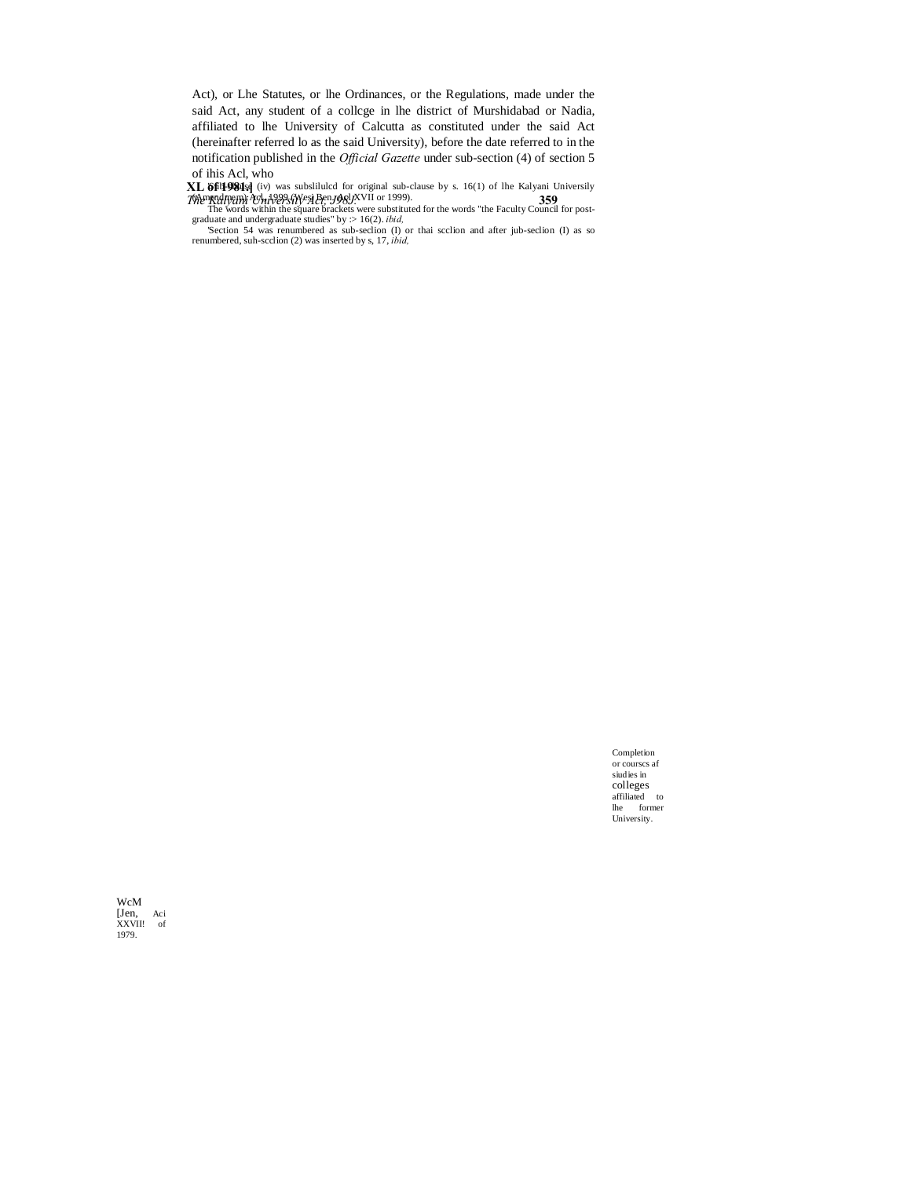Act), or Lhe Statutes, or lhe Ordinances, or the Regulations, made under the said Act, any student of a collcge in lhe district of Murshidabad or Nadia, affiliated to lhe University of Calcutta as constituted under the said Act (hereinafter referred lo as the said University), before the date referred to in the notification published in the *Official Gazette* under sub-section (4) of section 5 of ihis Acl, who

Completion or courscs af siudies in colleges affiliated to lhe former University.

WcM [Jen, Aci XXVII! of 1979.

Sub-clause (iv) was subslilulcd for original sub-clause by s. 16(1) of lhe Kalyani Universily (Amendment) Act, 1999 (West Ben. Act XVII or 1999).

The words within the square brackets were substituted for the words "the Faculty Council for post-graduate and undergraduate studies" by :> 16(2). *ibid,*

'Section 54 was renumbered as sub-seclion (I) or thai scclion and after jub-seclion (I) as so renumbered, suh-scclion (2) was inserted by s, 17, *ibid,*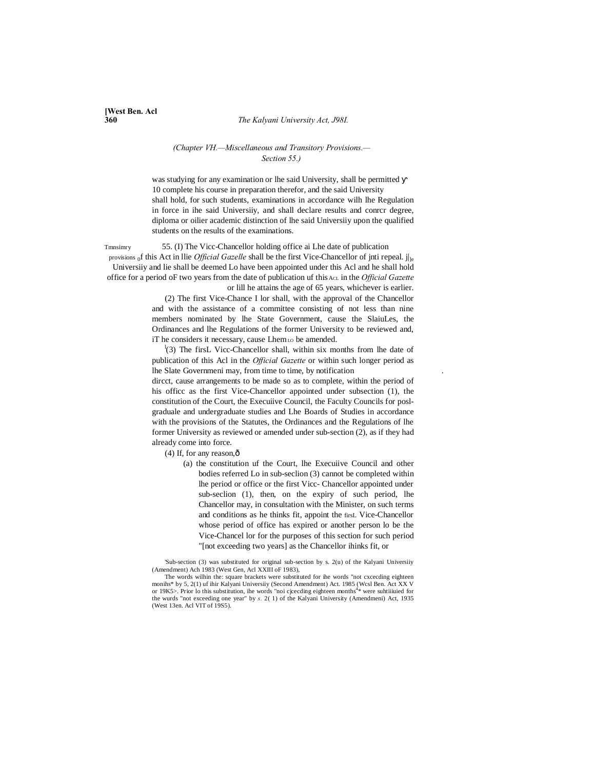(Chapter VII.—Miscellaneous and Transitory Provisions.—Section 55.)

was studying for any examination or lhe said University, shall be permitted ɣ 10 complete his course in preparation therefor, and the said University shall hold, for such students, examinations in accordance wilh lhe Regulation in force in ihe said Universiiy, and shall declare results and conrcr degree, diploma or oilier academic distinction of lhe said Universiiy upon the qualified students on the results of the examinations.

Tmnsimry provisions of this Act in llie *Official Gazelle* shall be the first Vice-Chancellor of jnti repeal.

55. (I) The Vicc-Chancellor holding office ai Lhe date of publication of this Act in llie *Official Gazelle* shall be the first Vice-Chancellor of j||e Universiiy and lie shall be deemed Lo have been appointed under this Acl and he shall hold office for a period oF two years from the date of publication uf this Acl in the *Official Gazette* or lill he attains the age of 65 years, whichever is earlier.

(2) The first Vice-Chance I lor shall, with the approval of the Chancellor and with the assistance of a committee consisting of not less than nine members nominated by lhe State Government, cause the SlaiuLes, the Ordinances and lhe Regulations of the former University to be reviewed and, iT he considers it necessary, cause Lhem LO be amended.

[1](3) The firsL Vicc-Chancellor shall, within six months from lhe date of publication of this Acl in the *Official Gazette* or within such longer period as lhe Slate Governmeni may, from time to time, by notification dircct, cause arrangements to be made so as to complete, within the period of his officc as the first Vice-Chancellor appointed under subsection (1), the constitution of the Court, the Execuiive Council, the Faculty Councils for posl-graduale and undergraduate studies and Lhe Boards of Studies in accordance with the provisions of the Statutes, the Ordinances and the Regulations of lhe former University as reviewed or amended under sub-section (2), as if they had already come into force.

(4) If, for any reason,—

(a) the constitution uf the Court, lhe Execuiive Council and other bodies referred Lo in sub-seclion (3) cannot be completed within lhe period or office or the first Vicc- Chancellor appointed under sub-seclion (1), then, on the expiry of such period, lhe Chancellor may, in consultation with the Minister, on such terms and conditions as he thinks fit, appoint the firsL Vice-Chancellor whose period of office has expired or another person lo be the Vice-Chancel lor for the purposes of this section for such period "[not exceeding two years] as the Chancellor ihinks fit, or

'Sub-section (3) was substituted for original sub-section by s. 2(u) of the Kalyani Universiiy (Amendment) Ach 1983 (West Gen, Acl XXIII oF 1983),

The words wilhin the: square brackets were substituted for ihe words "not cxcecding eighteen monihs* by 5, 2(1) uf ihir Kalyani Universiiy (Second Amendment) Act. 1985 (Wcsl Ben. Act XX V or 19K5>. Prior lo this substitution, ihe words "noi cjcecding eighteen months[4]* were suhtiiiuied for the wurds "not exceeding one year" by *s.* 2( 1) of the Kalyani University (Amendmeni) Act, 1935 (West 13en. Acl VIT of 19S5).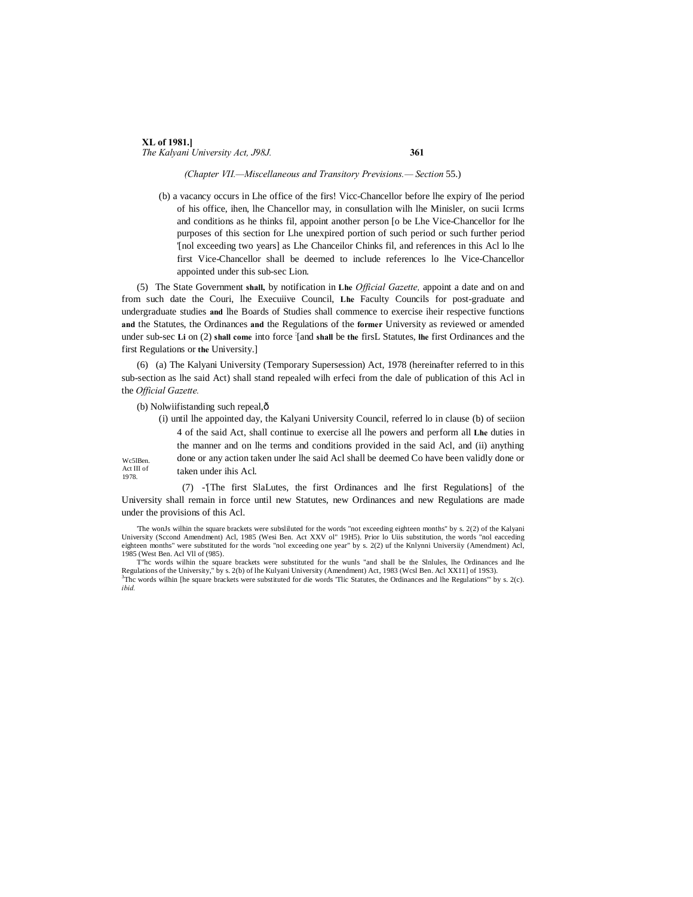*(Chapter VII.—Miscellaneous and Transitory Previsions.— Section* 55.)

(b) a vacancy occurs in Lhe office of the firs! Vicc-Chancellor before lhe expiry of Ihe period of his office, ihen, lhe Chancellor may, in consullation wilh lhe Minisler, on sucii Icrms and conditions as he thinks fil, appoint another person [o be Lhe Vice-Chancellor for lhe purposes of this section for Lhe unexpired portion of such period or such further period '[nol exceeding two years] as Lhe Chanceilor Chinks fil, and references in this Acl lo lhe first Vice-Chancellor shall be deemed to include references lo lhe Vice-Chancellor appointed under this sub-sec Lion.

(5) The State Government **shall,** by notification in **Lhe** *Official Gazette,* appoint a date and on and from such date the Couri, lhe Execuiive Council, **Lhe** Faculty Councils for post-graduate and undergraduate studies **and** lhe Boards of Studies shall commence to exercise iheir respective functions **and** the Statutes, the Ordinances **and** the Regulations of the **former** University as reviewed or amended under sub-sec **Li** on (2) **shall come** into force [and **shall** be **the** firsL Statutes, **lhe** first Ordinances and the first Regulations or **the** University.]

(6) (a) The Kalyani University (Temporary Supersession) Act, 1978 (hereinafter referred to in this sub-section as lhe said Act) shall stand repealed wilh erfeci from the dale of publication of this Acl in the *Official Gazette.*

(b) Nolwiifistanding such repeal,—

(i) until lhe appointed day, the Kalyani University Council, referred lo in clause (b) of seciion 4 of the said Act, shall continue to exercise all lhe powers and perform all **Lhe** duties in the manner and on lhe terms and conditions provided in the said Acl, and (ii) anything done or any action taken under lhe said Acl shall be deemed Co have been validly done or taken under ihis Acl.

Wc5lBen. Act III of 1978.

(7) -'[The first SlaLutes, the first Ordinances and lhe first Regulations] of the University shall remain in force until new Statutes, new Ordinances and new Regulations are made under the provisions of this Acl.

'The wonJs wilhin the square brackets were subsliluted for the words "not exceeding eighteen months" by s. 2(2) of the Kalyani University (Sccond Amendment) Acl, 1985 (Wesi Ben. Act XXV ol" 19H5). Prior lo Uiis substitution, the words "nol eacceding eighteen months" were substituted for the words "nol exceeding one year" by s. 2(2) uf the Knlynni Universiiy (Amendment) Acl, 1985 (West Ben. Acl Vll of (985).

T"hc words wilhin the square brackets were substituted for the wunls "and shall be the Slnlules, lhe Ordinances and lhe Regulations of the University," by s. 2(b) of lhe Kulyani University (Amendment) Act, 1983 (Wcsl Ben. Acl XX11] of 19S3).

[3]Thc words wilhin [he square brackets were substituted for die words 'Tlic Statutes, the Ordinances and lhe Regulations'" by s. 2(c). *ibid.*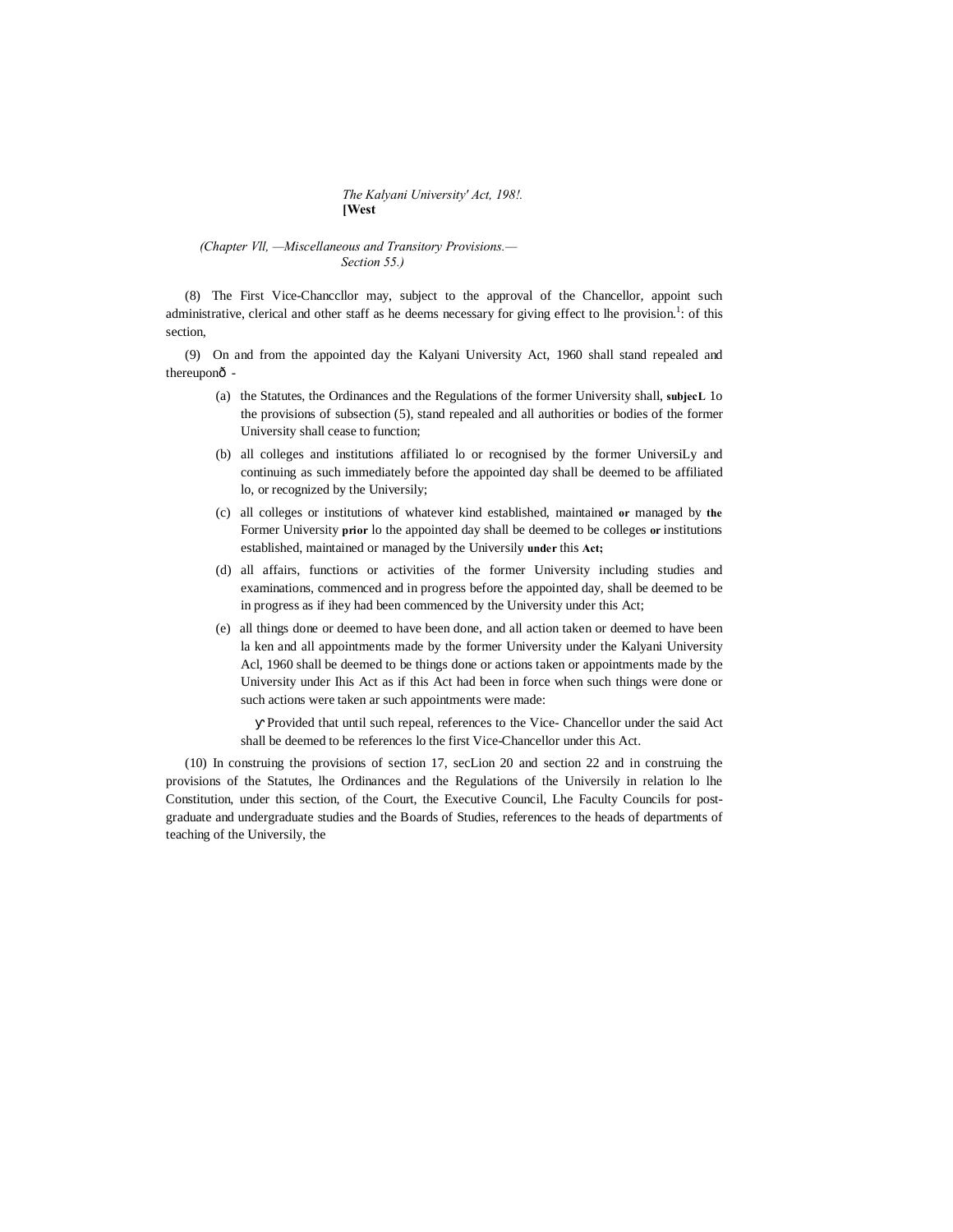(Chapter Vll, —Miscellaneous and Transitory Provisions.— Section 55.)

(8) The First Vice-Chanccllor may, subject to the approval of the Chancellor, appoint such administrative, clerical and other staff as he deems necessary for giving effect to lhe provision.[1]: of this section,

(9) On and from the appointed day the Kalyani University Act, 1960 shall stand repealed and thereuponð -

(a) the Statutes, the Ordinances and the Regulations of the former University shall, **subjecL** 1o the provisions of subsection (5), stand repealed and all authorities or bodies of the former University shall cease to function;

(b) all colleges and institutions affiliated lo or recognised by the former UniversiLy and continuing as such immediately before the appointed day shall be deemed to be affiliated lo, or recognized by the Universily;

(c) all colleges or institutions of whatever kind established, maintained **or** managed by **the** Former University **prior** lo the appointed day shall be deemed to be colleges **or** institutions established, maintained or managed by the Universily **under** this **Act;**

(d) all affairs, functions or activities of the former University including studies and examinations, commenced and in progress before the appointed day, shall be deemed to be in progress as if ihey had been commenced by the University under this Act;

(e) all things done or deemed to have been done, and all action taken or deemed to have been la ken and all appointments made by the former University under the Kalyani University Acl, 1960 shall be deemed to be things done or actions taken or appointments made by the University under Ihis Act as if this Act had been in force when such things were done or such actions were taken ar such appointments were made:

ÿ Provided that until such repeal, references to the Vice- Chancellor under the said Act shall be deemed to be references lo the first Vice-Chancellor under this Act.

(10) In construing the provisions of section 17, secLion 20 and section 22 and in construing the provisions of the Statutes, lhe Ordinances and the Regulations of the Universily in relation lo lhe Constitution, under this section, of the Court, the Executive Council, Lhe Faculty Councils for post-graduate and undergraduate studies and the Boards of Studies, references to the heads of departments of teaching of the Universily, the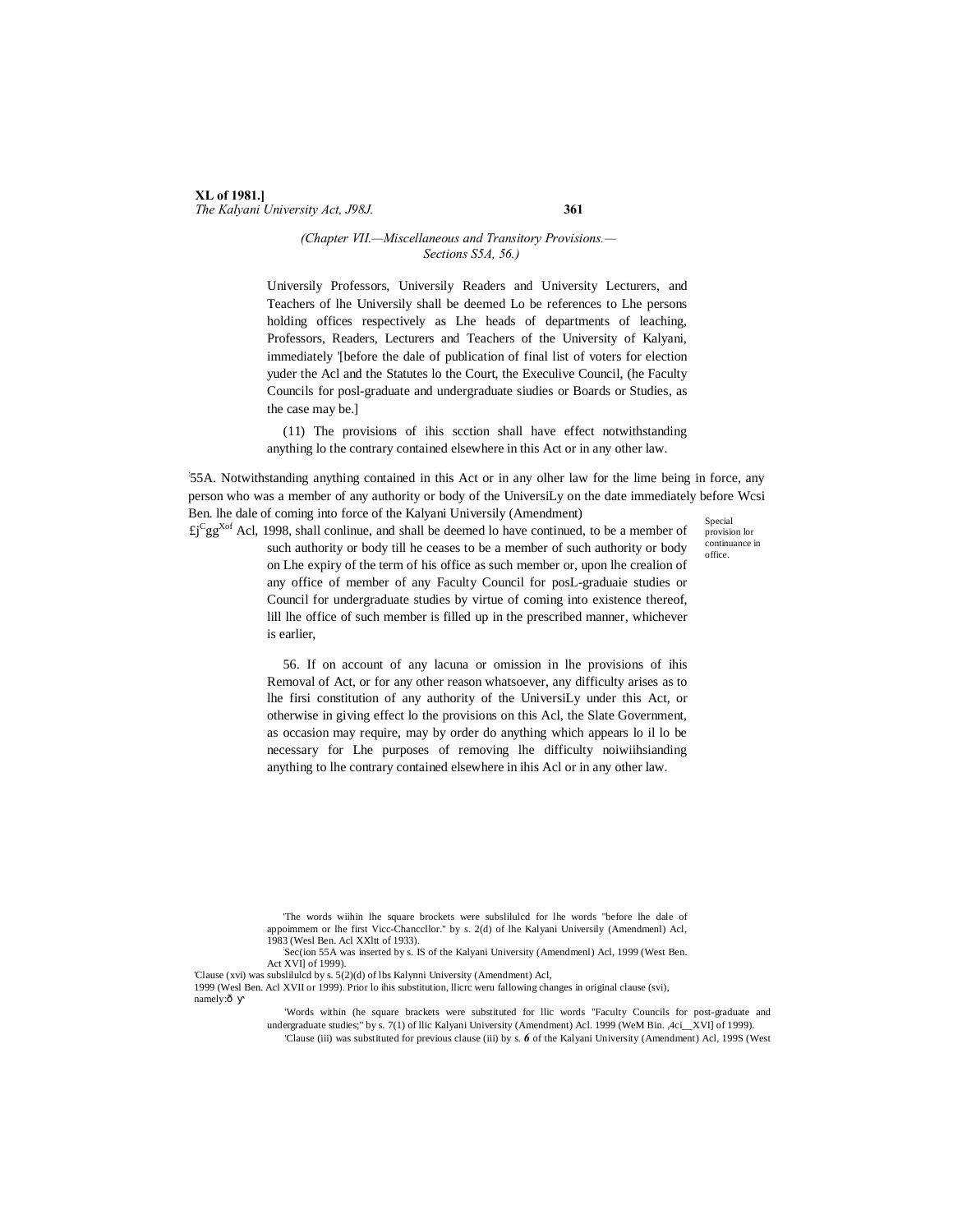(Chapter VII.—Miscellaneous and Transitory Provisions.— Sections S5A, 56.)

Universily Professors, Universily Readers and University Lecturers, and Teachers of lhe Universily shall be deemed Lo be references to Lhe persons holding offices respectively as Lhe heads of departments of leaching, Professors, Readers, Lecturers and Teachers of the University of Kalyani, immediately '[before the dale of publication of final list of voters for election yuder the Acl and the Statutes lo the Court, the Execulive Council, (he Faculty Councils for posl-graduate and undergraduate siudies or Boards or Studies, as the case may be.]

(11) The provisions of ihis scction shall have effect notwithstanding anything lo the contrary contained elsewhere in this Act or in any other law.

Special provision lor continuance in office.

'55A. Notwithstanding anything contained in this Act or in any olher law for the lime being in force, any person who was a member of any authority or body of the UniversiLy on the date immediately before Wcsi Ben. lhe dale of coming into force of the Kalyani Universily (Amendment) £j[C]gg[Xof] Acl, 1998, shall conlinue, and shall be deemed lo have continued, to be a member of such authority or body till he ceases to be a member of such authority or body on Lhe expiry of the term of his office as such member or, upon lhe crealion of any office of member of any Faculty Council for posL-graduaie studies or Council for undergraduate studies by virtue of coming into existence thereof, lill lhe office of such member is filled up in the prescribed manner, whichever is earlier,

Removal of

56. If on account of any lacuna or omission in lhe provisions of ihis Act, or for any other reason whatsoever, any difficulty arises as to lhe firsi constitution of any authority of the UniversiLy under this Act, or otherwise in giving effect lo the provisions on this Acl, the Slate Government, as occasion may require, may by order do anything which appears lo il lo be necessary for Lhe purposes of removing lhe difficulty noiwiihsianding anything to lhe contrary contained elsewhere in ihis Acl or in any other law.

---

'The words wiihin lhe square brockets were subslilulcd for lhe words "before lhe dale of appoimmem or lhe first Vicc-Chancellor." by s. 2(d) of lhe Kalyani Universily (Amendmenl) Acl, 1983 (Wesl Ben. Acl XXltt of 1933).

'Sec(ion 55A was inserted by s. IS of the Kalyani University (Amendmenl) Acl, 1999 (West Ben. Act XVI] of 1999).

'Clause (xvi) was subslilulcd by s. 5(2)(d) of lbs Kalynni University (Amendment) Acl, 1999 (Wesl Ben. Acl XVII or 1999). Prior lo ihis substitution, llicrc weru fallowing changes in original clause (svi), namely:—

'Words within (he square brackets were substituted for llic words "Faculty Councils for post-graduate and undergraduate studies;" by s. 7(1) of llic Kalyani University (Amendment) Acl. 1999 (WeM Bin. ,4ci__XVI] of 1999).

'Clause (iii) was substituted for previous clause (iii) by s. *6* of the Kalyani University (Amendment) Acl, 199S (West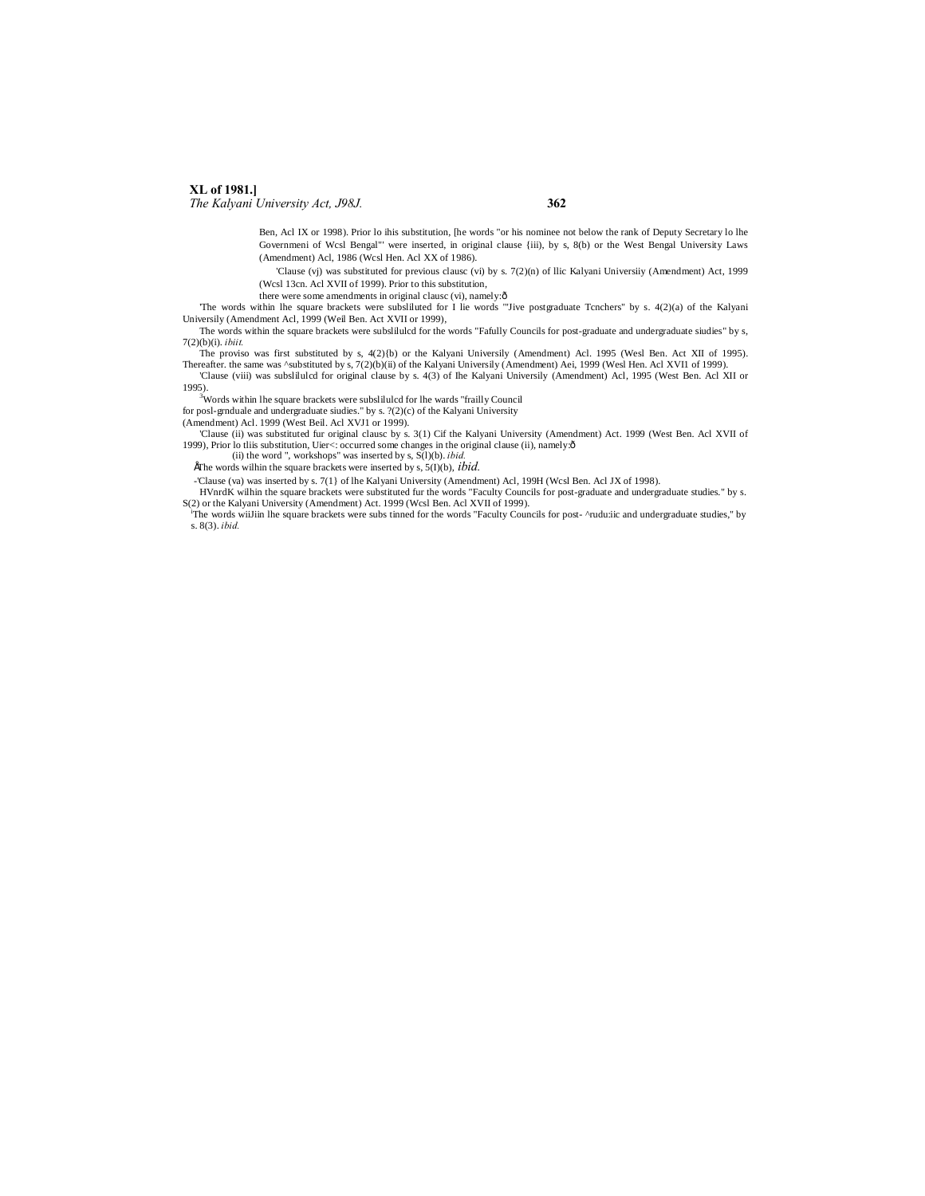Ben, Acl IX or 1998). Prior lo ihis substitution, [he words "or his nominee not below the rank of Deputy Secretary lo lhe Governmeni of Wcsl Bengal"' were inserted, in original clause {iii), by s, 8(b) or the West Bengal University Laws (Amendment) Acl, 1986 (Wcsl Hen. Acl XX of 1986).

'Clause (vj) was substituted for previous clausc (vi) by s. 7(2)(n) of llic Kalyani Universiiy (Amendment) Act, 1999 (Wcsl 13cn. Acl XVII of 1999). Prior to this substitution,

there were some amendments in original clausc (vi), namely:ô

'The words within lhe square brackets were subsliluted for I lie words '"Jive postgraduate Tcnchers" by s. 4(2)(a) of the Kalyani Universily (Amendment Acl, 1999 (Weil Ben. Act XVII or 1999),

The words within the square brackets were subslilulcd for the words "Fafully Councils for post-graduate and undergraduate siudies" by s, 7(2)(b)(i). *ibiit.*

The proviso was first substituted by s, 4(2){b) or the Kalyani Universily (Amendment) Acl. 1995 (Wesl Ben. Act XII of 1995). Thereafter. the same was ^substituted by s, 7(2)(b)(ii) of the Kalyani Universily (Amendment) Aei, 1999 (Wesl Hen. Acl XVI1 of 1999).

'Clause (viii) was subslilulcd for original clause by s. 4(3) of lhe Kalyani Universily (Amendment) Acl, 1995 (West Ben. Acl XII or 1995).

[3]Words within lhe square brackets were subslilulcd for lhe wards "frailly Council for posl-grnduale and undergraduate siudies." by s. ?(2)(c) of the Kalyani University (Amendment) Acl. 1999 (West Beil. Acl XVJ1 or 1999).

'Clause (ii) was substituted fur original clausc by s. 3(1) Cif the Kalyani University (Amendment) Act. 1999 (West Ben. Acl XVII of 1999), Prior lo tliis substitution, Uier<: occurred some changes in the original clause (ii), namely:ô

(ii) the word ", workshops" was inserted by s, S(l)(b). *ibid.*

ÅThe words wilhin the square brackets were inserted by s, 5(I)(b), *ibid.*

-'Clause (va) was inserted by s. 7(1} of lhe Kalyani University (Amendment) Acl, 199H (Wcsl Ben. Acl JX of 1998).

HVnrdK wilhin the square brackets were substituted fur the words "Faculty Councils for post-graduate and undergraduate studies." by s. S(2) or the Kalyani University (Amendment) Act. 1999 (Wcsl Ben. Acl XVII of 1999).

'The words wiiJiin lhe square brackets were subs tinned for the words "Faculty Councils for post- ^rudu:iic and undergraduate studies," by s. 8(3). *ibid.*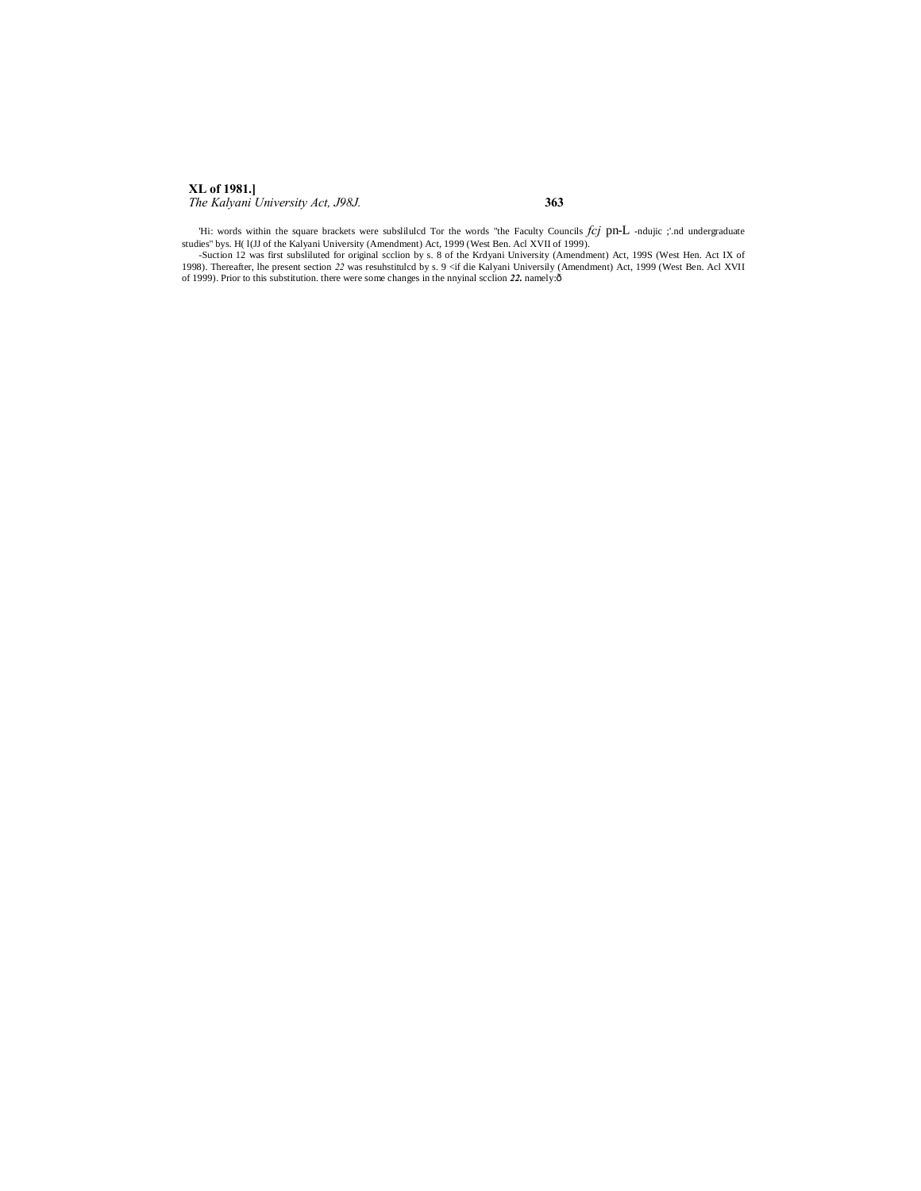'Hi: words within the square brackets were subslilulcd Tor the words "the Faculty Councils *fcj* pn-L -ndujic ;'.nd undergraduate studies" bys. H( l(JJ of the Kalyani University (Amendment) Act, 1999 (West Ben. Acl XVII of 1999).

-Suction 12 was first subsliluted for original scclion by s. 8 of the Krdyani University (Amendment) Act, 199S (West Hen. Act IX of 1998). Thereafter, lhe present section *22* was resuhstitulcd by s. 9 <if die Kalyani Universily (Amendment) Act, 1999 (West Ben. Acl XVII of 1999). Prior to this substitution. there were some changes in the nnyinal scclion ***22.*** namely:ð